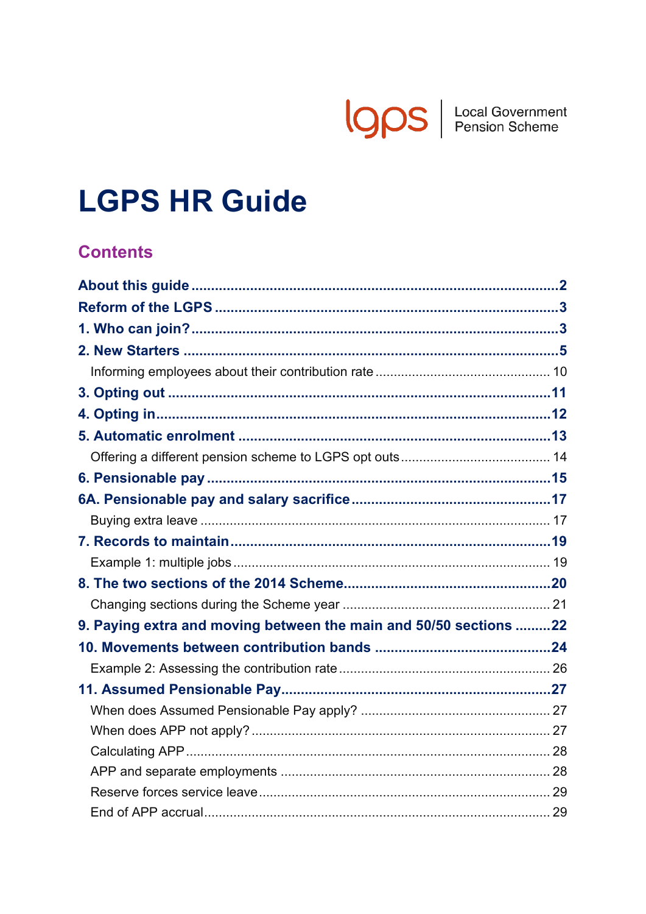lgps | Local Government Pension Scheme

# LGPS HR Guide

## Contents

**About this guide** ..... 2

**Reform of the LGPS** ..... 3

**1. Who can join?** ..... 3

**2. New Starters** ..... 5

- Informing employees about their contribution rate ..... 10

**3. Opting out** ..... 11

**4. Opting in** ..... 12

**5. Automatic enrolment** ..... 13

- Offering a different pension scheme to LGPS opt outs ..... 14

**6. Pensionable pay** ..... 15

**6A. Pensionable pay and salary sacrifice** ..... 17

- Buying extra leave ..... 17

**7. Records to maintain** ..... 19

- Example 1: multiple jobs ..... 19

**8. The two sections of the 2014 Scheme** ..... 20

- Changing sections during the Scheme year ..... 21

**9. Paying extra and moving between the main and 50/50 sections** ..... 22

**10. Movements between contribution bands** ..... 24

- Example 2: Assessing the contribution rate ..... 26

**11. Assumed Pensionable Pay** ..... 27

- When does Assumed Pensionable Pay apply? ..... 27
- When does APP not apply? ..... 27
- Calculating APP ..... 28
- APP and separate employments ..... 28
- Reserve forces service leave ..... 29
- End of APP accrual ..... 29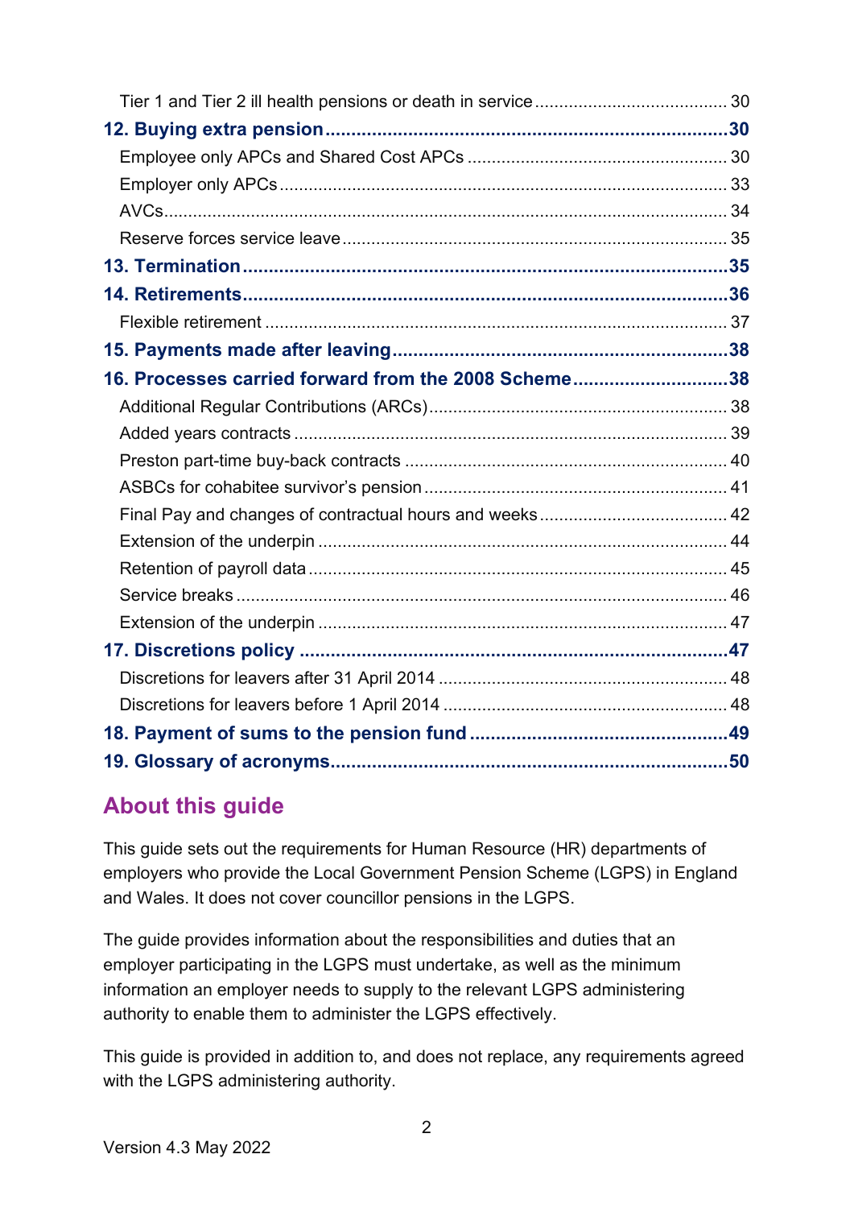Tier 1 and Tier 2 ill health pensions or death in service ........................................ 30

**12. Buying extra pension ..............................................................................30**

Employee only APCs and Shared Cost APCs ...................................................... 30

Employer only APCs ............................................................................................ 33

AVCs..................................................................................................................... 34

Reserve forces service leave ............................................................................... 35

**13. Termination ..............................................................................................35**

**14. Retirements...............................................................................................36**

Flexible retirement ............................................................................................... 37

**15. Payments made after leaving ................................................................38**

**16. Processes carried forward from the 2008 Scheme .............................38**

Additional Regular Contributions (ARCs)............................................................. 38

Added years contracts ......................................................................................... 39

Preston part-time buy-back contracts .................................................................. 40

ASBCs for cohabitee survivor's pension ............................................................... 41

Final Pay and changes of contractual hours and weeks....................................... 42

Extension of the underpin .................................................................................... 44

Retention of payroll data ...................................................................................... 45

Service breaks ..................................................................................................... 46

Extension of the underpin .................................................................................... 47

**17. Discretions policy ...................................................................................47**

Discretions for leavers after 31 April 2014 ............................................................ 48

Discretions for leavers before 1 April 2014 ........................................................... 48

**18. Payment of sums to the pension fund ..................................................49**

**19. Glossary of acronyms.............................................................................50**

## About this guide

This guide sets out the requirements for Human Resource (HR) departments of employers who provide the Local Government Pension Scheme (LGPS) in England and Wales. It does not cover councillor pensions in the LGPS.

The guide provides information about the responsibilities and duties that an employer participating in the LGPS must undertake, as well as the minimum information an employer needs to supply to the relevant LGPS administering authority to enable them to administer the LGPS effectively.

This guide is provided in addition to, and does not replace, any requirements agreed with the LGPS administering authority.

Version 4.3 May 2022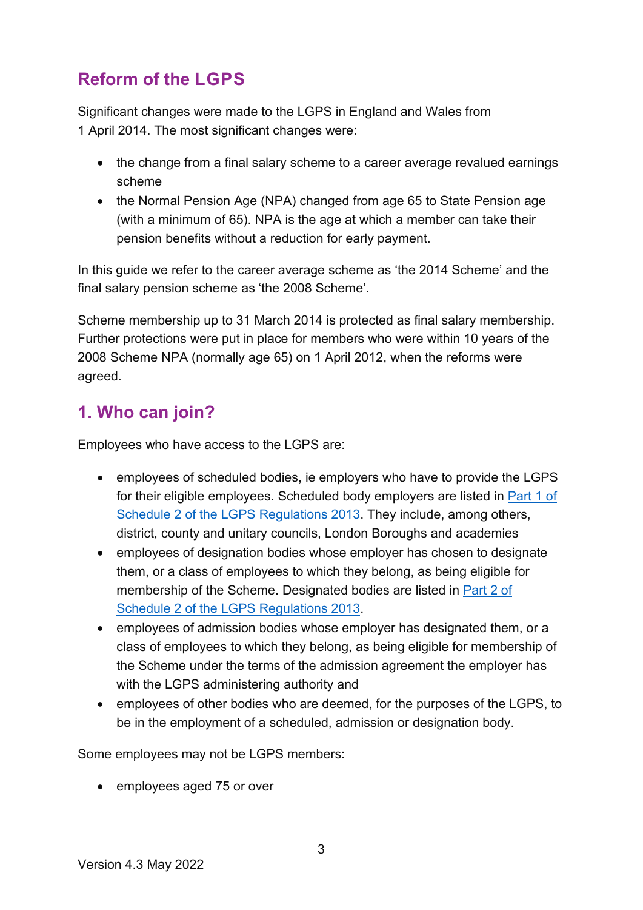## Reform of the LGPS

Significant changes were made to the LGPS in England and Wales from 1 April 2014. The most significant changes were:

- the change from a final salary scheme to a career average revalued earnings scheme
- the Normal Pension Age (NPA) changed from age 65 to State Pension age (with a minimum of 65). NPA is the age at which a member can take their pension benefits without a reduction for early payment.

In this guide we refer to the career average scheme as 'the 2014 Scheme' and the final salary pension scheme as 'the 2008 Scheme'.

Scheme membership up to 31 March 2014 is protected as final salary membership. Further protections were put in place for members who were within 10 years of the 2008 Scheme NPA (normally age 65) on 1 April 2012, when the reforms were agreed.

## 1. Who can join?

Employees who have access to the LGPS are:

- employees of scheduled bodies, ie employers who have to provide the LGPS for their eligible employees. Scheduled body employers are listed in [Part 1 of Schedule 2 of the LGPS Regulations 2013]. They include, among others, district, county and unitary councils, London Boroughs and academies
- employees of designation bodies whose employer has chosen to designate them, or a class of employees to which they belong, as being eligible for membership of the Scheme. Designated bodies are listed in [Part 2 of Schedule 2 of the LGPS Regulations 2013].
- employees of admission bodies whose employer has designated them, or a class of employees to which they belong, as being eligible for membership of the Scheme under the terms of the admission agreement the employer has with the LGPS administering authority and
- employees of other bodies who are deemed, for the purposes of the LGPS, to be in the employment of a scheduled, admission or designation body.

Some employees may not be LGPS members:

- employees aged 75 or over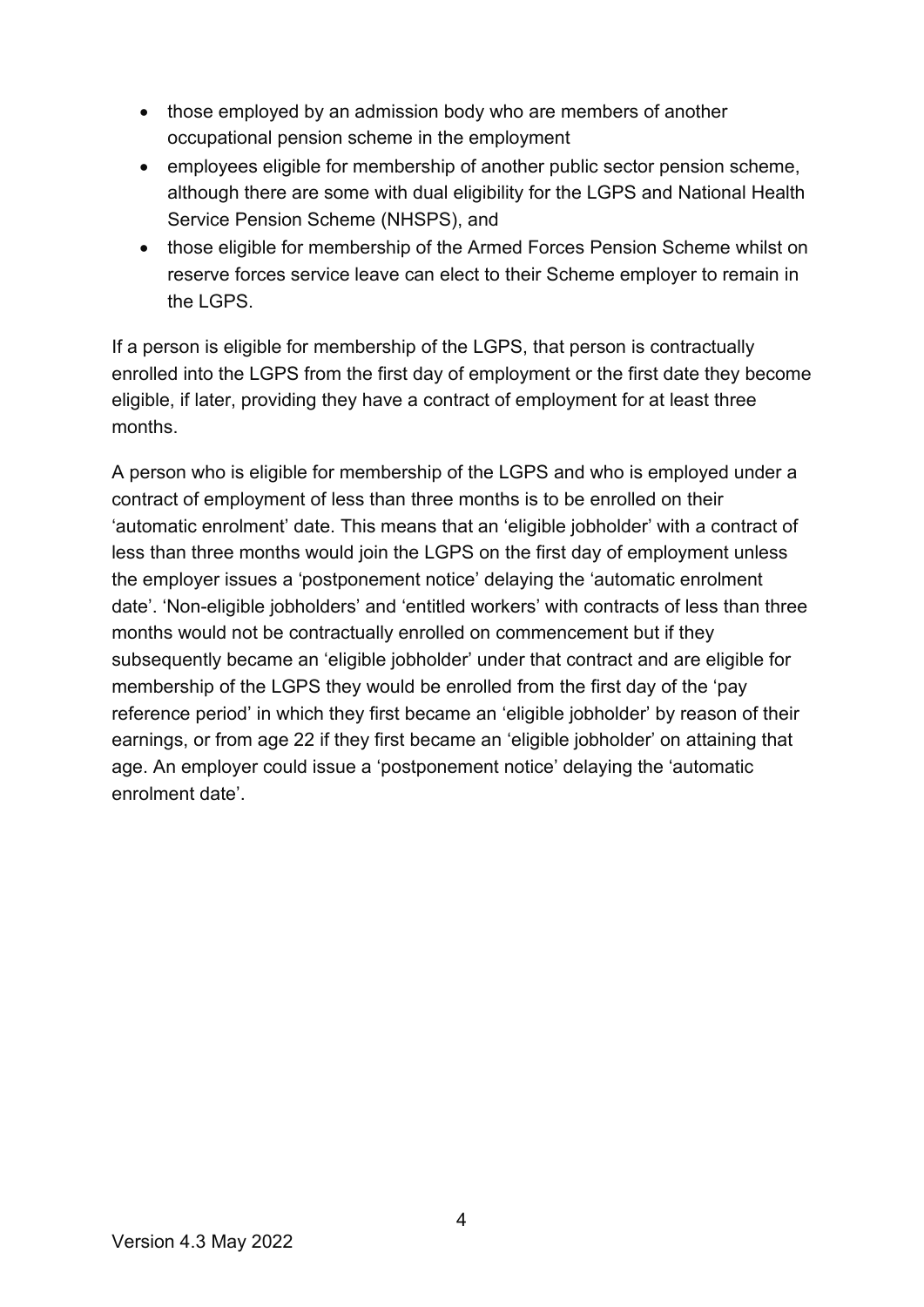- those employed by an admission body who are members of another occupational pension scheme in the employment
- employees eligible for membership of another public sector pension scheme, although there are some with dual eligibility for the LGPS and National Health Service Pension Scheme (NHSPS), and
- those eligible for membership of the Armed Forces Pension Scheme whilst on reserve forces service leave can elect to their Scheme employer to remain in the LGPS.

If a person is eligible for membership of the LGPS, that person is contractually enrolled into the LGPS from the first day of employment or the first date they become eligible, if later, providing they have a contract of employment for at least three months.

A person who is eligible for membership of the LGPS and who is employed under a contract of employment of less than three months is to be enrolled on their 'automatic enrolment' date. This means that an 'eligible jobholder' with a contract of less than three months would join the LGPS on the first day of employment unless the employer issues a 'postponement notice' delaying the 'automatic enrolment date'. 'Non-eligible jobholders' and 'entitled workers' with contracts of less than three months would not be contractually enrolled on commencement but if they subsequently became an 'eligible jobholder' under that contract and are eligible for membership of the LGPS they would be enrolled from the first day of the 'pay reference period' in which they first became an 'eligible jobholder' by reason of their earnings, or from age 22 if they first became an 'eligible jobholder' on attaining that age. An employer could issue a 'postponement notice' delaying the 'automatic enrolment date'.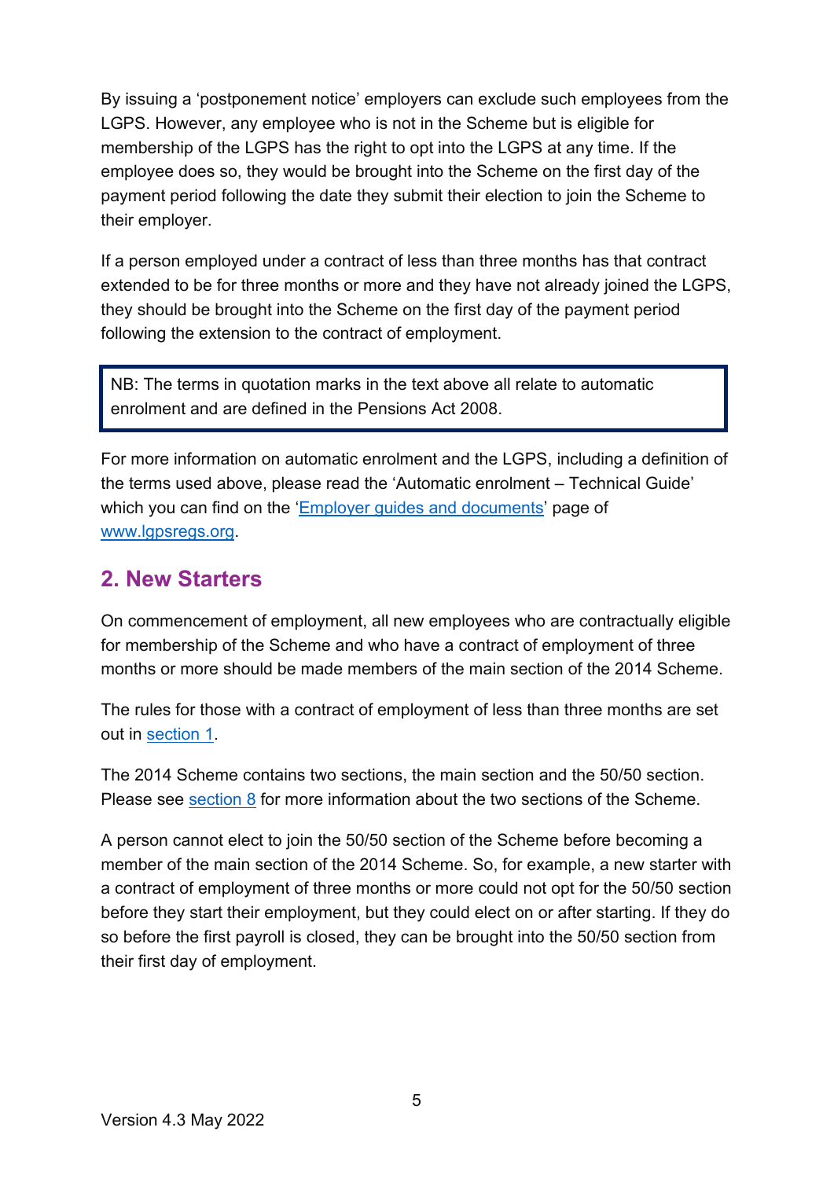By issuing a 'postponement notice' employers can exclude such employees from the LGPS. However, any employee who is not in the Scheme but is eligible for membership of the LGPS has the right to opt into the LGPS at any time. If the employee does so, they would be brought into the Scheme on the first day of the payment period following the date they submit their election to join the Scheme to their employer.

If a person employed under a contract of less than three months has that contract extended to be for three months or more and they have not already joined the LGPS, they should be brought into the Scheme on the first day of the payment period following the extension to the contract of employment.

> NB: The terms in quotation marks in the text above all relate to automatic enrolment and are defined in the Pensions Act 2008.

For more information on automatic enrolment and the LGPS, including a definition of the terms used above, please read the 'Automatic enrolment – Technical Guide' which you can find on the '[Employer guides and documents](https://www.lgpsregs.org)' page of [www.lgpsregs.org](https://www.lgpsregs.org).

## 2. New Starters

On commencement of employment, all new employees who are contractually eligible for membership of the Scheme and who have a contract of employment of three months or more should be made members of the main section of the 2014 Scheme.

The rules for those with a contract of employment of less than three months are set out in section 1.

The 2014 Scheme contains two sections, the main section and the 50/50 section. Please see section 8 for more information about the two sections of the Scheme.

A person cannot elect to join the 50/50 section of the Scheme before becoming a member of the main section of the 2014 Scheme. So, for example, a new starter with a contract of employment of three months or more could not opt for the 50/50 section before they start their employment, but they could elect on or after starting. If they do so before the first payroll is closed, they can be brought into the 50/50 section from their first day of employment.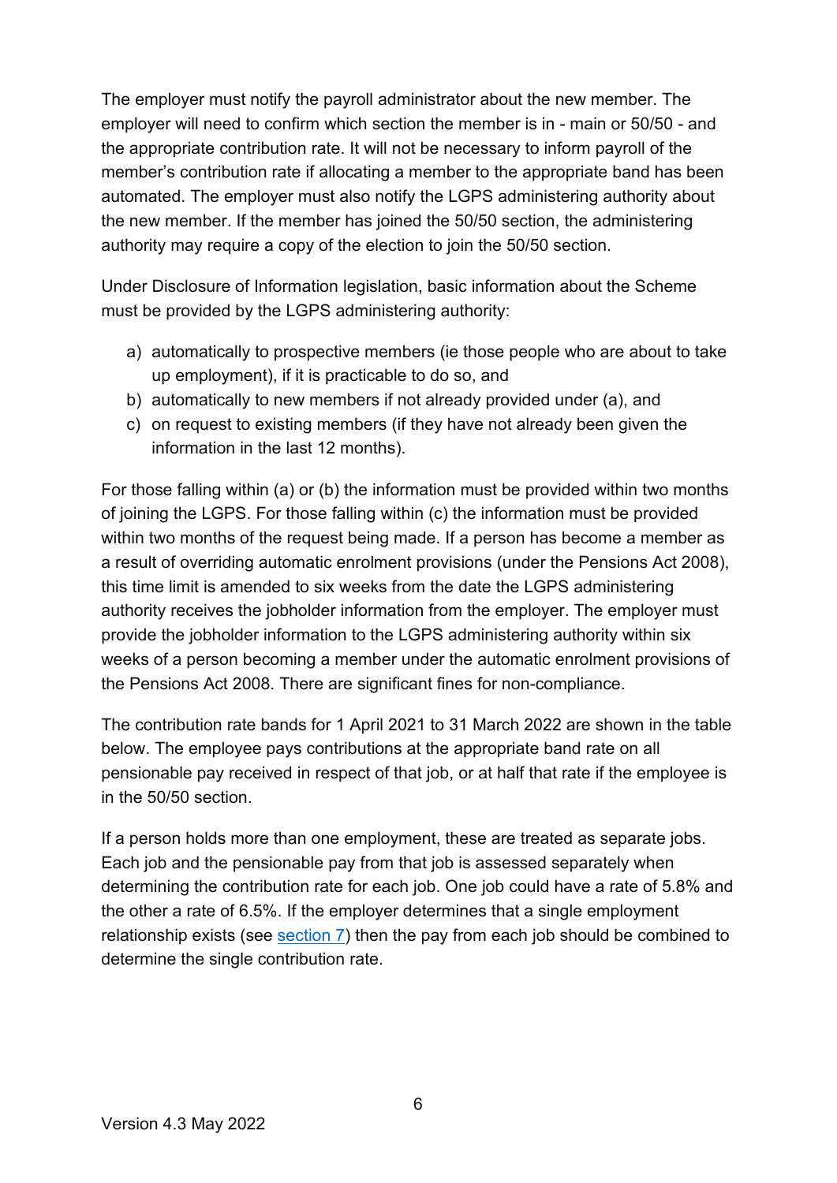The employer must notify the payroll administrator about the new member. The employer will need to confirm which section the member is in - main or 50/50 - and the appropriate contribution rate. It will not be necessary to inform payroll of the member's contribution rate if allocating a member to the appropriate band has been automated. The employer must also notify the LGPS administering authority about the new member. If the member has joined the 50/50 section, the administering authority may require a copy of the election to join the 50/50 section.

Under Disclosure of Information legislation, basic information about the Scheme must be provided by the LGPS administering authority:

a) automatically to prospective members (ie those people who are about to take up employment), if it is practicable to do so, and
b) automatically to new members if not already provided under (a), and
c) on request to existing members (if they have not already been given the information in the last 12 months).

For those falling within (a) or (b) the information must be provided within two months of joining the LGPS. For those falling within (c) the information must be provided within two months of the request being made. If a person has become a member as a result of overriding automatic enrolment provisions (under the Pensions Act 2008), this time limit is amended to six weeks from the date the LGPS administering authority receives the jobholder information from the employer. The employer must provide the jobholder information to the LGPS administering authority within six weeks of a person becoming a member under the automatic enrolment provisions of the Pensions Act 2008. There are significant fines for non-compliance.

The contribution rate bands for 1 April 2021 to 31 March 2022 are shown in the table below. The employee pays contributions at the appropriate band rate on all pensionable pay received in respect of that job, or at half that rate if the employee is in the 50/50 section.

If a person holds more than one employment, these are treated as separate jobs. Each job and the pensionable pay from that job is assessed separately when determining the contribution rate for each job. One job could have a rate of 5.8% and the other a rate of 6.5%. If the employer determines that a single employment relationship exists (see section 7) then the pay from each job should be combined to determine the single contribution rate.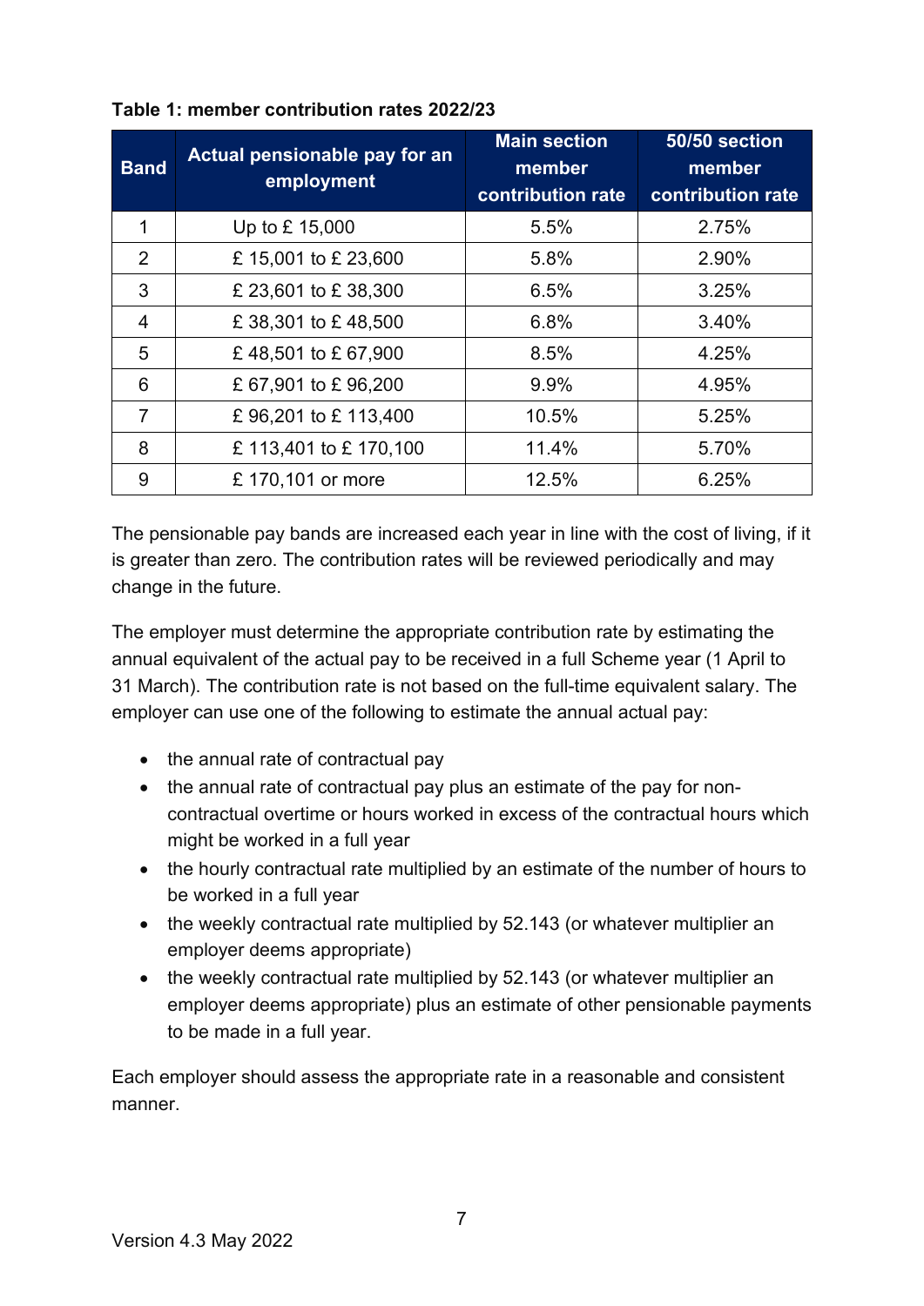**Table 1: member contribution rates 2022/23**

| Band | Actual pensionable pay for an employment | Main section member contribution rate | 50/50 section member contribution rate |
|---|---|---|---|
| 1 | Up to £ 15,000 | 5.5% | 2.75% |
| 2 | £ 15,001 to £ 23,600 | 5.8% | 2.90% |
| 3 | £ 23,601 to £ 38,300 | 6.5% | 3.25% |
| 4 | £ 38,301 to £ 48,500 | 6.8% | 3.40% |
| 5 | £ 48,501 to £ 67,900 | 8.5% | 4.25% |
| 6 | £ 67,901 to £ 96,200 | 9.9% | 4.95% |
| 7 | £ 96,201 to £ 113,400 | 10.5% | 5.25% |
| 8 | £ 113,401 to £ 170,100 | 11.4% | 5.70% |
| 9 | £ 170,101 or more | 12.5% | 6.25% |

The pensionable pay bands are increased each year in line with the cost of living, if it is greater than zero. The contribution rates will be reviewed periodically and may change in the future.

The employer must determine the appropriate contribution rate by estimating the annual equivalent of the actual pay to be received in a full Scheme year (1 April to 31 March). The contribution rate is not based on the full-time equivalent salary. The employer can use one of the following to estimate the annual actual pay:

- the annual rate of contractual pay
- the annual rate of contractual pay plus an estimate of the pay for non-contractual overtime or hours worked in excess of the contractual hours which might be worked in a full year
- the hourly contractual rate multiplied by an estimate of the number of hours to be worked in a full year
- the weekly contractual rate multiplied by 52.143 (or whatever multiplier an employer deems appropriate)
- the weekly contractual rate multiplied by 52.143 (or whatever multiplier an employer deems appropriate) plus an estimate of other pensionable payments to be made in a full year.

Each employer should assess the appropriate rate in a reasonable and consistent manner.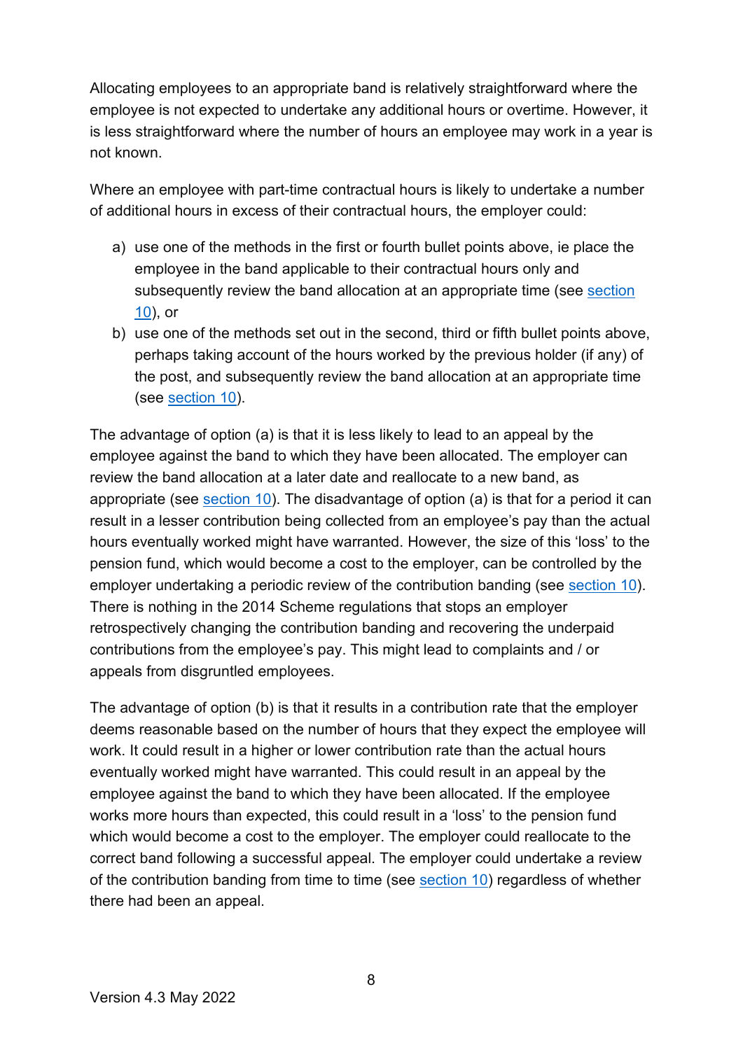Allocating employees to an appropriate band is relatively straightforward where the employee is not expected to undertake any additional hours or overtime. However, it is less straightforward where the number of hours an employee may work in a year is not known.

Where an employee with part-time contractual hours is likely to undertake a number of additional hours in excess of their contractual hours, the employer could:

a) use one of the methods in the first or fourth bullet points above, ie place the employee in the band applicable to their contractual hours only and subsequently review the band allocation at an appropriate time (see section 10), or
b) use one of the methods set out in the second, third or fifth bullet points above, perhaps taking account of the hours worked by the previous holder (if any) of the post, and subsequently review the band allocation at an appropriate time (see section 10).

The advantage of option (a) is that it is less likely to lead to an appeal by the employee against the band to which they have been allocated. The employer can review the band allocation at a later date and reallocate to a new band, as appropriate (see section 10). The disadvantage of option (a) is that for a period it can result in a lesser contribution being collected from an employee's pay than the actual hours eventually worked might have warranted. However, the size of this 'loss' to the pension fund, which would become a cost to the employer, can be controlled by the employer undertaking a periodic review of the contribution banding (see section 10). There is nothing in the 2014 Scheme regulations that stops an employer retrospectively changing the contribution banding and recovering the underpaid contributions from the employee's pay. This might lead to complaints and / or appeals from disgruntled employees.

The advantage of option (b) is that it results in a contribution rate that the employer deems reasonable based on the number of hours that they expect the employee will work. It could result in a higher or lower contribution rate than the actual hours eventually worked might have warranted. This could result in an appeal by the employee against the band to which they have been allocated. If the employee works more hours than expected, this could result in a 'loss' to the pension fund which would become a cost to the employer. The employer could reallocate to the correct band following a successful appeal. The employer could undertake a review of the contribution banding from time to time (see section 10) regardless of whether there had been an appeal.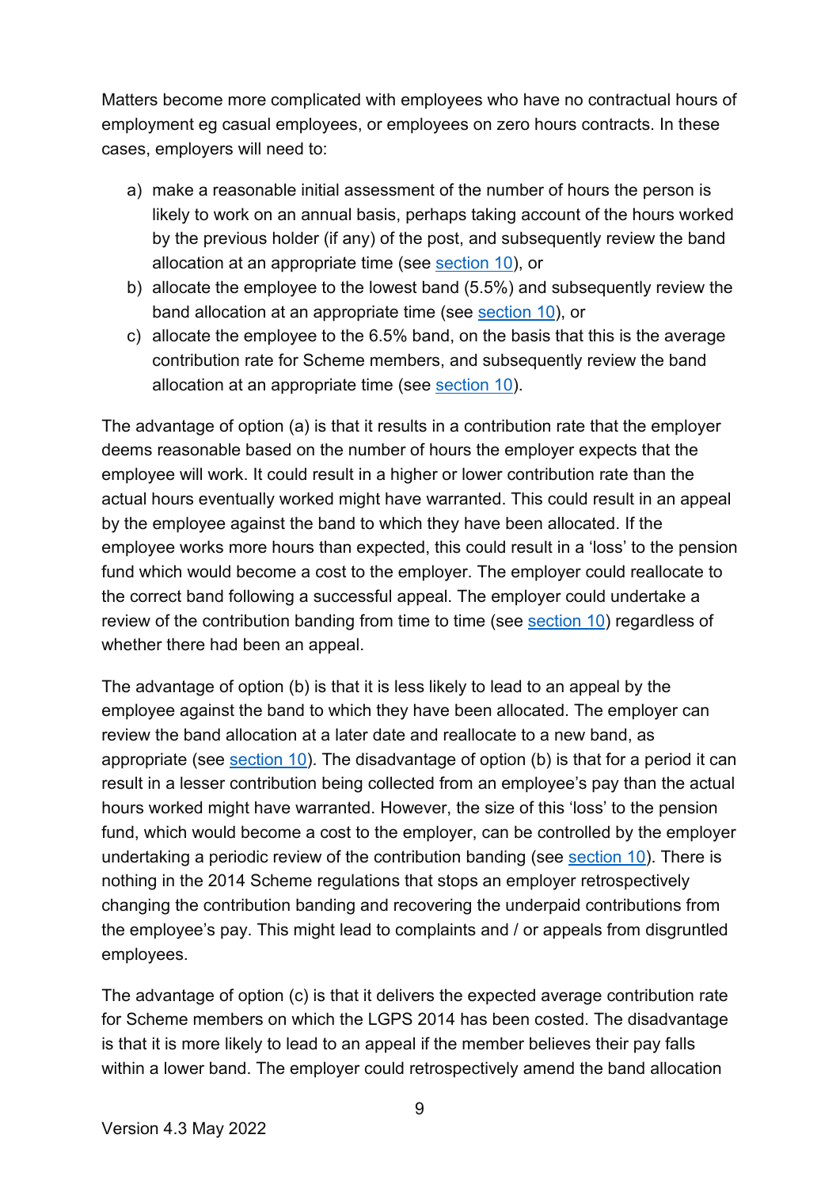Matters become more complicated with employees who have no contractual hours of employment eg casual employees, or employees on zero hours contracts. In these cases, employers will need to:

a) make a reasonable initial assessment of the number of hours the person is likely to work on an annual basis, perhaps taking account of the hours worked by the previous holder (if any) of the post, and subsequently review the band allocation at an appropriate time (see section 10), or
b) allocate the employee to the lowest band (5.5%) and subsequently review the band allocation at an appropriate time (see section 10), or
c) allocate the employee to the 6.5% band, on the basis that this is the average contribution rate for Scheme members, and subsequently review the band allocation at an appropriate time (see section 10).

The advantage of option (a) is that it results in a contribution rate that the employer deems reasonable based on the number of hours the employer expects that the employee will work. It could result in a higher or lower contribution rate than the actual hours eventually worked might have warranted. This could result in an appeal by the employee against the band to which they have been allocated. If the employee works more hours than expected, this could result in a 'loss' to the pension fund which would become a cost to the employer. The employer could reallocate to the correct band following a successful appeal. The employer could undertake a review of the contribution banding from time to time (see section 10) regardless of whether there had been an appeal.

The advantage of option (b) is that it is less likely to lead to an appeal by the employee against the band to which they have been allocated. The employer can review the band allocation at a later date and reallocate to a new band, as appropriate (see section 10). The disadvantage of option (b) is that for a period it can result in a lesser contribution being collected from an employee's pay than the actual hours worked might have warranted. However, the size of this 'loss' to the pension fund, which would become a cost to the employer, can be controlled by the employer undertaking a periodic review of the contribution banding (see section 10). There is nothing in the 2014 Scheme regulations that stops an employer retrospectively changing the contribution banding and recovering the underpaid contributions from the employee's pay. This might lead to complaints and / or appeals from disgruntled employees.

The advantage of option (c) is that it delivers the expected average contribution rate for Scheme members on which the LGPS 2014 has been costed. The disadvantage is that it is more likely to lead to an appeal if the member believes their pay falls within a lower band. The employer could retrospectively amend the band allocation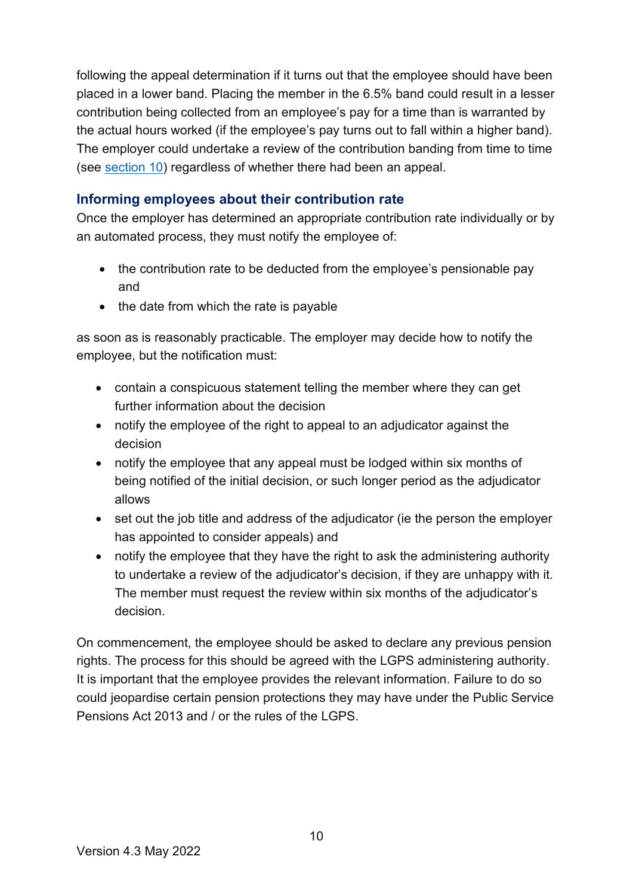following the appeal determination if it turns out that the employee should have been placed in a lower band. Placing the member in the 6.5% band could result in a lesser contribution being collected from an employee's pay for a time than is warranted by the actual hours worked (if the employee's pay turns out to fall within a higher band). The employer could undertake a review of the contribution banding from time to time (see section 10) regardless of whether there had been an appeal.

### Informing employees about their contribution rate

Once the employer has determined an appropriate contribution rate individually or by an automated process, they must notify the employee of:

- the contribution rate to be deducted from the employee's pensionable pay and
- the date from which the rate is payable

as soon as is reasonably practicable. The employer may decide how to notify the employee, but the notification must:

- contain a conspicuous statement telling the member where they can get further information about the decision
- notify the employee of the right to appeal to an adjudicator against the decision
- notify the employee that any appeal must be lodged within six months of being notified of the initial decision, or such longer period as the adjudicator allows
- set out the job title and address of the adjudicator (ie the person the employer has appointed to consider appeals) and
- notify the employee that they have the right to ask the administering authority to undertake a review of the adjudicator's decision, if they are unhappy with it. The member must request the review within six months of the adjudicator's decision.

On commencement, the employee should be asked to declare any previous pension rights. The process for this should be agreed with the LGPS administering authority. It is important that the employee provides the relevant information. Failure to do so could jeopardise certain pension protections they may have under the Public Service Pensions Act 2013 and / or the rules of the LGPS.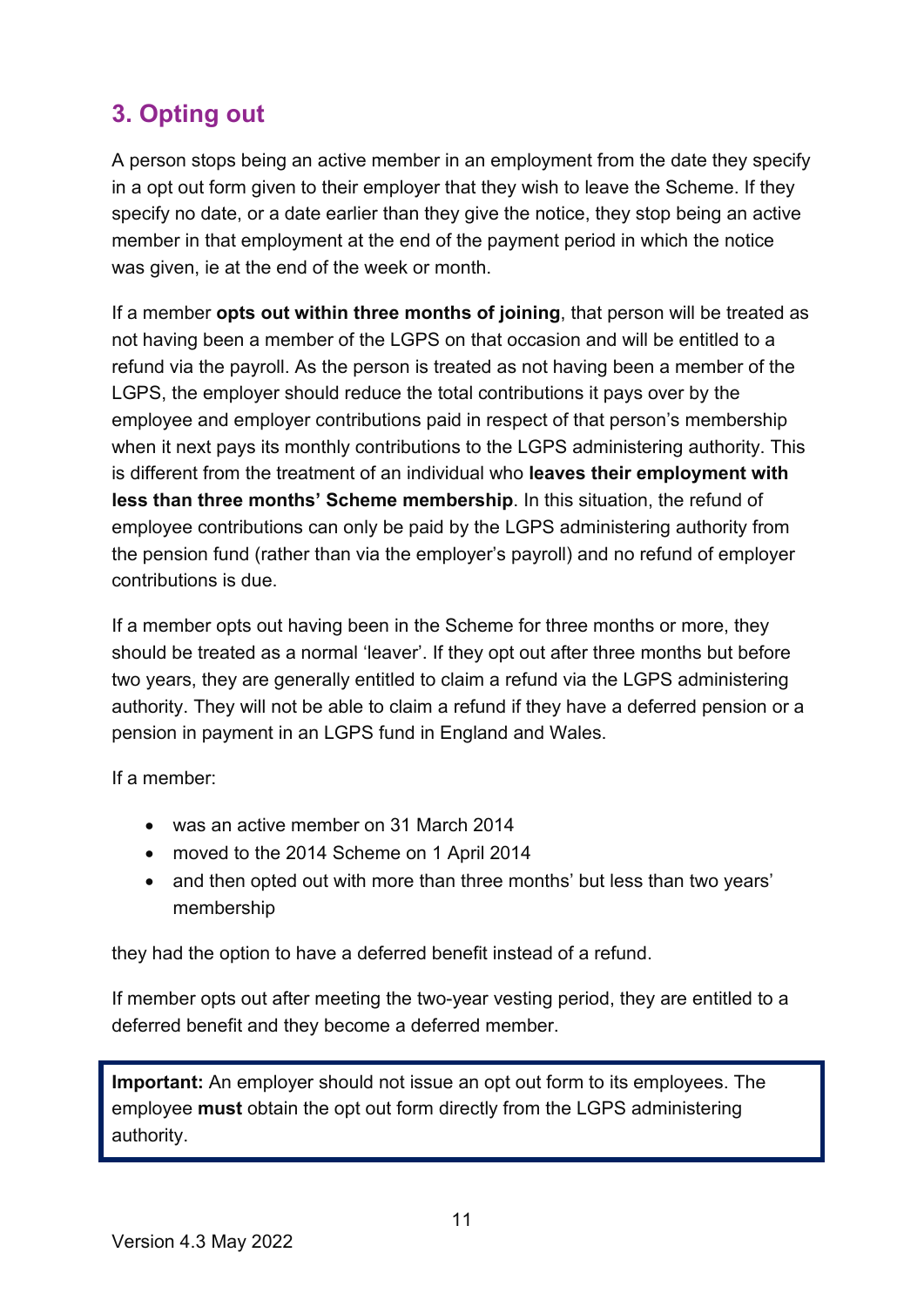## 3. Opting out

A person stops being an active member in an employment from the date they specify in a opt out form given to their employer that they wish to leave the Scheme. If they specify no date, or a date earlier than they give the notice, they stop being an active member in that employment at the end of the payment period in which the notice was given, ie at the end of the week or month.

If a member **opts out within three months of joining**, that person will be treated as not having been a member of the LGPS on that occasion and will be entitled to a refund via the payroll. As the person is treated as not having been a member of the LGPS, the employer should reduce the total contributions it pays over by the employee and employer contributions paid in respect of that person's membership when it next pays its monthly contributions to the LGPS administering authority. This is different from the treatment of an individual who **leaves their employment with less than three months' Scheme membership**. In this situation, the refund of employee contributions can only be paid by the LGPS administering authority from the pension fund (rather than via the employer's payroll) and no refund of employer contributions is due.

If a member opts out having been in the Scheme for three months or more, they should be treated as a normal 'leaver'. If they opt out after three months but before two years, they are generally entitled to claim a refund via the LGPS administering authority. They will not be able to claim a refund if they have a deferred pension or a pension in payment in an LGPS fund in England and Wales.

If a member:

- was an active member on 31 March 2014
- moved to the 2014 Scheme on 1 April 2014
- and then opted out with more than three months' but less than two years' membership

they had the option to have a deferred benefit instead of a refund.

If member opts out after meeting the two-year vesting period, they are entitled to a deferred benefit and they become a deferred member.

**Important:** An employer should not issue an opt out form to its employees. The employee **must** obtain the opt out form directly from the LGPS administering authority.

Version 4.3 May 2022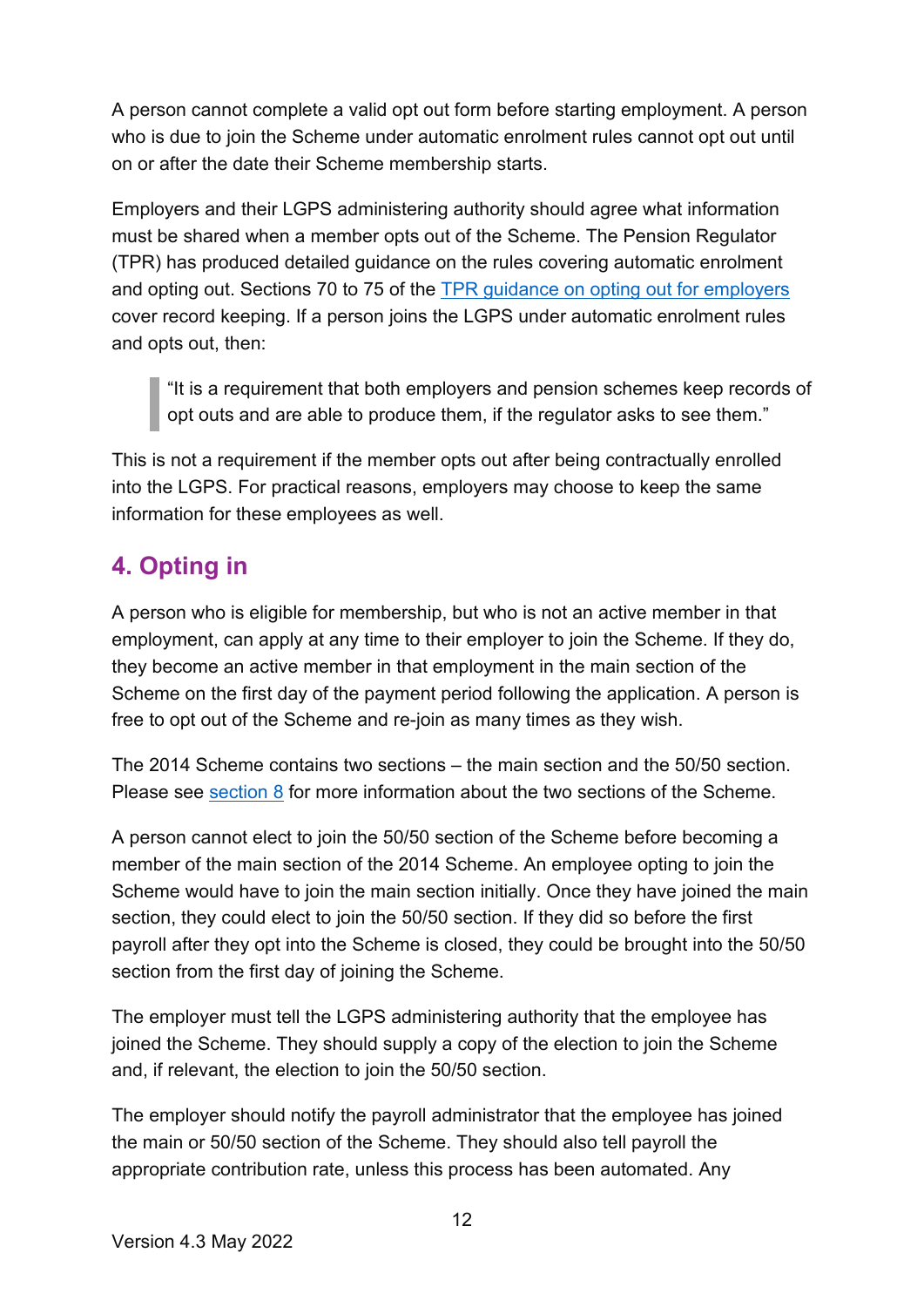A person cannot complete a valid opt out form before starting employment. A person who is due to join the Scheme under automatic enrolment rules cannot opt out until on or after the date their Scheme membership starts.

Employers and their LGPS administering authority should agree what information must be shared when a member opts out of the Scheme. The Pension Regulator (TPR) has produced detailed guidance on the rules covering automatic enrolment and opting out. Sections 70 to 75 of the [TPR guidance on opting out for employers] cover record keeping. If a person joins the LGPS under automatic enrolment rules and opts out, then:

> "It is a requirement that both employers and pension schemes keep records of opt outs and are able to produce them, if the regulator asks to see them."

This is not a requirement if the member opts out after being contractually enrolled into the LGPS. For practical reasons, employers may choose to keep the same information for these employees as well.

## 4. Opting in

A person who is eligible for membership, but who is not an active member in that employment, can apply at any time to their employer to join the Scheme. If they do, they become an active member in that employment in the main section of the Scheme on the first day of the payment period following the application. A person is free to opt out of the Scheme and re-join as many times as they wish.

The 2014 Scheme contains two sections – the main section and the 50/50 section. Please see section 8 for more information about the two sections of the Scheme.

A person cannot elect to join the 50/50 section of the Scheme before becoming a member of the main section of the 2014 Scheme. An employee opting to join the Scheme would have to join the main section initially. Once they have joined the main section, they could elect to join the 50/50 section. If they did so before the first payroll after they opt into the Scheme is closed, they could be brought into the 50/50 section from the first day of joining the Scheme.

The employer must tell the LGPS administering authority that the employee has joined the Scheme. They should supply a copy of the election to join the Scheme and, if relevant, the election to join the 50/50 section.

The employer should notify the payroll administrator that the employee has joined the main or 50/50 section of the Scheme. They should also tell payroll the appropriate contribution rate, unless this process has been automated. Any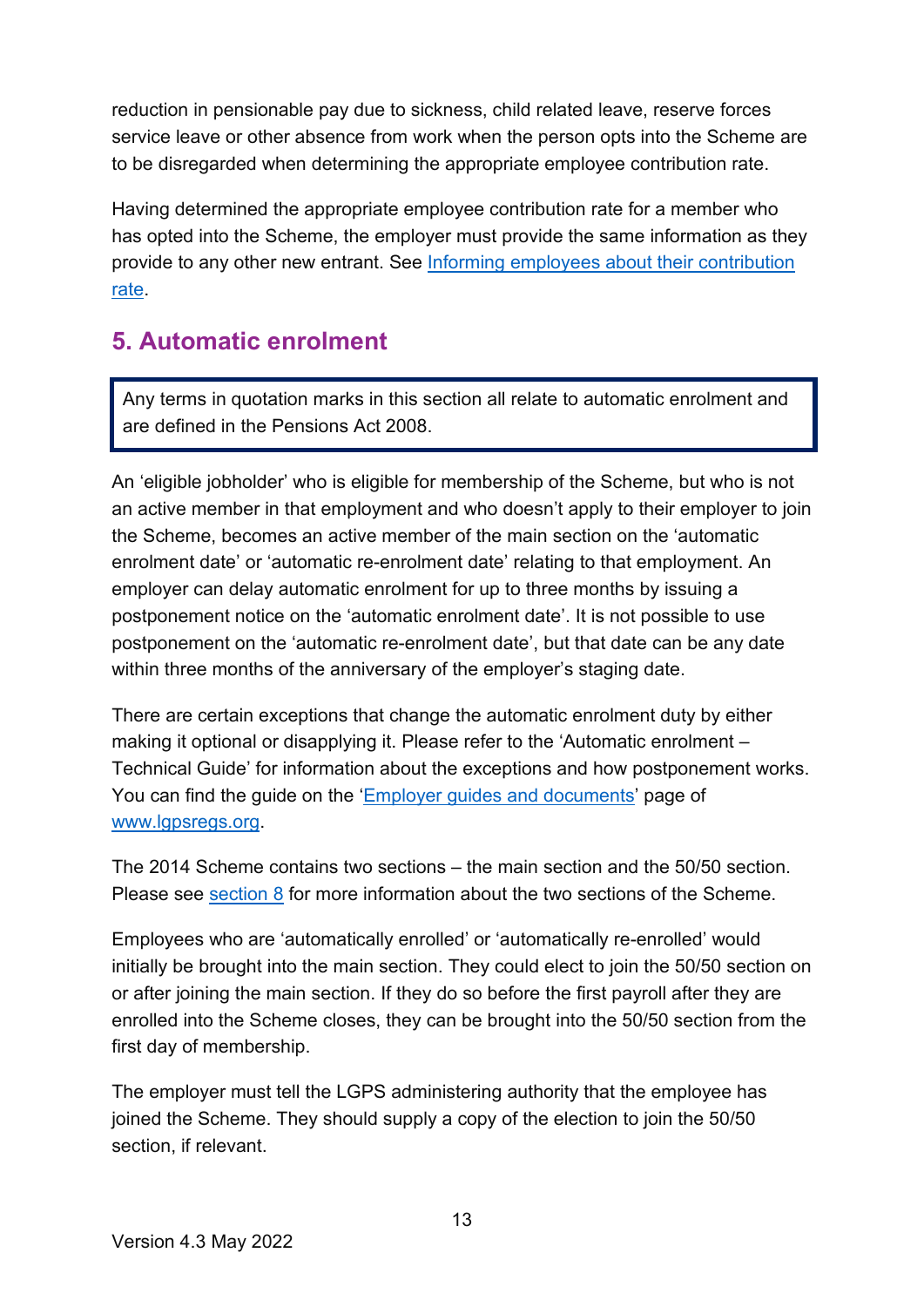reduction in pensionable pay due to sickness, child related leave, reserve forces service leave or other absence from work when the person opts into the Scheme are to be disregarded when determining the appropriate employee contribution rate.

Having determined the appropriate employee contribution rate for a member who has opted into the Scheme, the employer must provide the same information as they provide to any other new entrant. See Informing employees about their contribution rate.

## 5. Automatic enrolment

> Any terms in quotation marks in this section all relate to automatic enrolment and are defined in the Pensions Act 2008.

An 'eligible jobholder' who is eligible for membership of the Scheme, but who is not an active member in that employment and who doesn't apply to their employer to join the Scheme, becomes an active member of the main section on the 'automatic enrolment date' or 'automatic re-enrolment date' relating to that employment. An employer can delay automatic enrolment for up to three months by issuing a postponement notice on the 'automatic enrolment date'. It is not possible to use postponement on the 'automatic re-enrolment date', but that date can be any date within three months of the anniversary of the employer's staging date.

There are certain exceptions that change the automatic enrolment duty by either making it optional or disapplying it. Please refer to the 'Automatic enrolment – Technical Guide' for information about the exceptions and how postponement works. You can find the guide on the 'Employer guides and documents' page of www.lgpsregs.org.

The 2014 Scheme contains two sections – the main section and the 50/50 section. Please see section 8 for more information about the two sections of the Scheme.

Employees who are 'automatically enrolled' or 'automatically re-enrolled' would initially be brought into the main section. They could elect to join the 50/50 section on or after joining the main section. If they do so before the first payroll after they are enrolled into the Scheme closes, they can be brought into the 50/50 section from the first day of membership.

The employer must tell the LGPS administering authority that the employee has joined the Scheme. They should supply a copy of the election to join the 50/50 section, if relevant.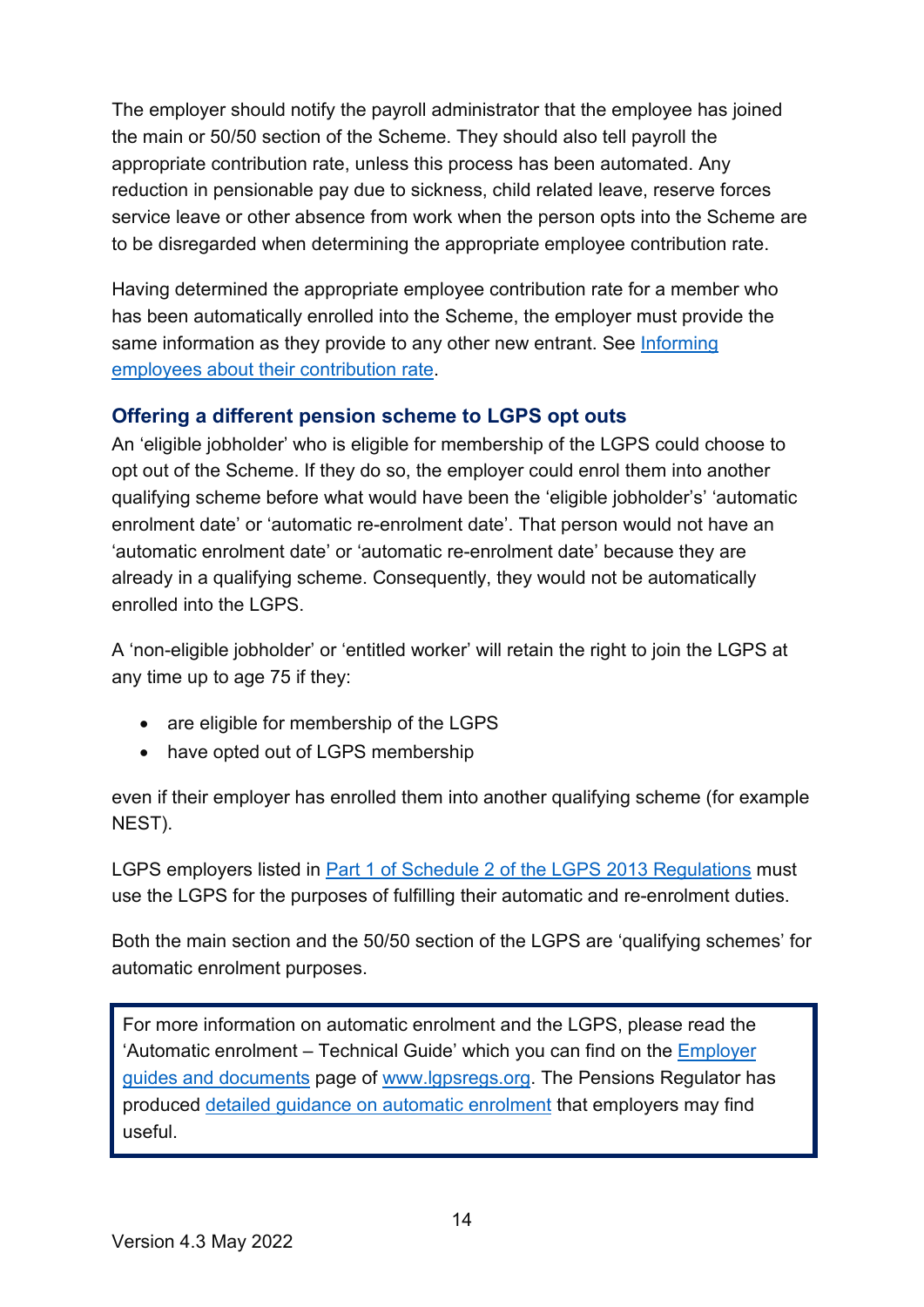The employer should notify the payroll administrator that the employee has joined the main or 50/50 section of the Scheme. They should also tell payroll the appropriate contribution rate, unless this process has been automated. Any reduction in pensionable pay due to sickness, child related leave, reserve forces service leave or other absence from work when the person opts into the Scheme are to be disregarded when determining the appropriate employee contribution rate.

Having determined the appropriate employee contribution rate for a member who has been automatically enrolled into the Scheme, the employer must provide the same information as they provide to any other new entrant. See [Informing employees about their contribution rate](#).

### Offering a different pension scheme to LGPS opt outs

An 'eligible jobholder' who is eligible for membership of the LGPS could choose to opt out of the Scheme. If they do so, the employer could enrol them into another qualifying scheme before what would have been the 'eligible jobholder's' 'automatic enrolment date' or 'automatic re-enrolment date'. That person would not have an 'automatic enrolment date' or 'automatic re-enrolment date' because they are already in a qualifying scheme. Consequently, they would not be automatically enrolled into the LGPS.

A 'non-eligible jobholder' or 'entitled worker' will retain the right to join the LGPS at any time up to age 75 if they:

- are eligible for membership of the LGPS
- have opted out of LGPS membership

even if their employer has enrolled them into another qualifying scheme (for example NEST).

LGPS employers listed in [Part 1 of Schedule 2 of the LGPS 2013 Regulations](#) must use the LGPS for the purposes of fulfilling their automatic and re-enrolment duties.

Both the main section and the 50/50 section of the LGPS are 'qualifying schemes' for automatic enrolment purposes.

> For more information on automatic enrolment and the LGPS, please read the 'Automatic enrolment – Technical Guide' which you can find on the [Employer guides and documents](#) page of [www.lgpsregs.org](#). The Pensions Regulator has produced [detailed guidance on automatic enrolment](#) that employers may find useful.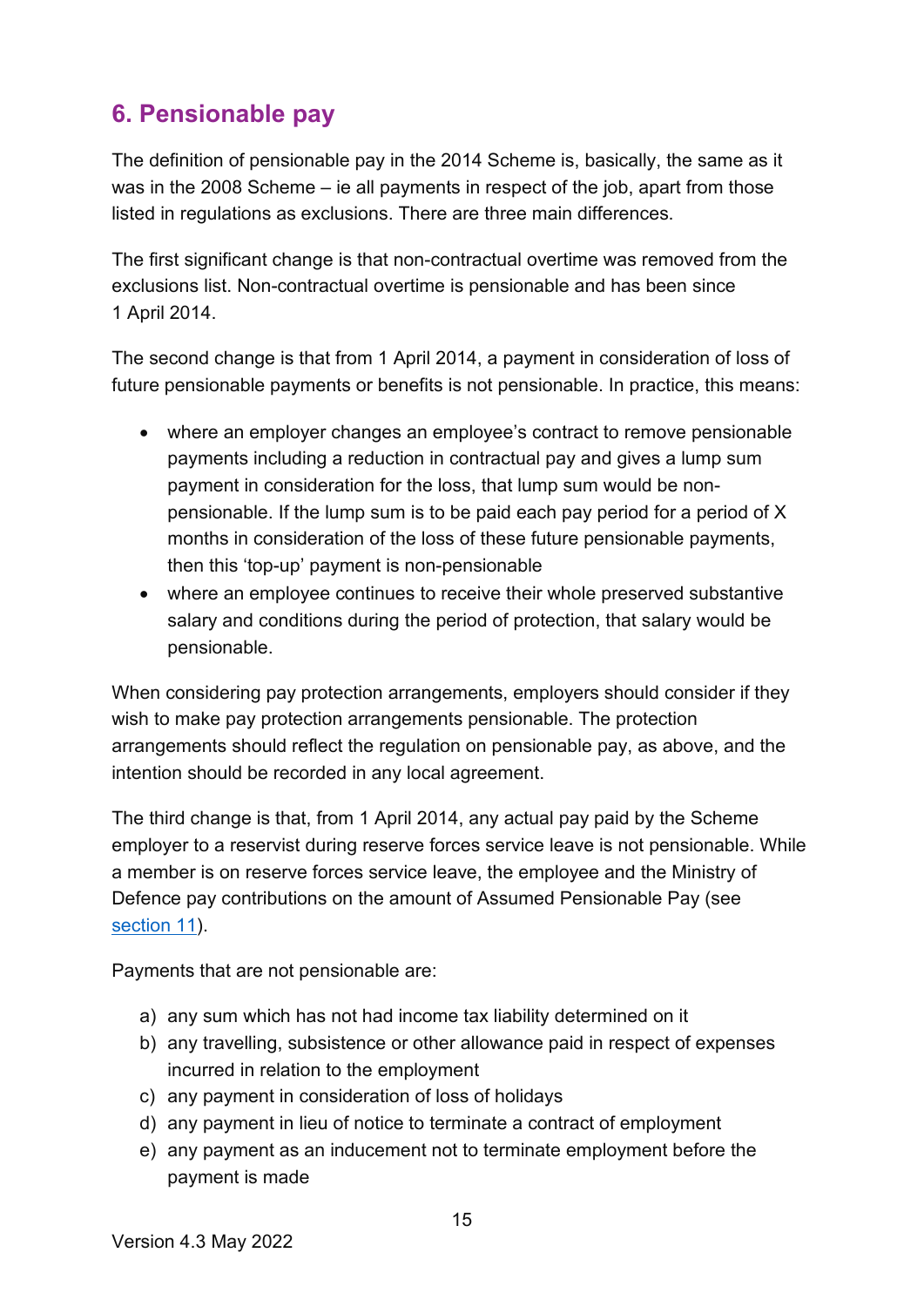## 6. Pensionable pay

The definition of pensionable pay in the 2014 Scheme is, basically, the same as it was in the 2008 Scheme – ie all payments in respect of the job, apart from those listed in regulations as exclusions. There are three main differences.

The first significant change is that non-contractual overtime was removed from the exclusions list. Non-contractual overtime is pensionable and has been since 1 April 2014.

The second change is that from 1 April 2014, a payment in consideration of loss of future pensionable payments or benefits is not pensionable. In practice, this means:

- where an employer changes an employee's contract to remove pensionable payments including a reduction in contractual pay and gives a lump sum payment in consideration for the loss, that lump sum would be non-pensionable. If the lump sum is to be paid each pay period for a period of X months in consideration of the loss of these future pensionable payments, then this 'top-up' payment is non-pensionable
- where an employee continues to receive their whole preserved substantive salary and conditions during the period of protection, that salary would be pensionable.

When considering pay protection arrangements, employers should consider if they wish to make pay protection arrangements pensionable. The protection arrangements should reflect the regulation on pensionable pay, as above, and the intention should be recorded in any local agreement.

The third change is that, from 1 April 2014, any actual pay paid by the Scheme employer to a reservist during reserve forces service leave is not pensionable. While a member is on reserve forces service leave, the employee and the Ministry of Defence pay contributions on the amount of Assumed Pensionable Pay (see section 11).

Payments that are not pensionable are:

a) any sum which has not had income tax liability determined on it
b) any travelling, subsistence or other allowance paid in respect of expenses incurred in relation to the employment
c) any payment in consideration of loss of holidays
d) any payment in lieu of notice to terminate a contract of employment
e) any payment as an inducement not to terminate employment before the payment is made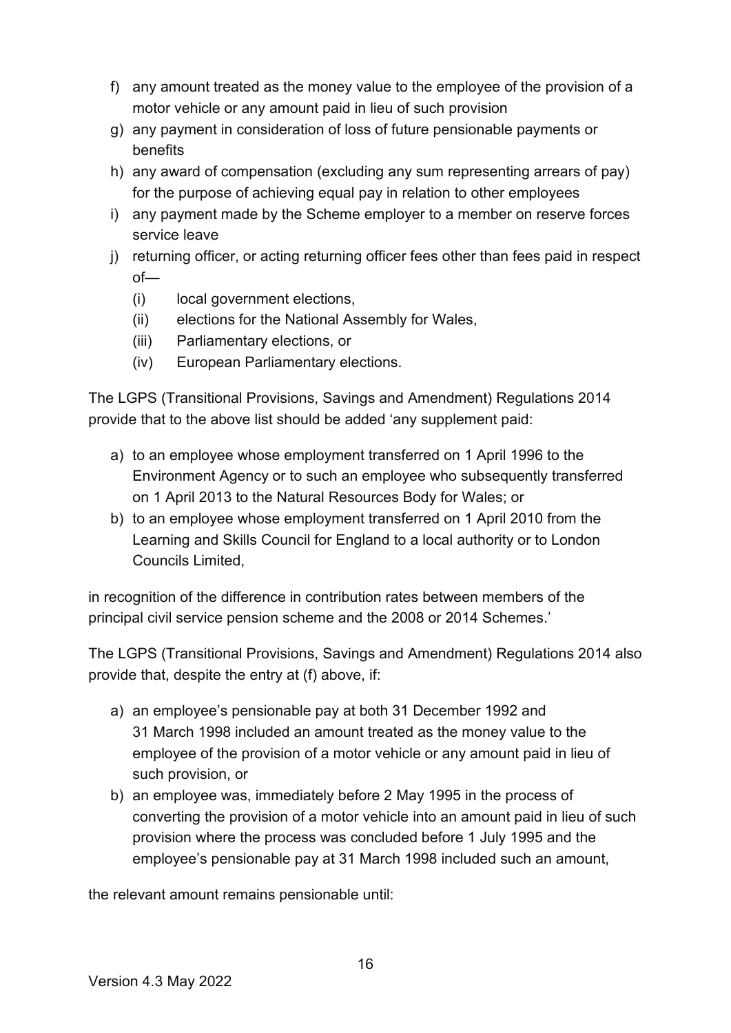f) any amount treated as the money value to the employee of the provision of a motor vehicle or any amount paid in lieu of such provision
g) any payment in consideration of loss of future pensionable payments or benefits
h) any award of compensation (excluding any sum representing arrears of pay) for the purpose of achieving equal pay in relation to other employees
i) any payment made by the Scheme employer to a member on reserve forces service leave
j) returning officer, or acting returning officer fees other than fees paid in respect of—
   (i) local government elections,
   (ii) elections for the National Assembly for Wales,
   (iii) Parliamentary elections, or
   (iv) European Parliamentary elections.

The LGPS (Transitional Provisions, Savings and Amendment) Regulations 2014 provide that to the above list should be added 'any supplement paid:

a) to an employee whose employment transferred on 1 April 1996 to the Environment Agency or to such an employee who subsequently transferred on 1 April 2013 to the Natural Resources Body for Wales; or
b) to an employee whose employment transferred on 1 April 2010 from the Learning and Skills Council for England to a local authority or to London Councils Limited,

in recognition of the difference in contribution rates between members of the principal civil service pension scheme and the 2008 or 2014 Schemes.'

The LGPS (Transitional Provisions, Savings and Amendment) Regulations 2014 also provide that, despite the entry at (f) above, if:

a) an employee's pensionable pay at both 31 December 1992 and 31 March 1998 included an amount treated as the money value to the employee of the provision of a motor vehicle or any amount paid in lieu of such provision, or
b) an employee was, immediately before 2 May 1995 in the process of converting the provision of a motor vehicle into an amount paid in lieu of such provision where the process was concluded before 1 July 1995 and the employee's pensionable pay at 31 March 1998 included such an amount,

the relevant amount remains pensionable until: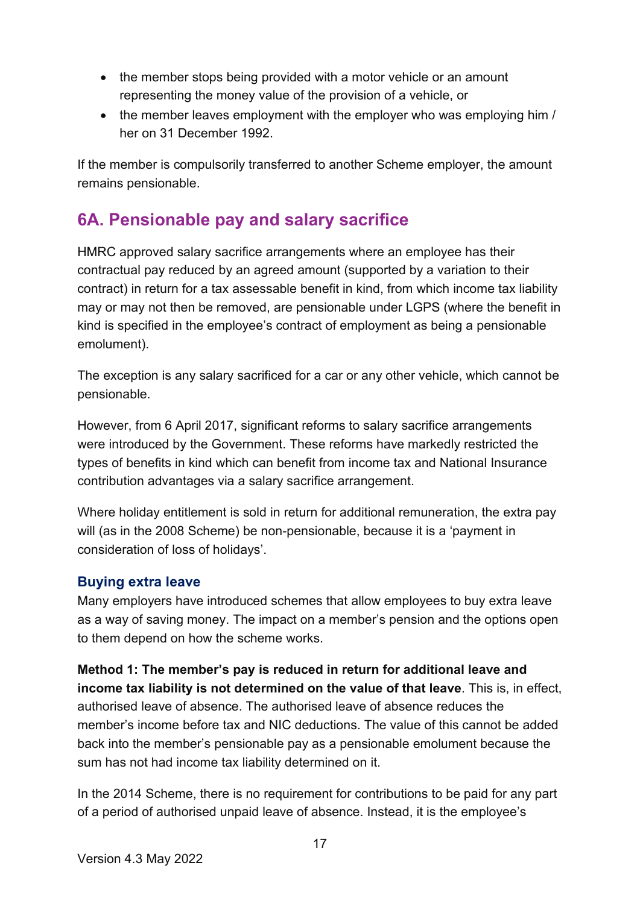- the member stops being provided with a motor vehicle or an amount representing the money value of the provision of a vehicle, or
- the member leaves employment with the employer who was employing him / her on 31 December 1992.

If the member is compulsorily transferred to another Scheme employer, the amount remains pensionable.

## 6A. Pensionable pay and salary sacrifice

HMRC approved salary sacrifice arrangements where an employee has their contractual pay reduced by an agreed amount (supported by a variation to their contract) in return for a tax assessable benefit in kind, from which income tax liability may or may not then be removed, are pensionable under LGPS (where the benefit in kind is specified in the employee's contract of employment as being a pensionable emolument).

The exception is any salary sacrificed for a car or any other vehicle, which cannot be pensionable.

However, from 6 April 2017, significant reforms to salary sacrifice arrangements were introduced by the Government. These reforms have markedly restricted the types of benefits in kind which can benefit from income tax and National Insurance contribution advantages via a salary sacrifice arrangement.

Where holiday entitlement is sold in return for additional remuneration, the extra pay will (as in the 2008 Scheme) be non-pensionable, because it is a 'payment in consideration of loss of holidays'.

### Buying extra leave

Many employers have introduced schemes that allow employees to buy extra leave as a way of saving money. The impact on a member's pension and the options open to them depend on how the scheme works.

**Method 1: The member's pay is reduced in return for additional leave and income tax liability is not determined on the value of that leave**. This is, in effect, authorised leave of absence. The authorised leave of absence reduces the member's income before tax and NIC deductions. The value of this cannot be added back into the member's pensionable pay as a pensionable emolument because the sum has not had income tax liability determined on it.

In the 2014 Scheme, there is no requirement for contributions to be paid for any part of a period of authorised unpaid leave of absence. Instead, it is the employee's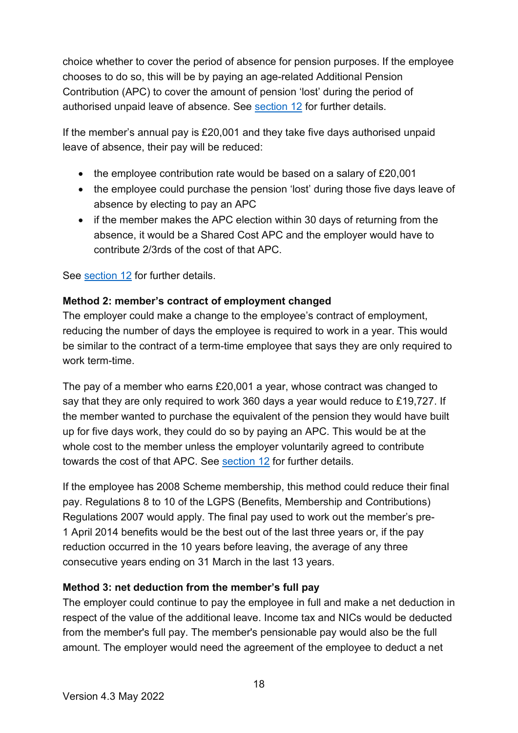choice whether to cover the period of absence for pension purposes. If the employee chooses to do so, this will be by paying an age-related Additional Pension Contribution (APC) to cover the amount of pension 'lost' during the period of authorised unpaid leave of absence. See section 12 for further details.

If the member's annual pay is £20,001 and they take five days authorised unpaid leave of absence, their pay will be reduced:

- the employee contribution rate would be based on a salary of £20,001
- the employee could purchase the pension 'lost' during those five days leave of absence by electing to pay an APC
- if the member makes the APC election within 30 days of returning from the absence, it would be a Shared Cost APC and the employer would have to contribute 2/3rds of the cost of that APC.

See section 12 for further details.

**Method 2: member's contract of employment changed**
The employer could make a change to the employee's contract of employment, reducing the number of days the employee is required to work in a year. This would be similar to the contract of a term-time employee that says they are only required to work term-time.

The pay of a member who earns £20,001 a year, whose contract was changed to say that they are only required to work 360 days a year would reduce to £19,727. If the member wanted to purchase the equivalent of the pension they would have built up for five days work, they could do so by paying an APC. This would be at the whole cost to the member unless the employer voluntarily agreed to contribute towards the cost of that APC. See section 12 for further details.

If the employee has 2008 Scheme membership, this method could reduce their final pay. Regulations 8 to 10 of the LGPS (Benefits, Membership and Contributions) Regulations 2007 would apply. The final pay used to work out the member's pre-1 April 2014 benefits would be the best out of the last three years or, if the pay reduction occurred in the 10 years before leaving, the average of any three consecutive years ending on 31 March in the last 13 years.

**Method 3: net deduction from the member's full pay**
The employer could continue to pay the employee in full and make a net deduction in respect of the value of the additional leave. Income tax and NICs would be deducted from the member's full pay. The member's pensionable pay would also be the full amount. The employer would need the agreement of the employee to deduct a net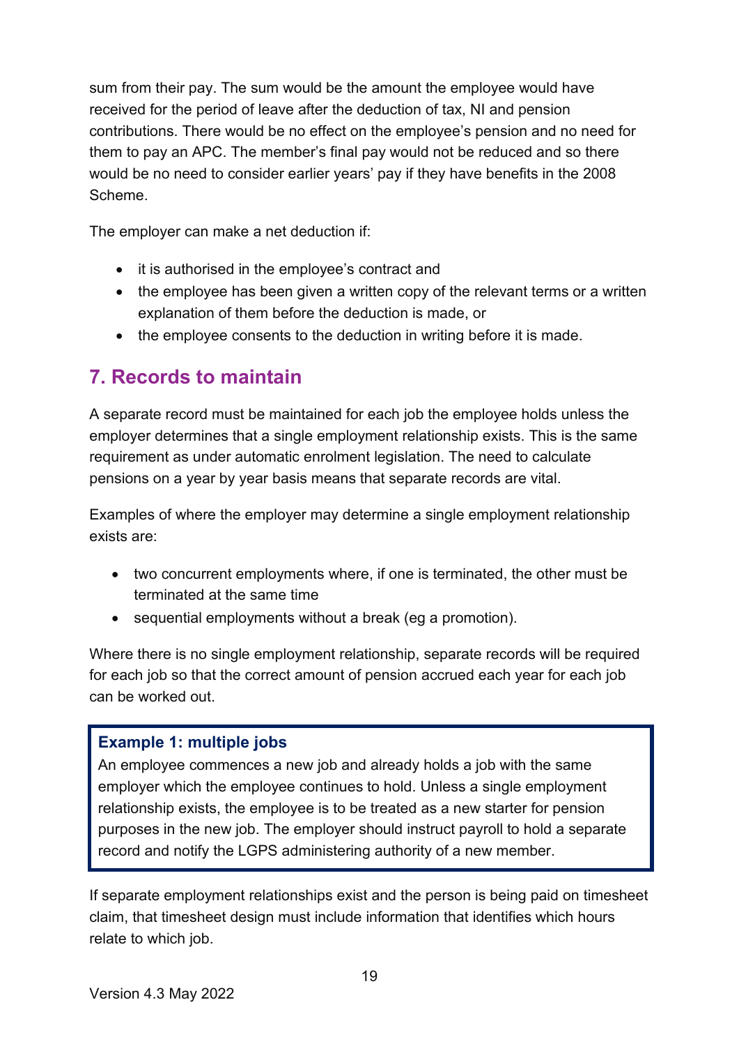sum from their pay. The sum would be the amount the employee would have received for the period of leave after the deduction of tax, NI and pension contributions. There would be no effect on the employee's pension and no need for them to pay an APC. The member's final pay would not be reduced and so there would be no need to consider earlier years' pay if they have benefits in the 2008 Scheme.

The employer can make a net deduction if:

- it is authorised in the employee's contract and
- the employee has been given a written copy of the relevant terms or a written explanation of them before the deduction is made, or
- the employee consents to the deduction in writing before it is made.

## 7. Records to maintain

A separate record must be maintained for each job the employee holds unless the employer determines that a single employment relationship exists. This is the same requirement as under automatic enrolment legislation. The need to calculate pensions on a year by year basis means that separate records are vital.

Examples of where the employer may determine a single employment relationship exists are:

- two concurrent employments where, if one is terminated, the other must be terminated at the same time
- sequential employments without a break (eg a promotion).

Where there is no single employment relationship, separate records will be required for each job so that the correct amount of pension accrued each year for each job can be worked out.

> **Example 1: multiple jobs**
> An employee commences a new job and already holds a job with the same employer which the employee continues to hold. Unless a single employment relationship exists, the employee is to be treated as a new starter for pension purposes in the new job. The employer should instruct payroll to hold a separate record and notify the LGPS administering authority of a new member.

If separate employment relationships exist and the person is being paid on timesheet claim, that timesheet design must include information that identifies which hours relate to which job.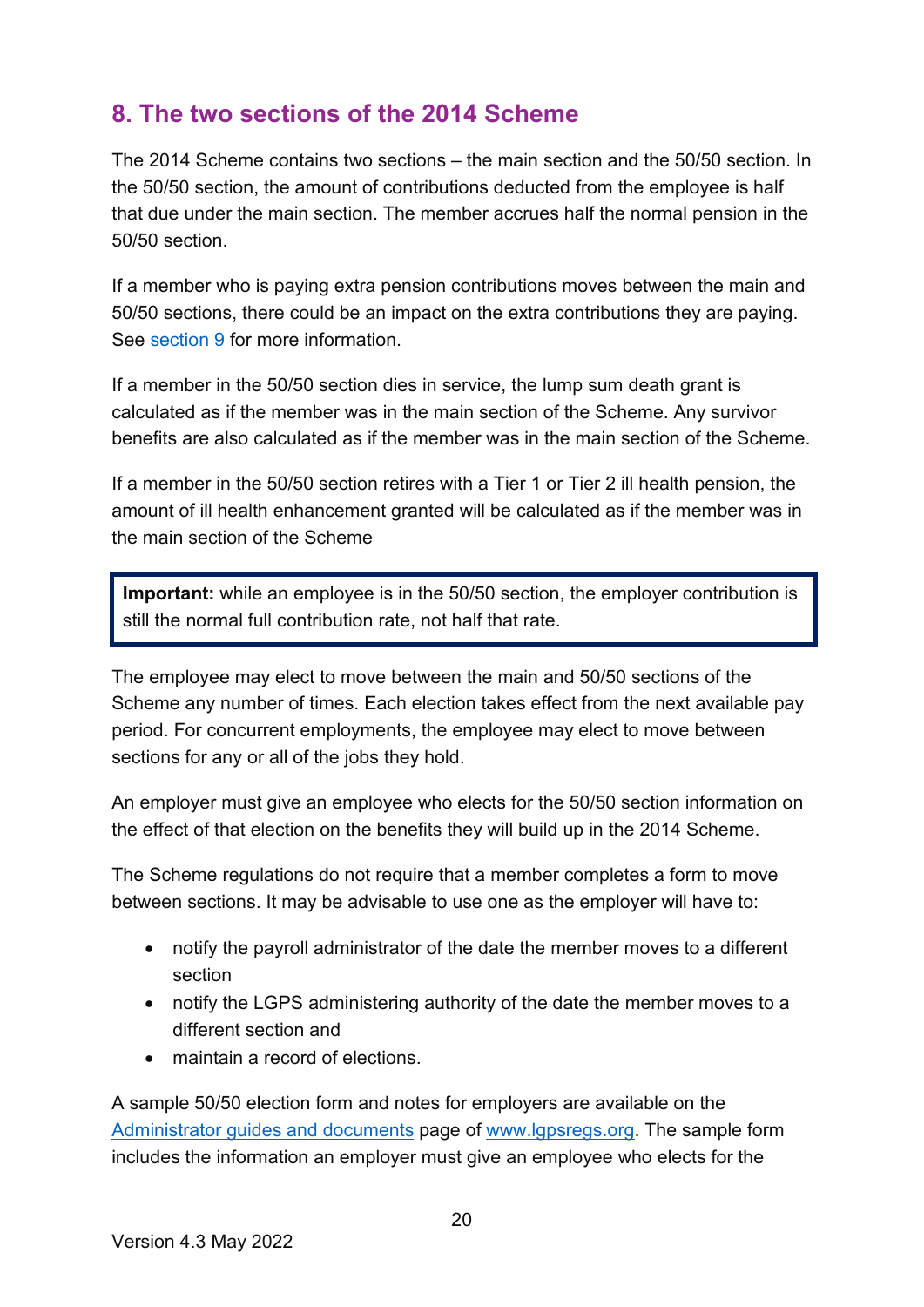## 8. The two sections of the 2014 Scheme

The 2014 Scheme contains two sections – the main section and the 50/50 section. In the 50/50 section, the amount of contributions deducted from the employee is half that due under the main section. The member accrues half the normal pension in the 50/50 section.

If a member who is paying extra pension contributions moves between the main and 50/50 sections, there could be an impact on the extra contributions they are paying. See [section 9](#) for more information.

If a member in the 50/50 section dies in service, the lump sum death grant is calculated as if the member was in the main section of the Scheme. Any survivor benefits are also calculated as if the member was in the main section of the Scheme.

If a member in the 50/50 section retires with a Tier 1 or Tier 2 ill health pension, the amount of ill health enhancement granted will be calculated as if the member was in the main section of the Scheme

> **Important:** while an employee is in the 50/50 section, the employer contribution is still the normal full contribution rate, not half that rate.

The employee may elect to move between the main and 50/50 sections of the Scheme any number of times. Each election takes effect from the next available pay period. For concurrent employments, the employee may elect to move between sections for any or all of the jobs they hold.

An employer must give an employee who elects for the 50/50 section information on the effect of that election on the benefits they will build up in the 2014 Scheme.

The Scheme regulations do not require that a member completes a form to move between sections. It may be advisable to use one as the employer will have to:

- notify the payroll administrator of the date the member moves to a different section
- notify the LGPS administering authority of the date the member moves to a different section and
- maintain a record of elections.

A sample 50/50 election form and notes for employers are available on the [Administrator guides and documents](#) page of [www.lgpsregs.org](http://www.lgpsregs.org). The sample form includes the information an employer must give an employee who elects for the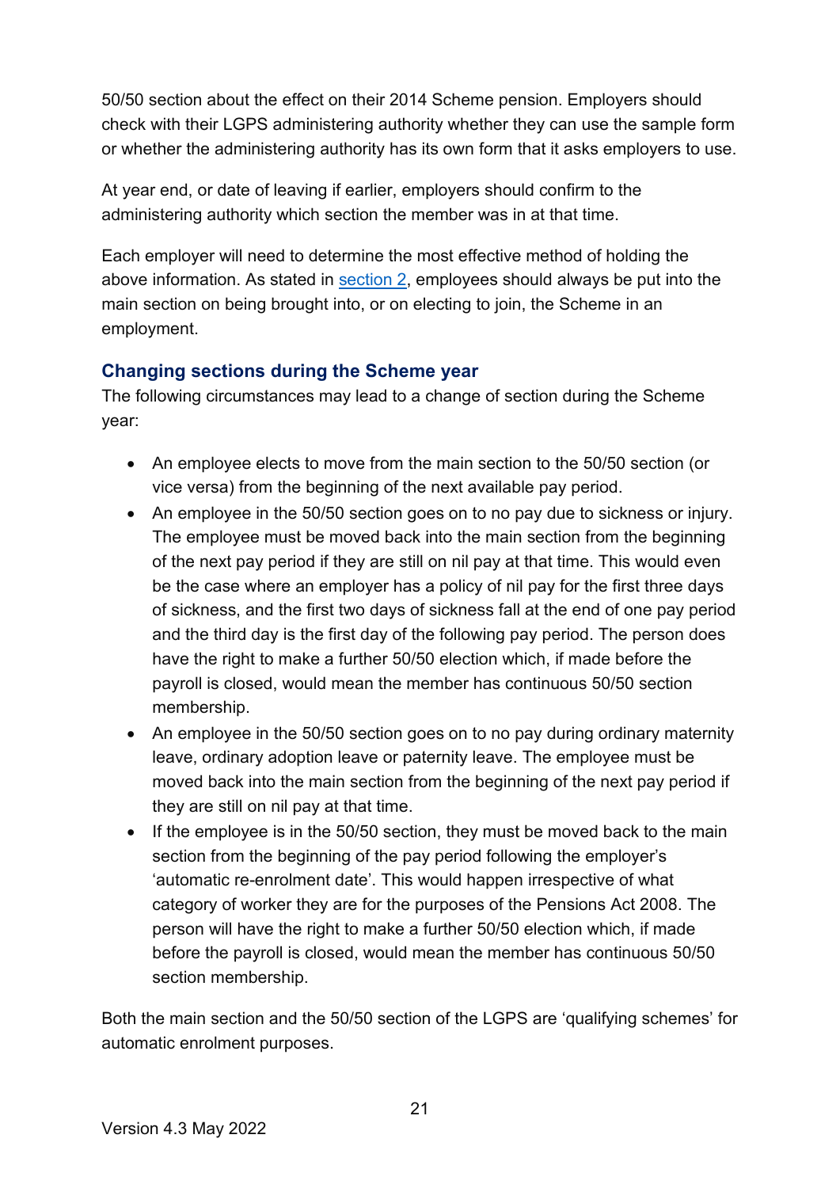50/50 section about the effect on their 2014 Scheme pension. Employers should check with their LGPS administering authority whether they can use the sample form or whether the administering authority has its own form that it asks employers to use.

At year end, or date of leaving if earlier, employers should confirm to the administering authority which section the member was in at that time.

Each employer will need to determine the most effective method of holding the above information. As stated in section 2, employees should always be put into the main section on being brought into, or on electing to join, the Scheme in an employment.

### Changing sections during the Scheme year

The following circumstances may lead to a change of section during the Scheme year:

- An employee elects to move from the main section to the 50/50 section (or vice versa) from the beginning of the next available pay period.
- An employee in the 50/50 section goes on to no pay due to sickness or injury. The employee must be moved back into the main section from the beginning of the next pay period if they are still on nil pay at that time. This would even be the case where an employer has a policy of nil pay for the first three days of sickness, and the first two days of sickness fall at the end of one pay period and the third day is the first day of the following pay period. The person does have the right to make a further 50/50 election which, if made before the payroll is closed, would mean the member has continuous 50/50 section membership.
- An employee in the 50/50 section goes on to no pay during ordinary maternity leave, ordinary adoption leave or paternity leave. The employee must be moved back into the main section from the beginning of the next pay period if they are still on nil pay at that time.
- If the employee is in the 50/50 section, they must be moved back to the main section from the beginning of the pay period following the employer's 'automatic re-enrolment date'. This would happen irrespective of what category of worker they are for the purposes of the Pensions Act 2008. The person will have the right to make a further 50/50 election which, if made before the payroll is closed, would mean the member has continuous 50/50 section membership.

Both the main section and the 50/50 section of the LGPS are 'qualifying schemes' for automatic enrolment purposes.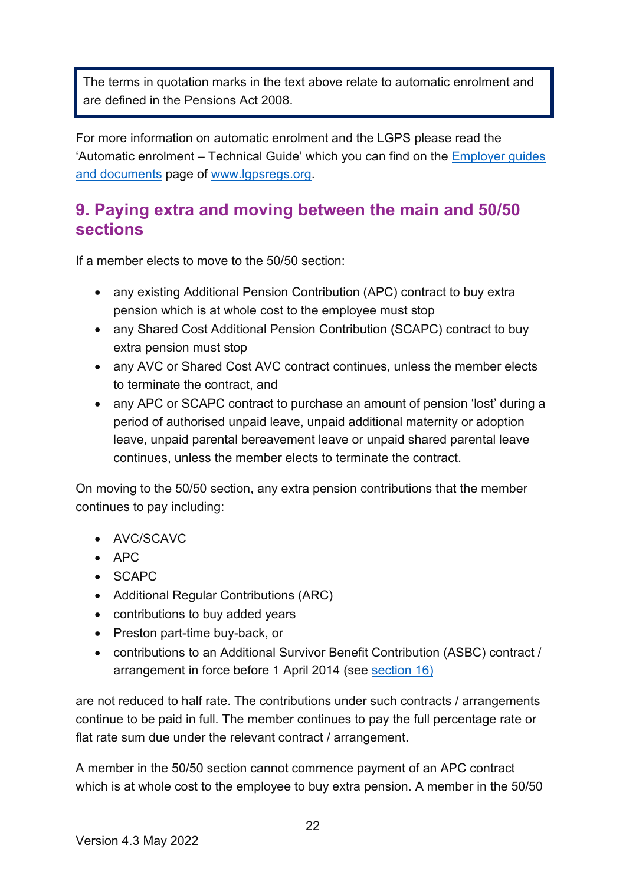The terms in quotation marks in the text above relate to automatic enrolment and are defined in the Pensions Act 2008.

For more information on automatic enrolment and the LGPS please read the 'Automatic enrolment – Technical Guide' which you can find on the [Employer guides and documents](Employer guides and documents) page of [www.lgpsregs.org](www.lgpsregs.org).

## 9. Paying extra and moving between the main and 50/50 sections

If a member elects to move to the 50/50 section:

- any existing Additional Pension Contribution (APC) contract to buy extra pension which is at whole cost to the employee must stop
- any Shared Cost Additional Pension Contribution (SCAPC) contract to buy extra pension must stop
- any AVC or Shared Cost AVC contract continues, unless the member elects to terminate the contract, and
- any APC or SCAPC contract to purchase an amount of pension 'lost' during a period of authorised unpaid leave, unpaid additional maternity or adoption leave, unpaid parental bereavement leave or unpaid shared parental leave continues, unless the member elects to terminate the contract.

On moving to the 50/50 section, any extra pension contributions that the member continues to pay including:

- AVC/SCAVC
- APC
- SCAPC
- Additional Regular Contributions (ARC)
- contributions to buy added years
- Preston part-time buy-back, or
- contributions to an Additional Survivor Benefit Contribution (ASBC) contract / arrangement in force before 1 April 2014 (see section 16)

are not reduced to half rate. The contributions under such contracts / arrangements continue to be paid in full. The member continues to pay the full percentage rate or flat rate sum due under the relevant contract / arrangement.

A member in the 50/50 section cannot commence payment of an APC contract which is at whole cost to the employee to buy extra pension. A member in the 50/50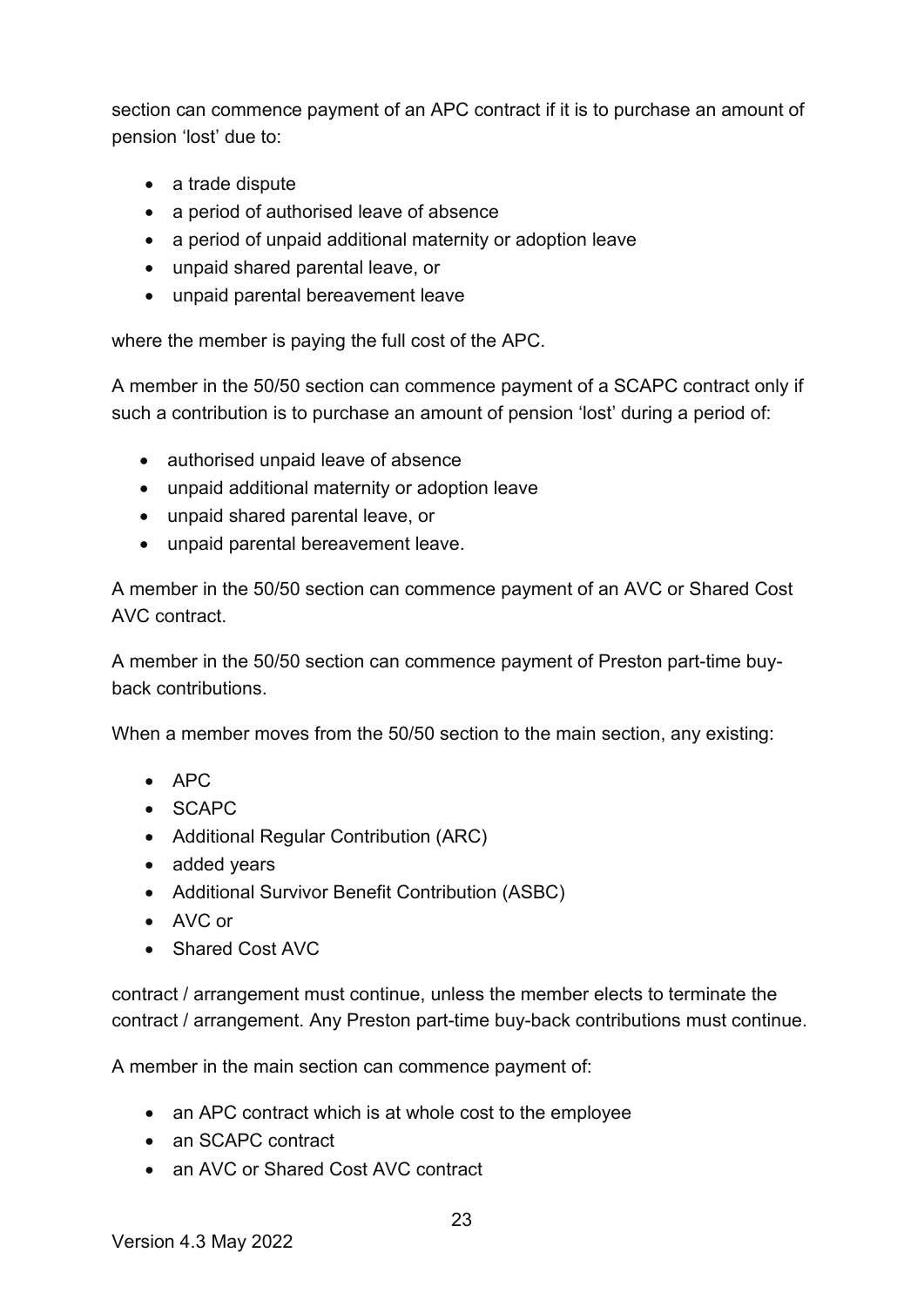section can commence payment of an APC contract if it is to purchase an amount of pension 'lost' due to:

- a trade dispute
- a period of authorised leave of absence
- a period of unpaid additional maternity or adoption leave
- unpaid shared parental leave, or
- unpaid parental bereavement leave

where the member is paying the full cost of the APC.

A member in the 50/50 section can commence payment of a SCAPC contract only if such a contribution is to purchase an amount of pension 'lost' during a period of:

- authorised unpaid leave of absence
- unpaid additional maternity or adoption leave
- unpaid shared parental leave, or
- unpaid parental bereavement leave.

A member in the 50/50 section can commence payment of an AVC or Shared Cost AVC contract.

A member in the 50/50 section can commence payment of Preston part-time buy-back contributions.

When a member moves from the 50/50 section to the main section, any existing:

- APC
- SCAPC
- Additional Regular Contribution (ARC)
- added years
- Additional Survivor Benefit Contribution (ASBC)
- AVC or
- Shared Cost AVC

contract / arrangement must continue, unless the member elects to terminate the contract / arrangement. Any Preston part-time buy-back contributions must continue.

A member in the main section can commence payment of:

- an APC contract which is at whole cost to the employee
- an SCAPC contract
- an AVC or Shared Cost AVC contract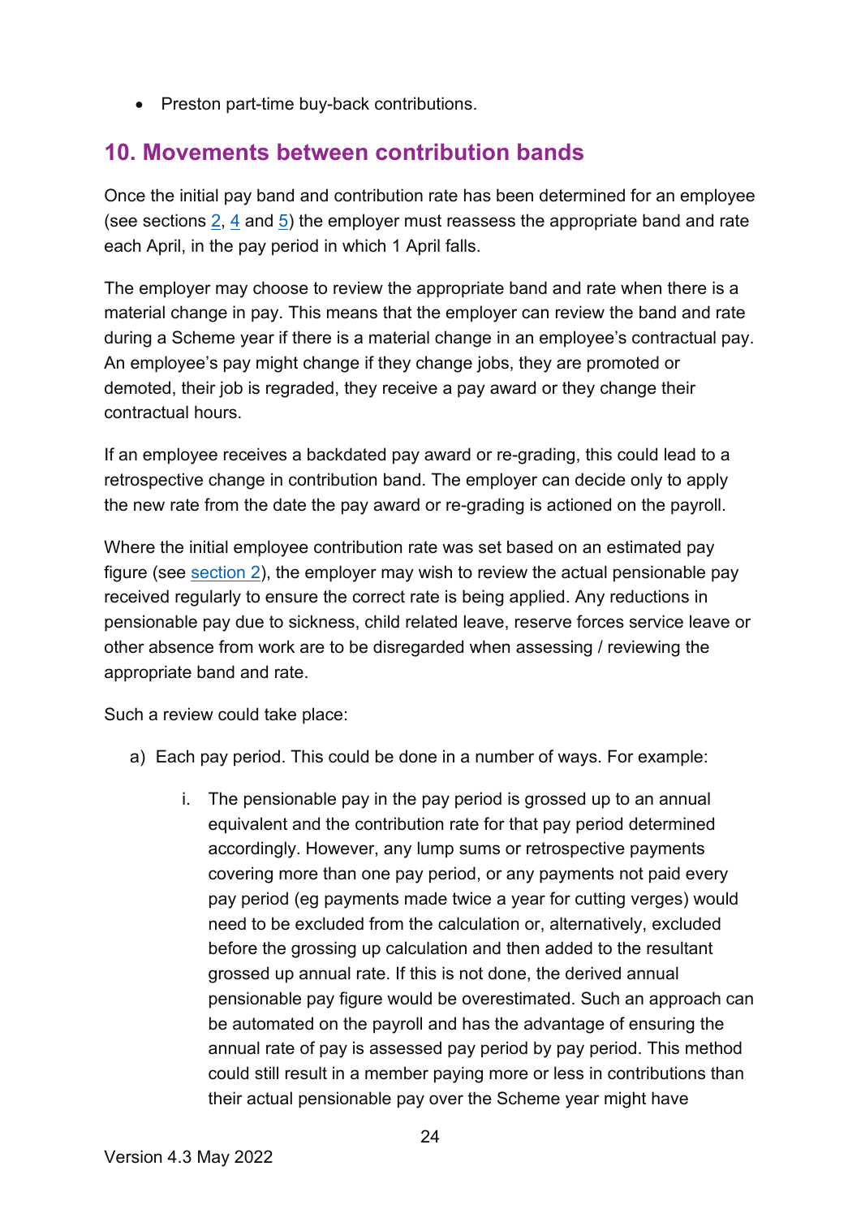- Preston part-time buy-back contributions.

## 10. Movements between contribution bands

Once the initial pay band and contribution rate has been determined for an employee (see sections 2, 4 and 5) the employer must reassess the appropriate band and rate each April, in the pay period in which 1 April falls.

The employer may choose to review the appropriate band and rate when there is a material change in pay. This means that the employer can review the band and rate during a Scheme year if there is a material change in an employee's contractual pay. An employee's pay might change if they change jobs, they are promoted or demoted, their job is regraded, they receive a pay award or they change their contractual hours.

If an employee receives a backdated pay award or re-grading, this could lead to a retrospective change in contribution band. The employer can decide only to apply the new rate from the date the pay award or re-grading is actioned on the payroll.

Where the initial employee contribution rate was set based on an estimated pay figure (see section 2), the employer may wish to review the actual pensionable pay received regularly to ensure the correct rate is being applied. Any reductions in pensionable pay due to sickness, child related leave, reserve forces service leave or other absence from work are to be disregarded when assessing / reviewing the appropriate band and rate.

Such a review could take place:

a) Each pay period. This could be done in a number of ways. For example:

    i. The pensionable pay in the pay period is grossed up to an annual equivalent and the contribution rate for that pay period determined accordingly. However, any lump sums or retrospective payments covering more than one pay period, or any payments not paid every pay period (eg payments made twice a year for cutting verges) would need to be excluded from the calculation or, alternatively, excluded before the grossing up calculation and then added to the resultant grossed up annual rate. If this is not done, the derived annual pensionable pay figure would be overestimated. Such an approach can be automated on the payroll and has the advantage of ensuring the annual rate of pay is assessed pay period by pay period. This method could still result in a member paying more or less in contributions than their actual pensionable pay over the Scheme year might have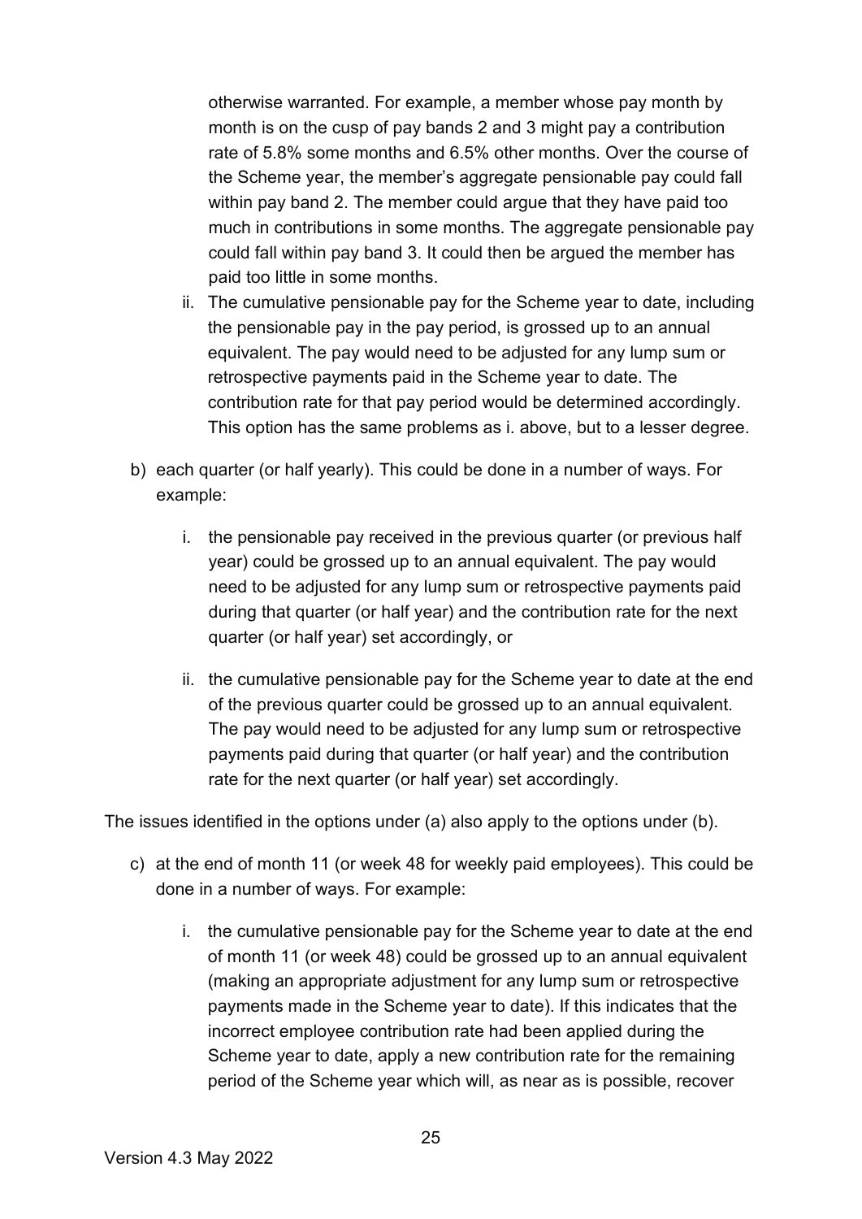otherwise warranted. For example, a member whose pay month by month is on the cusp of pay bands 2 and 3 might pay a contribution rate of 5.8% some months and 6.5% other months. Over the course of the Scheme year, the member's aggregate pensionable pay could fall within pay band 2. The member could argue that they have paid too much in contributions in some months. The aggregate pensionable pay could fall within pay band 3. It could then be argued the member has paid too little in some months.

   ii. The cumulative pensionable pay for the Scheme year to date, including the pensionable pay in the pay period, is grossed up to an annual equivalent. The pay would need to be adjusted for any lump sum or retrospective payments paid in the Scheme year to date. The contribution rate for that pay period would be determined accordingly. This option has the same problems as i. above, but to a lesser degree.

b) each quarter (or half yearly). This could be done in a number of ways. For example:

   i. the pensionable pay received in the previous quarter (or previous half year) could be grossed up to an annual equivalent. The pay would need to be adjusted for any lump sum or retrospective payments paid during that quarter (or half year) and the contribution rate for the next quarter (or half year) set accordingly, or

   ii. the cumulative pensionable pay for the Scheme year to date at the end of the previous quarter could be grossed up to an annual equivalent. The pay would need to be adjusted for any lump sum or retrospective payments paid during that quarter (or half year) and the contribution rate for the next quarter (or half year) set accordingly.

The issues identified in the options under (a) also apply to the options under (b).

c) at the end of month 11 (or week 48 for weekly paid employees). This could be done in a number of ways. For example:

   i. the cumulative pensionable pay for the Scheme year to date at the end of month 11 (or week 48) could be grossed up to an annual equivalent (making an appropriate adjustment for any lump sum or retrospective payments made in the Scheme year to date). If this indicates that the incorrect employee contribution rate had been applied during the Scheme year to date, apply a new contribution rate for the remaining period of the Scheme year which will, as near as is possible, recover

Version 4.3 May 2022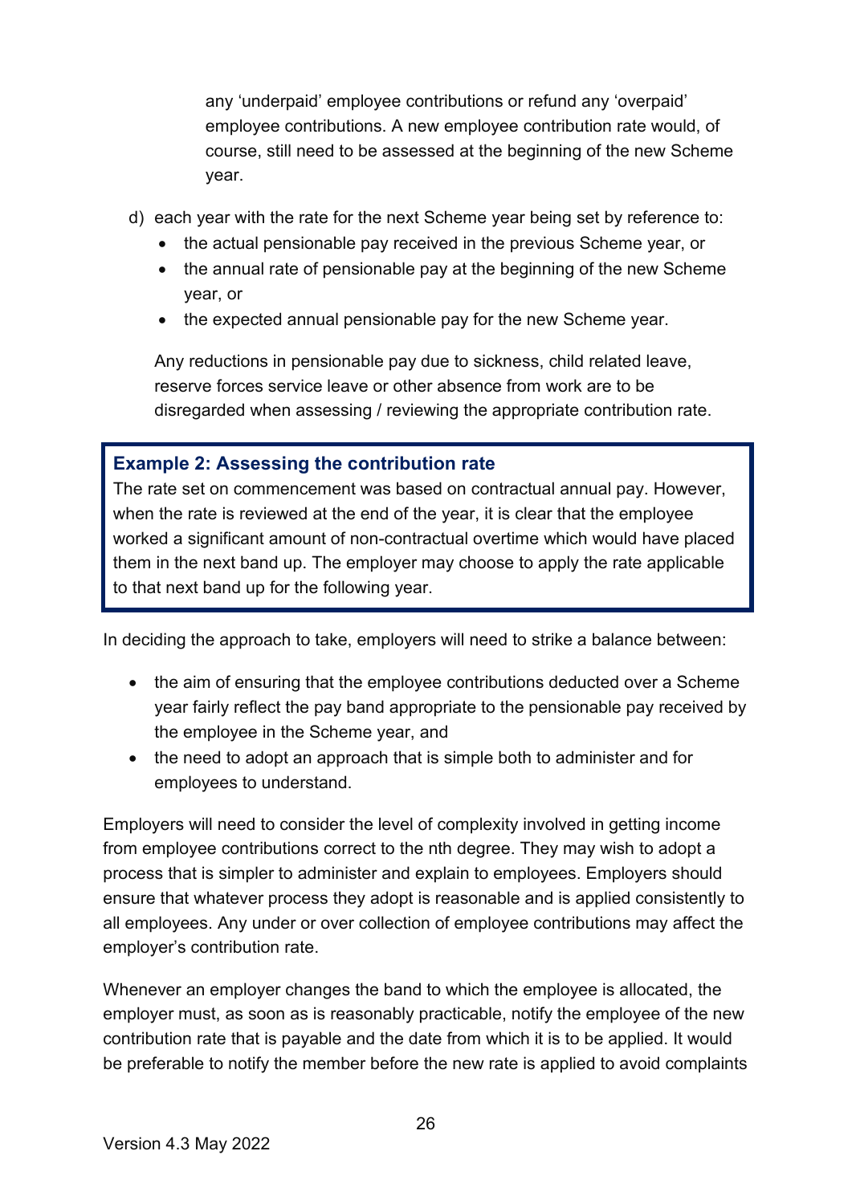any 'underpaid' employee contributions or refund any 'overpaid' employee contributions. A new employee contribution rate would, of course, still need to be assessed at the beginning of the new Scheme year.

d) each year with the rate for the next Scheme year being set by reference to:
   - the actual pensionable pay received in the previous Scheme year, or
   - the annual rate of pensionable pay at the beginning of the new Scheme year, or
   - the expected annual pensionable pay for the new Scheme year.

   Any reductions in pensionable pay due to sickness, child related leave, reserve forces service leave or other absence from work are to be disregarded when assessing / reviewing the appropriate contribution rate.

> **Example 2: Assessing the contribution rate**
> The rate set on commencement was based on contractual annual pay. However, when the rate is reviewed at the end of the year, it is clear that the employee worked a significant amount of non-contractual overtime which would have placed them in the next band up. The employer may choose to apply the rate applicable to that next band up for the following year.

In deciding the approach to take, employers will need to strike a balance between:

- the aim of ensuring that the employee contributions deducted over a Scheme year fairly reflect the pay band appropriate to the pensionable pay received by the employee in the Scheme year, and
- the need to adopt an approach that is simple both to administer and for employees to understand.

Employers will need to consider the level of complexity involved in getting income from employee contributions correct to the nth degree. They may wish to adopt a process that is simpler to administer and explain to employees. Employers should ensure that whatever process they adopt is reasonable and is applied consistently to all employees. Any under or over collection of employee contributions may affect the employer's contribution rate.

Whenever an employer changes the band to which the employee is allocated, the employer must, as soon as is reasonably practicable, notify the employee of the new contribution rate that is payable and the date from which it is to be applied. It would be preferable to notify the member before the new rate is applied to avoid complaints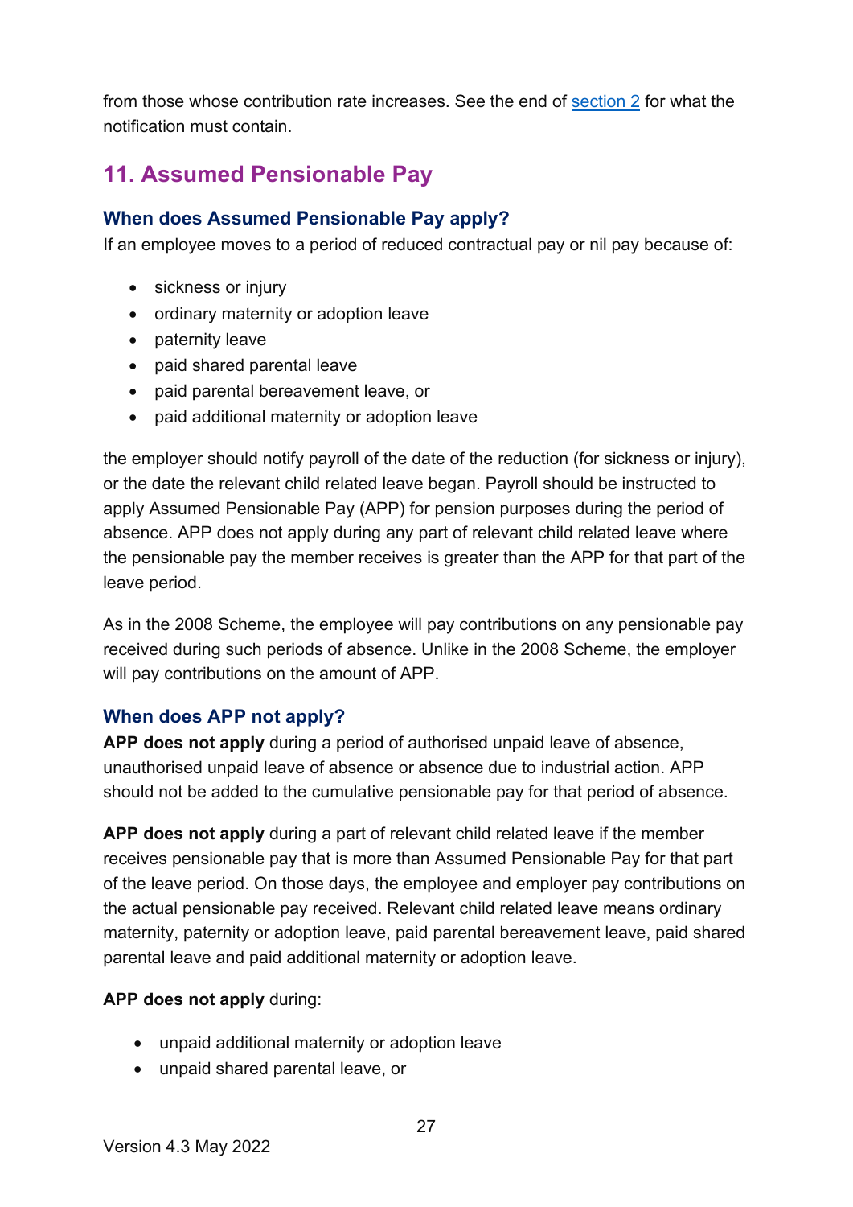from those whose contribution rate increases. See the end of section 2 for what the notification must contain.

## 11. Assumed Pensionable Pay

### When does Assumed Pensionable Pay apply?

If an employee moves to a period of reduced contractual pay or nil pay because of:

- sickness or injury
- ordinary maternity or adoption leave
- paternity leave
- paid shared parental leave
- paid parental bereavement leave, or
- paid additional maternity or adoption leave

the employer should notify payroll of the date of the reduction (for sickness or injury), or the date the relevant child related leave began. Payroll should be instructed to apply Assumed Pensionable Pay (APP) for pension purposes during the period of absence. APP does not apply during any part of relevant child related leave where the pensionable pay the member receives is greater than the APP for that part of the leave period.

As in the 2008 Scheme, the employee will pay contributions on any pensionable pay received during such periods of absence. Unlike in the 2008 Scheme, the employer will pay contributions on the amount of APP.

### When does APP not apply?

**APP does not apply** during a period of authorised unpaid leave of absence, unauthorised unpaid leave of absence or absence due to industrial action. APP should not be added to the cumulative pensionable pay for that period of absence.

**APP does not apply** during a part of relevant child related leave if the member receives pensionable pay that is more than Assumed Pensionable Pay for that part of the leave period. On those days, the employee and employer pay contributions on the actual pensionable pay received. Relevant child related leave means ordinary maternity, paternity or adoption leave, paid parental bereavement leave, paid shared parental leave and paid additional maternity or adoption leave.

**APP does not apply** during:

- unpaid additional maternity or adoption leave
- unpaid shared parental leave, or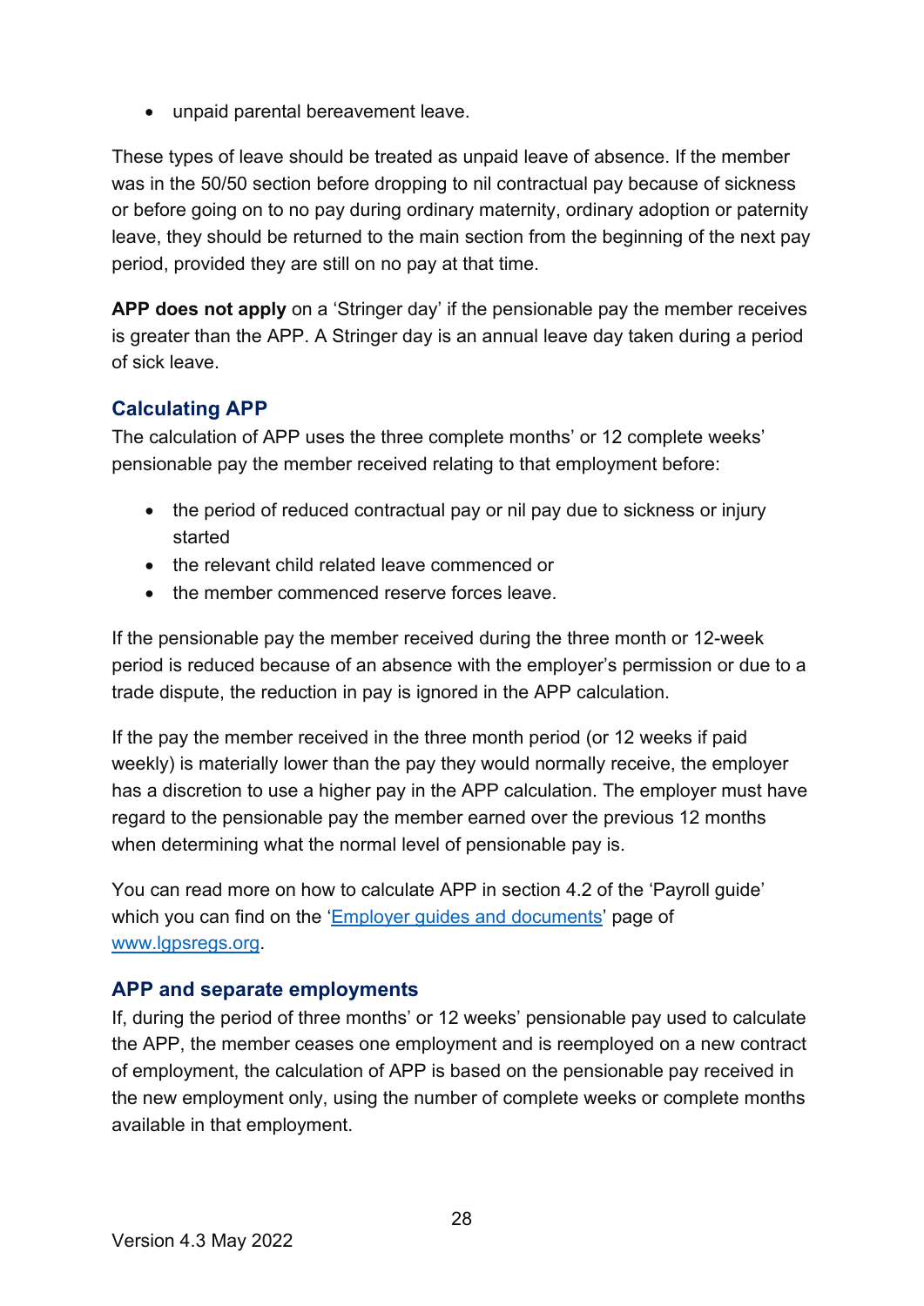- unpaid parental bereavement leave.

These types of leave should be treated as unpaid leave of absence. If the member was in the 50/50 section before dropping to nil contractual pay because of sickness or before going on to no pay during ordinary maternity, ordinary adoption or paternity leave, they should be returned to the main section from the beginning of the next pay period, provided they are still on no pay at that time.

**APP does not apply** on a 'Stringer day' if the pensionable pay the member receives is greater than the APP. A Stringer day is an annual leave day taken during a period of sick leave.

### Calculating APP

The calculation of APP uses the three complete months' or 12 complete weeks' pensionable pay the member received relating to that employment before:

- the period of reduced contractual pay or nil pay due to sickness or injury started
- the relevant child related leave commenced or
- the member commenced reserve forces leave.

If the pensionable pay the member received during the three month or 12-week period is reduced because of an absence with the employer's permission or due to a trade dispute, the reduction in pay is ignored in the APP calculation.

If the pay the member received in the three month period (or 12 weeks if paid weekly) is materially lower than the pay they would normally receive, the employer has a discretion to use a higher pay in the APP calculation. The employer must have regard to the pensionable pay the member earned over the previous 12 months when determining what the normal level of pensionable pay is.

You can read more on how to calculate APP in section 4.2 of the 'Payroll guide' which you can find on the '[Employer guides and documents](Employer guides and documents)' page of [www.lgpsregs.org](www.lgpsregs.org).

### APP and separate employments

If, during the period of three months' or 12 weeks' pensionable pay used to calculate the APP, the member ceases one employment and is reemployed on a new contract of employment, the calculation of APP is based on the pensionable pay received in the new employment only, using the number of complete weeks or complete months available in that employment.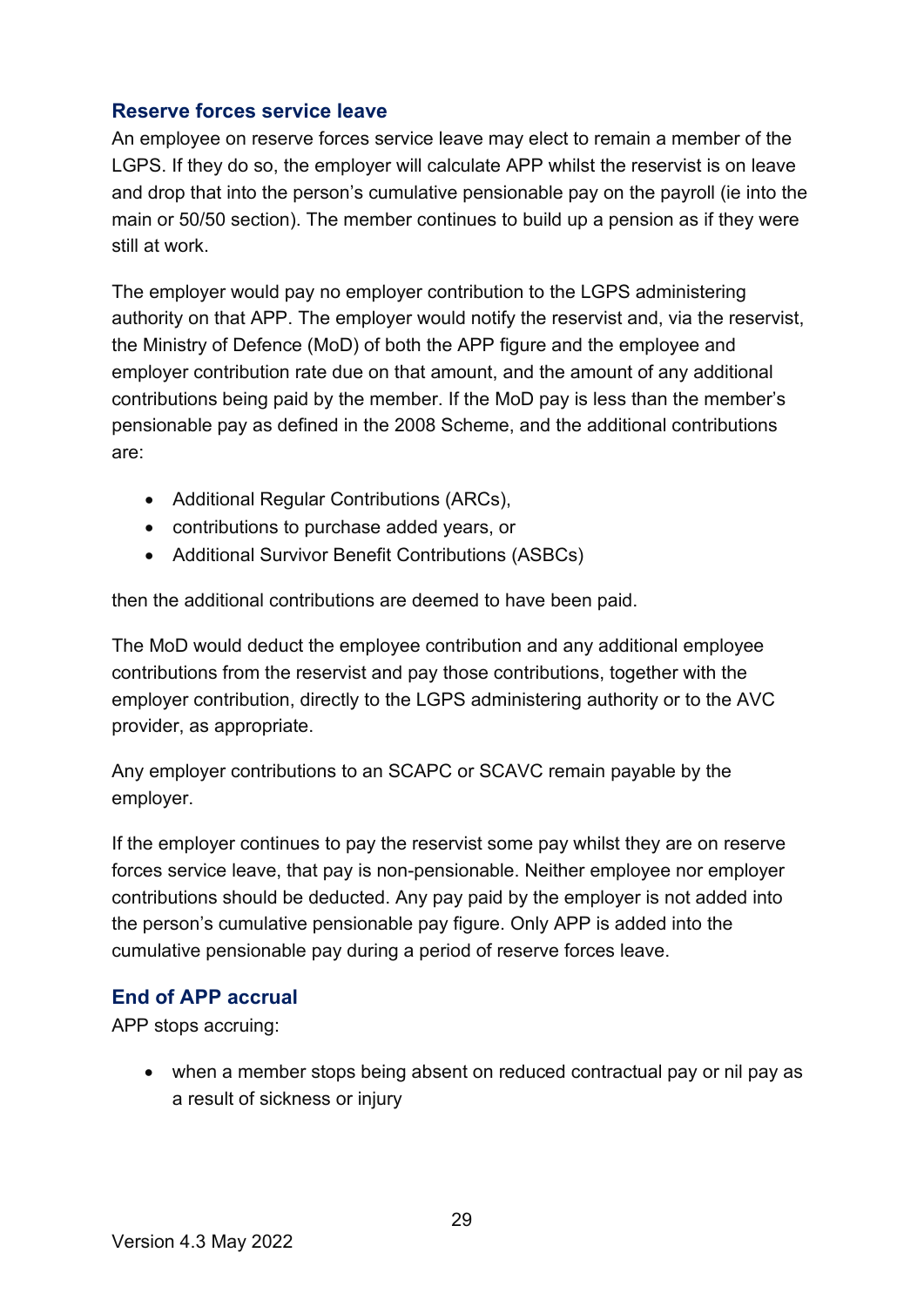## Reserve forces service leave

An employee on reserve forces service leave may elect to remain a member of the LGPS. If they do so, the employer will calculate APP whilst the reservist is on leave and drop that into the person's cumulative pensionable pay on the payroll (ie into the main or 50/50 section). The member continues to build up a pension as if they were still at work.

The employer would pay no employer contribution to the LGPS administering authority on that APP. The employer would notify the reservist and, via the reservist, the Ministry of Defence (MoD) of both the APP figure and the employee and employer contribution rate due on that amount, and the amount of any additional contributions being paid by the member. If the MoD pay is less than the member's pensionable pay as defined in the 2008 Scheme, and the additional contributions are:

- Additional Regular Contributions (ARCs),
- contributions to purchase added years, or
- Additional Survivor Benefit Contributions (ASBCs)

then the additional contributions are deemed to have been paid.

The MoD would deduct the employee contribution and any additional employee contributions from the reservist and pay those contributions, together with the employer contribution, directly to the LGPS administering authority or to the AVC provider, as appropriate.

Any employer contributions to an SCAPC or SCAVC remain payable by the employer.

If the employer continues to pay the reservist some pay whilst they are on reserve forces service leave, that pay is non-pensionable. Neither employee nor employer contributions should be deducted. Any pay paid by the employer is not added into the person's cumulative pensionable pay figure. Only APP is added into the cumulative pensionable pay during a period of reserve forces leave.

## End of APP accrual

APP stops accruing:

- when a member stops being absent on reduced contractual pay or nil pay as a result of sickness or injury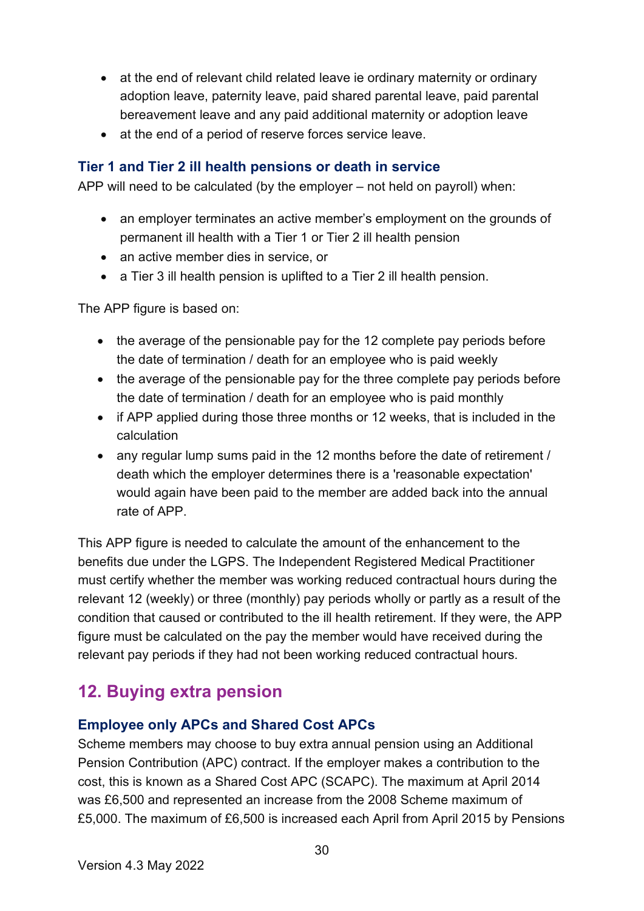- at the end of relevant child related leave ie ordinary maternity or ordinary adoption leave, paternity leave, paid shared parental leave, paid parental bereavement leave and any paid additional maternity or adoption leave
- at the end of a period of reserve forces service leave.

### Tier 1 and Tier 2 ill health pensions or death in service

APP will need to be calculated (by the employer – not held on payroll) when:

- an employer terminates an active member's employment on the grounds of permanent ill health with a Tier 1 or Tier 2 ill health pension
- an active member dies in service, or
- a Tier 3 ill health pension is uplifted to a Tier 2 ill health pension.

The APP figure is based on:

- the average of the pensionable pay for the 12 complete pay periods before the date of termination / death for an employee who is paid weekly
- the average of the pensionable pay for the three complete pay periods before the date of termination / death for an employee who is paid monthly
- if APP applied during those three months or 12 weeks, that is included in the calculation
- any regular lump sums paid in the 12 months before the date of retirement / death which the employer determines there is a 'reasonable expectation' would again have been paid to the member are added back into the annual rate of APP.

This APP figure is needed to calculate the amount of the enhancement to the benefits due under the LGPS. The Independent Registered Medical Practitioner must certify whether the member was working reduced contractual hours during the relevant 12 (weekly) or three (monthly) pay periods wholly or partly as a result of the condition that caused or contributed to the ill health retirement. If they were, the APP figure must be calculated on the pay the member would have received during the relevant pay periods if they had not been working reduced contractual hours.

## 12. Buying extra pension

### Employee only APCs and Shared Cost APCs

Scheme members may choose to buy extra annual pension using an Additional Pension Contribution (APC) contract. If the employer makes a contribution to the cost, this is known as a Shared Cost APC (SCAPC). The maximum at April 2014 was £6,500 and represented an increase from the 2008 Scheme maximum of £5,000. The maximum of £6,500 is increased each April from April 2015 by Pensions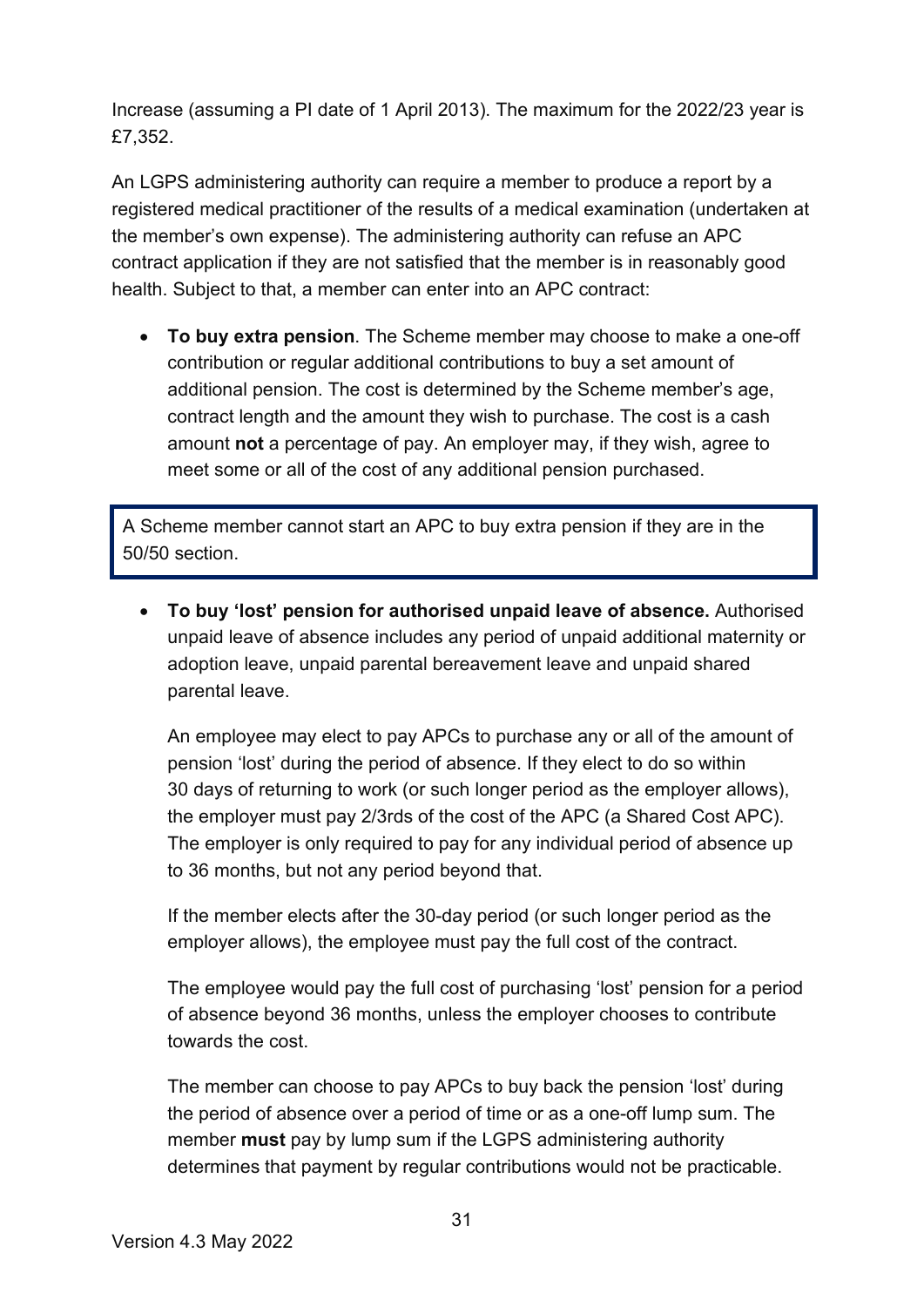Increase (assuming a PI date of 1 April 2013). The maximum for the 2022/23 year is £7,352.

An LGPS administering authority can require a member to produce a report by a registered medical practitioner of the results of a medical examination (undertaken at the member's own expense). The administering authority can refuse an APC contract application if they are not satisfied that the member is in reasonably good health. Subject to that, a member can enter into an APC contract:

- **To buy extra pension**. The Scheme member may choose to make a one-off contribution or regular additional contributions to buy a set amount of additional pension. The cost is determined by the Scheme member's age, contract length and the amount they wish to purchase. The cost is a cash amount **not** a percentage of pay. An employer may, if they wish, agree to meet some or all of the cost of any additional pension purchased.

> A Scheme member cannot start an APC to buy extra pension if they are in the 50/50 section.

- **To buy 'lost' pension for authorised unpaid leave of absence.** Authorised unpaid leave of absence includes any period of unpaid additional maternity or adoption leave, unpaid parental bereavement leave and unpaid shared parental leave.

  An employee may elect to pay APCs to purchase any or all of the amount of pension 'lost' during the period of absence. If they elect to do so within 30 days of returning to work (or such longer period as the employer allows), the employer must pay 2/3rds of the cost of the APC (a Shared Cost APC). The employer is only required to pay for any individual period of absence up to 36 months, but not any period beyond that.

  If the member elects after the 30-day period (or such longer period as the employer allows), the employee must pay the full cost of the contract.

  The employee would pay the full cost of purchasing 'lost' pension for a period of absence beyond 36 months, unless the employer chooses to contribute towards the cost.

  The member can choose to pay APCs to buy back the pension 'lost' during the period of absence over a period of time or as a one-off lump sum. The member **must** pay by lump sum if the LGPS administering authority determines that payment by regular contributions would not be practicable.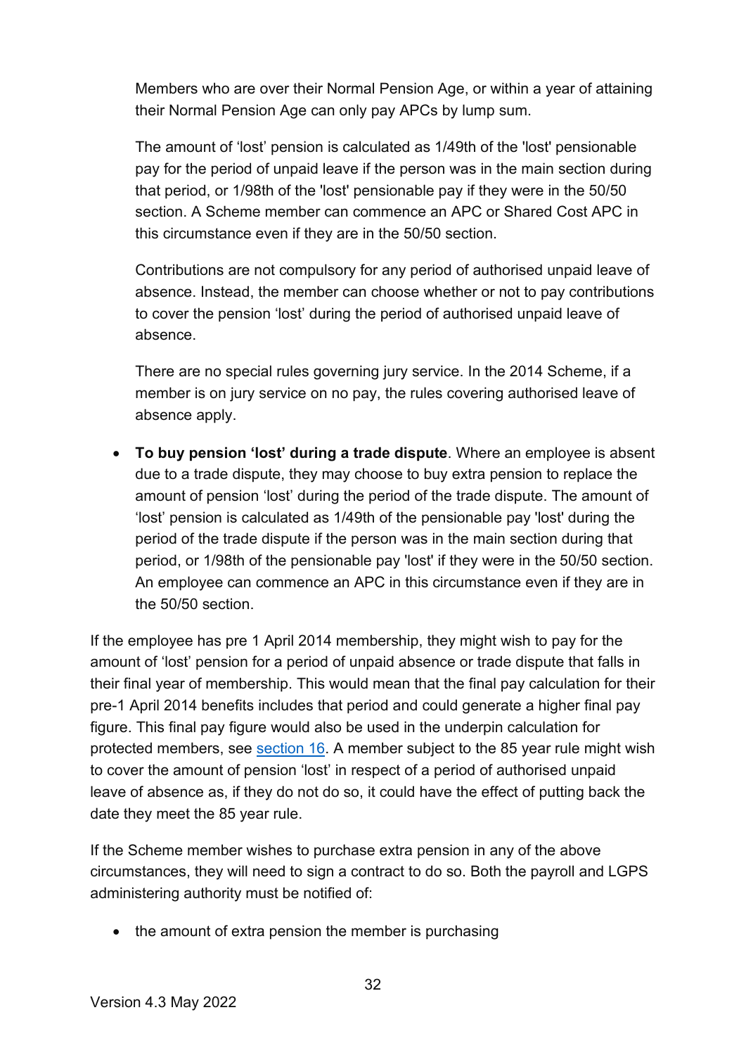Members who are over their Normal Pension Age, or within a year of attaining their Normal Pension Age can only pay APCs by lump sum.

The amount of 'lost' pension is calculated as 1/49th of the 'lost' pensionable pay for the period of unpaid leave if the person was in the main section during that period, or 1/98th of the 'lost' pensionable pay if they were in the 50/50 section. A Scheme member can commence an APC or Shared Cost APC in this circumstance even if they are in the 50/50 section.

Contributions are not compulsory for any period of authorised unpaid leave of absence. Instead, the member can choose whether or not to pay contributions to cover the pension 'lost' during the period of authorised unpaid leave of absence.

There are no special rules governing jury service. In the 2014 Scheme, if a member is on jury service on no pay, the rules covering authorised leave of absence apply.

- **To buy pension 'lost' during a trade dispute**. Where an employee is absent due to a trade dispute, they may choose to buy extra pension to replace the amount of pension 'lost' during the period of the trade dispute. The amount of 'lost' pension is calculated as 1/49th of the pensionable pay 'lost' during the period of the trade dispute if the person was in the main section during that period, or 1/98th of the pensionable pay 'lost' if they were in the 50/50 section. An employee can commence an APC in this circumstance even if they are in the 50/50 section.

If the employee has pre 1 April 2014 membership, they might wish to pay for the amount of 'lost' pension for a period of unpaid absence or trade dispute that falls in their final year of membership. This would mean that the final pay calculation for their pre-1 April 2014 benefits includes that period and could generate a higher final pay figure. This final pay figure would also be used in the underpin calculation for protected members, see section 16. A member subject to the 85 year rule might wish to cover the amount of pension 'lost' in respect of a period of authorised unpaid leave of absence as, if they do not do so, it could have the effect of putting back the date they meet the 85 year rule.

If the Scheme member wishes to purchase extra pension in any of the above circumstances, they will need to sign a contract to do so. Both the payroll and LGPS administering authority must be notified of:

- the amount of extra pension the member is purchasing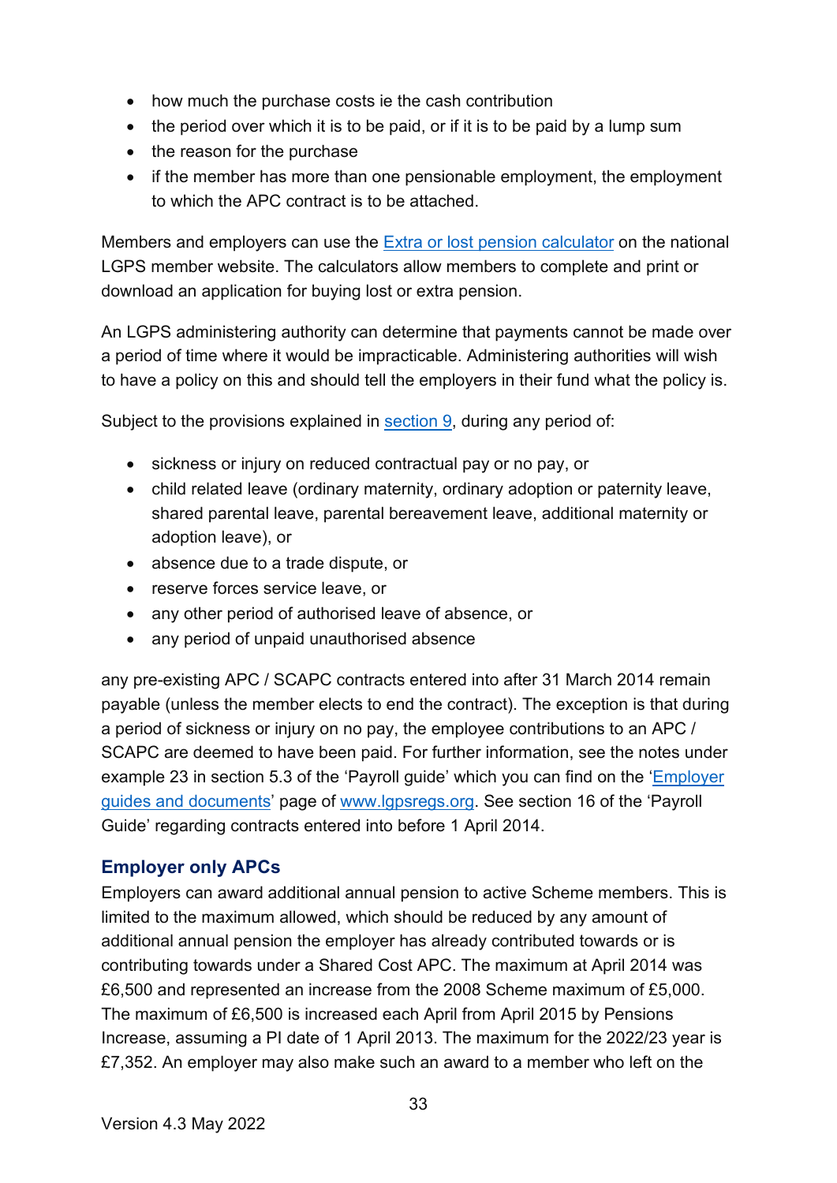- how much the purchase costs ie the cash contribution
- the period over which it is to be paid, or if it is to be paid by a lump sum
- the reason for the purchase
- if the member has more than one pensionable employment, the employment to which the APC contract is to be attached.

Members and employers can use the [Extra or lost pension calculator]() on the national LGPS member website. The calculators allow members to complete and print or download an application for buying lost or extra pension.

An LGPS administering authority can determine that payments cannot be made over a period of time where it would be impracticable. Administering authorities will wish to have a policy on this and should tell the employers in their fund what the policy is.

Subject to the provisions explained in [section 9](), during any period of:

- sickness or injury on reduced contractual pay or no pay, or
- child related leave (ordinary maternity, ordinary adoption or paternity leave, shared parental leave, parental bereavement leave, additional maternity or adoption leave), or
- absence due to a trade dispute, or
- reserve forces service leave, or
- any other period of authorised leave of absence, or
- any period of unpaid unauthorised absence

any pre-existing APC / SCAPC contracts entered into after 31 March 2014 remain payable (unless the member elects to end the contract). The exception is that during a period of sickness or injury on no pay, the employee contributions to an APC / SCAPC are deemed to have been paid. For further information, see the notes under example 23 in section 5.3 of the 'Payroll guide' which you can find on the '[Employer guides and documents]()' page of [www.lgpsregs.org](www.lgpsregs.org). See section 16 of the 'Payroll Guide' regarding contracts entered into before 1 April 2014.

### Employer only APCs

Employers can award additional annual pension to active Scheme members. This is limited to the maximum allowed, which should be reduced by any amount of additional annual pension the employer has already contributed towards or is contributing towards under a Shared Cost APC. The maximum at April 2014 was £6,500 and represented an increase from the 2008 Scheme maximum of £5,000. The maximum of £6,500 is increased each April from April 2015 by Pensions Increase, assuming a PI date of 1 April 2013. The maximum for the 2022/23 year is £7,352. An employer may also make such an award to a member who left on the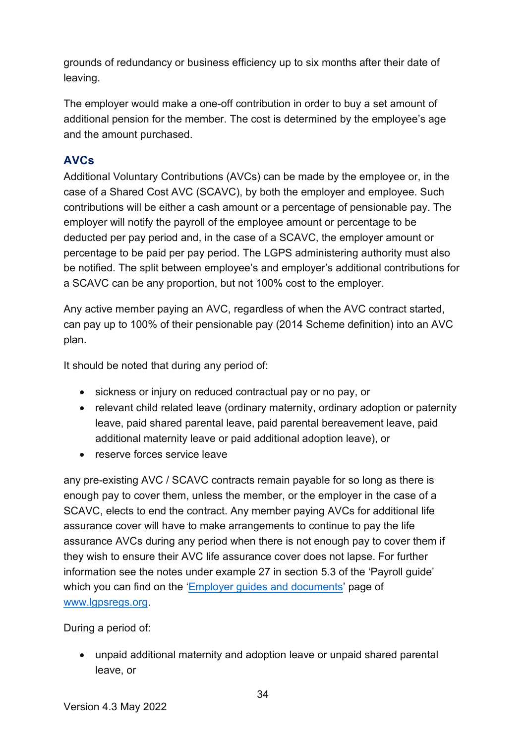grounds of redundancy or business efficiency up to six months after their date of leaving.

The employer would make a one-off contribution in order to buy a set amount of additional pension for the member. The cost is determined by the employee's age and the amount purchased.

### AVCs

Additional Voluntary Contributions (AVCs) can be made by the employee or, in the case of a Shared Cost AVC (SCAVC), by both the employer and employee. Such contributions will be either a cash amount or a percentage of pensionable pay. The employer will notify the payroll of the employee amount or percentage to be deducted per pay period and, in the case of a SCAVC, the employer amount or percentage to be paid per pay period. The LGPS administering authority must also be notified. The split between employee's and employer's additional contributions for a SCAVC can be any proportion, but not 100% cost to the employer.

Any active member paying an AVC, regardless of when the AVC contract started, can pay up to 100% of their pensionable pay (2014 Scheme definition) into an AVC plan.

It should be noted that during any period of:

- sickness or injury on reduced contractual pay or no pay, or
- relevant child related leave (ordinary maternity, ordinary adoption or paternity leave, paid shared parental leave, paid parental bereavement leave, paid additional maternity leave or paid additional adoption leave), or
- reserve forces service leave

any pre-existing AVC / SCAVC contracts remain payable for so long as there is enough pay to cover them, unless the member, or the employer in the case of a SCAVC, elects to end the contract. Any member paying AVCs for additional life assurance cover will have to make arrangements to continue to pay the life assurance AVCs during any period when there is not enough pay to cover them if they wish to ensure their AVC life assurance cover does not lapse. For further information see the notes under example 27 in section 5.3 of the 'Payroll guide' which you can find on the '[Employer guides and documents](#)' page of [www.lgpsregs.org](http://www.lgpsregs.org).

During a period of:

- unpaid additional maternity and adoption leave or unpaid shared parental leave, or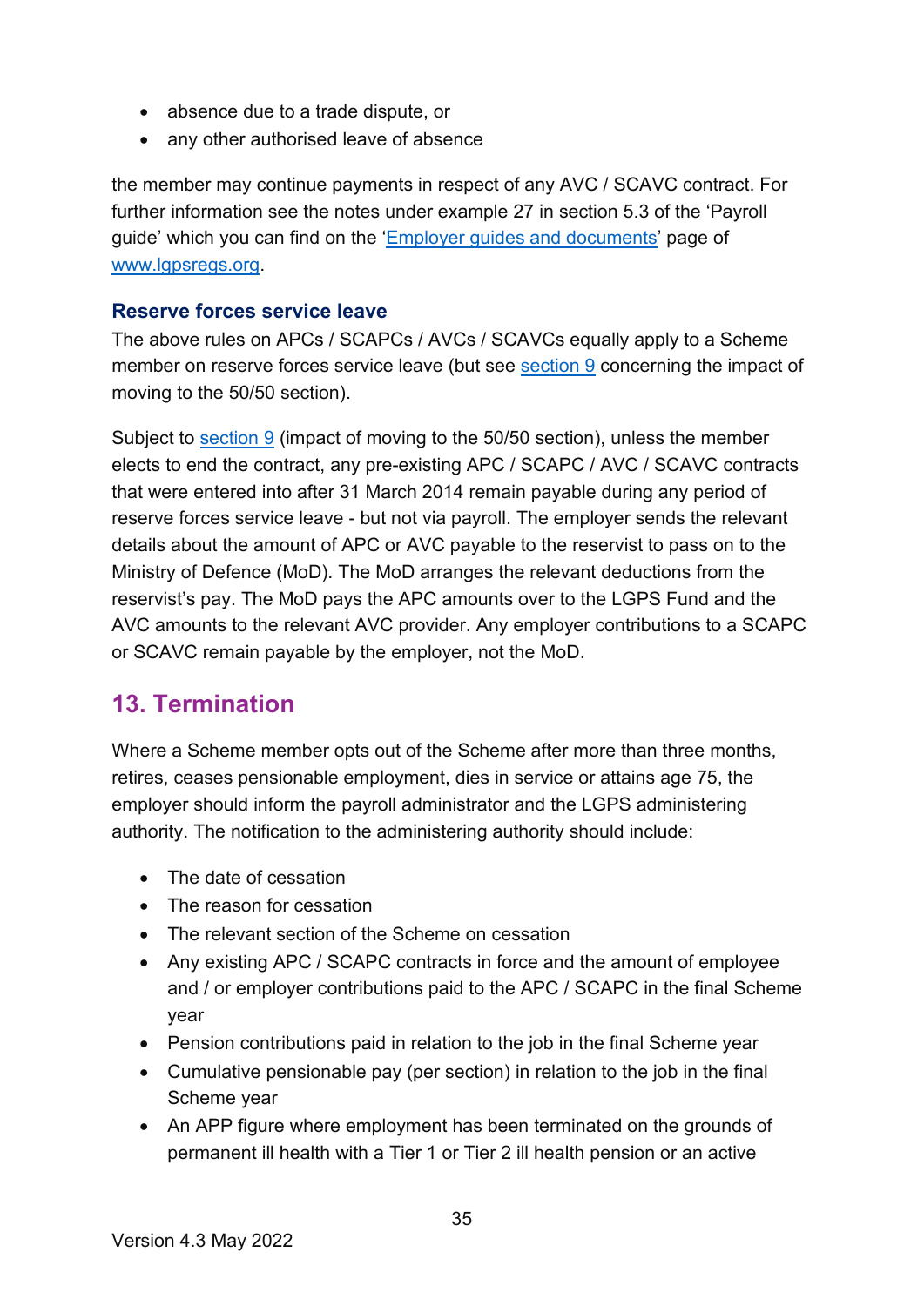- absence due to a trade dispute, or
- any other authorised leave of absence

the member may continue payments in respect of any AVC / SCAVC contract. For further information see the notes under example 27 in section 5.3 of the 'Payroll guide' which you can find on the '[Employer guides and documents](#)' page of [www.lgpsregs.org](http://www.lgpsregs.org).

### Reserve forces service leave

The above rules on APCs / SCAPCs / AVCs / SCAVCs equally apply to a Scheme member on reserve forces service leave (but see [section 9](#) concerning the impact of moving to the 50/50 section).

Subject to [section 9](#) (impact of moving to the 50/50 section), unless the member elects to end the contract, any pre-existing APC / SCAPC / AVC / SCAVC contracts that were entered into after 31 March 2014 remain payable during any period of reserve forces service leave - but not via payroll. The employer sends the relevant details about the amount of APC or AVC payable to the reservist to pass on to the Ministry of Defence (MoD). The MoD arranges the relevant deductions from the reservist's pay. The MoD pays the APC amounts over to the LGPS Fund and the AVC amounts to the relevant AVC provider. Any employer contributions to a SCAPC or SCAVC remain payable by the employer, not the MoD.

## 13. Termination

Where a Scheme member opts out of the Scheme after more than three months, retires, ceases pensionable employment, dies in service or attains age 75, the employer should inform the payroll administrator and the LGPS administering authority. The notification to the administering authority should include:

- The date of cessation
- The reason for cessation
- The relevant section of the Scheme on cessation
- Any existing APC / SCAPC contracts in force and the amount of employee and / or employer contributions paid to the APC / SCAPC in the final Scheme year
- Pension contributions paid in relation to the job in the final Scheme year
- Cumulative pensionable pay (per section) in relation to the job in the final Scheme year
- An APP figure where employment has been terminated on the grounds of permanent ill health with a Tier 1 or Tier 2 ill health pension or an active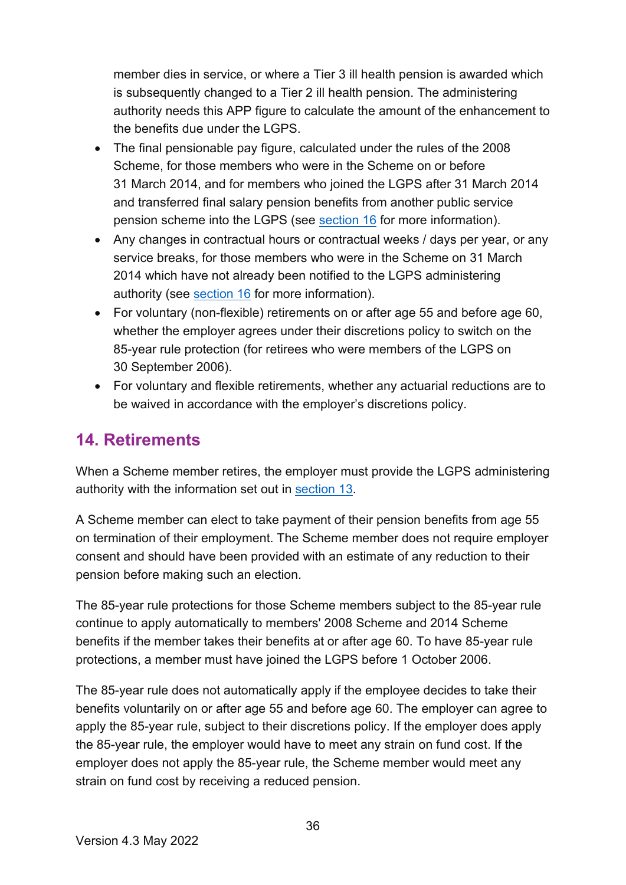member dies in service, or where a Tier 3 ill health pension is awarded which is subsequently changed to a Tier 2 ill health pension. The administering authority needs this APP figure to calculate the amount of the enhancement to the benefits due under the LGPS.

- The final pensionable pay figure, calculated under the rules of the 2008 Scheme, for those members who were in the Scheme on or before 31 March 2014, and for members who joined the LGPS after 31 March 2014 and transferred final salary pension benefits from another public service pension scheme into the LGPS (see section 16 for more information).
- Any changes in contractual hours or contractual weeks / days per year, or any service breaks, for those members who were in the Scheme on 31 March 2014 which have not already been notified to the LGPS administering authority (see section 16 for more information).
- For voluntary (non-flexible) retirements on or after age 55 and before age 60, whether the employer agrees under their discretions policy to switch on the 85-year rule protection (for retirees who were members of the LGPS on 30 September 2006).
- For voluntary and flexible retirements, whether any actuarial reductions are to be waived in accordance with the employer's discretions policy.

## 14. Retirements

When a Scheme member retires, the employer must provide the LGPS administering authority with the information set out in section 13.

A Scheme member can elect to take payment of their pension benefits from age 55 on termination of their employment. The Scheme member does not require employer consent and should have been provided with an estimate of any reduction to their pension before making such an election.

The 85-year rule protections for those Scheme members subject to the 85-year rule continue to apply automatically to members' 2008 Scheme and 2014 Scheme benefits if the member takes their benefits at or after age 60. To have 85-year rule protections, a member must have joined the LGPS before 1 October 2006.

The 85-year rule does not automatically apply if the employee decides to take their benefits voluntarily on or after age 55 and before age 60. The employer can agree to apply the 85-year rule, subject to their discretions policy. If the employer does apply the 85-year rule, the employer would have to meet any strain on fund cost. If the employer does not apply the 85-year rule, the Scheme member would meet any strain on fund cost by receiving a reduced pension.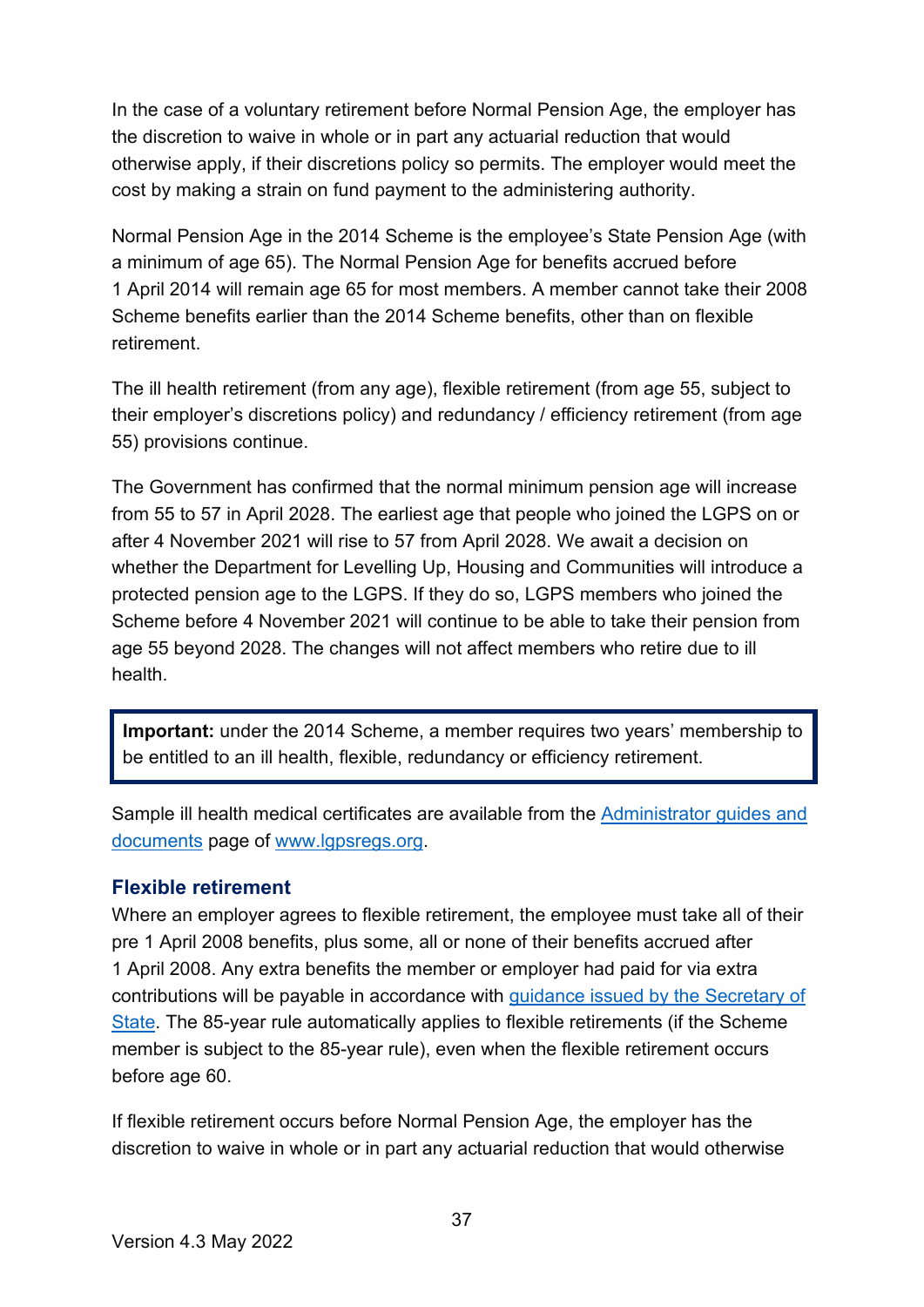In the case of a voluntary retirement before Normal Pension Age, the employer has the discretion to waive in whole or in part any actuarial reduction that would otherwise apply, if their discretions policy so permits. The employer would meet the cost by making a strain on fund payment to the administering authority.

Normal Pension Age in the 2014 Scheme is the employee's State Pension Age (with a minimum of age 65). The Normal Pension Age for benefits accrued before 1 April 2014 will remain age 65 for most members. A member cannot take their 2008 Scheme benefits earlier than the 2014 Scheme benefits, other than on flexible retirement.

The ill health retirement (from any age), flexible retirement (from age 55, subject to their employer's discretions policy) and redundancy / efficiency retirement (from age 55) provisions continue.

The Government has confirmed that the normal minimum pension age will increase from 55 to 57 in April 2028. The earliest age that people who joined the LGPS on or after 4 November 2021 will rise to 57 from April 2028. We await a decision on whether the Department for Levelling Up, Housing and Communities will introduce a protected pension age to the LGPS. If they do so, LGPS members who joined the Scheme before 4 November 2021 will continue to be able to take their pension from age 55 beyond 2028. The changes will not affect members who retire due to ill health.

> **Important:** under the 2014 Scheme, a member requires two years' membership to be entitled to an ill health, flexible, redundancy or efficiency retirement.

Sample ill health medical certificates are available from the [Administrator guides and documents](#) page of [www.lgpsregs.org](http://www.lgpsregs.org).

### Flexible retirement

Where an employer agrees to flexible retirement, the employee must take all of their pre 1 April 2008 benefits, plus some, all or none of their benefits accrued after 1 April 2008. Any extra benefits the member or employer had paid for via extra contributions will be payable in accordance with [guidance issued by the Secretary of State](#). The 85-year rule automatically applies to flexible retirements (if the Scheme member is subject to the 85-year rule), even when the flexible retirement occurs before age 60.

If flexible retirement occurs before Normal Pension Age, the employer has the discretion to waive in whole or in part any actuarial reduction that would otherwise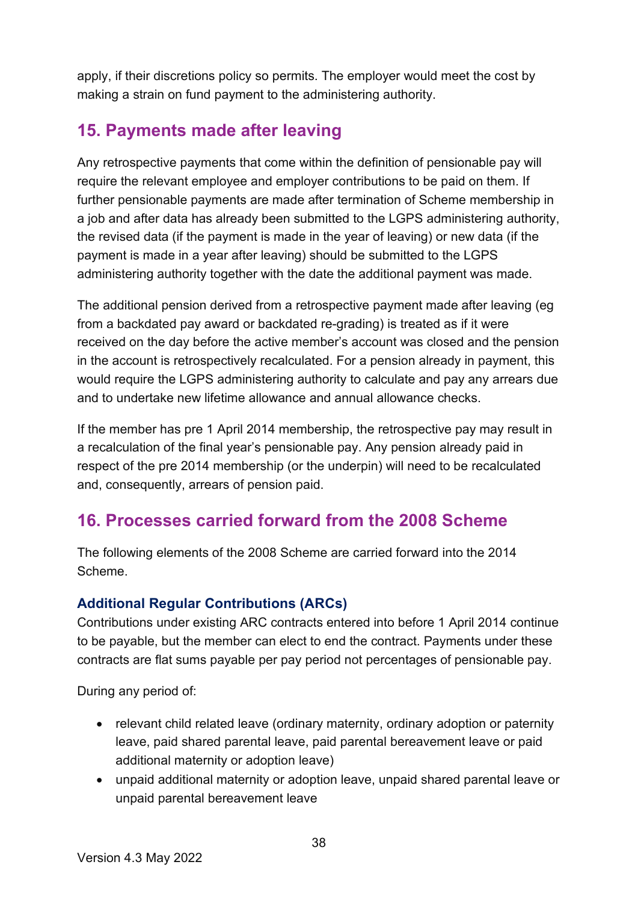apply, if their discretions policy so permits. The employer would meet the cost by making a strain on fund payment to the administering authority.

## 15. Payments made after leaving

Any retrospective payments that come within the definition of pensionable pay will require the relevant employee and employer contributions to be paid on them. If further pensionable payments are made after termination of Scheme membership in a job and after data has already been submitted to the LGPS administering authority, the revised data (if the payment is made in the year of leaving) or new data (if the payment is made in a year after leaving) should be submitted to the LGPS administering authority together with the date the additional payment was made.

The additional pension derived from a retrospective payment made after leaving (eg from a backdated pay award or backdated re-grading) is treated as if it were received on the day before the active member's account was closed and the pension in the account is retrospectively recalculated. For a pension already in payment, this would require the LGPS administering authority to calculate and pay any arrears due and to undertake new lifetime allowance and annual allowance checks.

If the member has pre 1 April 2014 membership, the retrospective pay may result in a recalculation of the final year's pensionable pay. Any pension already paid in respect of the pre 2014 membership (or the underpin) will need to be recalculated and, consequently, arrears of pension paid.

## 16. Processes carried forward from the 2008 Scheme

The following elements of the 2008 Scheme are carried forward into the 2014 Scheme.

### Additional Regular Contributions (ARCs)

Contributions under existing ARC contracts entered into before 1 April 2014 continue to be payable, but the member can elect to end the contract. Payments under these contracts are flat sums payable per pay period not percentages of pensionable pay.

During any period of:

- relevant child related leave (ordinary maternity, ordinary adoption or paternity leave, paid shared parental leave, paid parental bereavement leave or paid additional maternity or adoption leave)
- unpaid additional maternity or adoption leave, unpaid shared parental leave or unpaid parental bereavement leave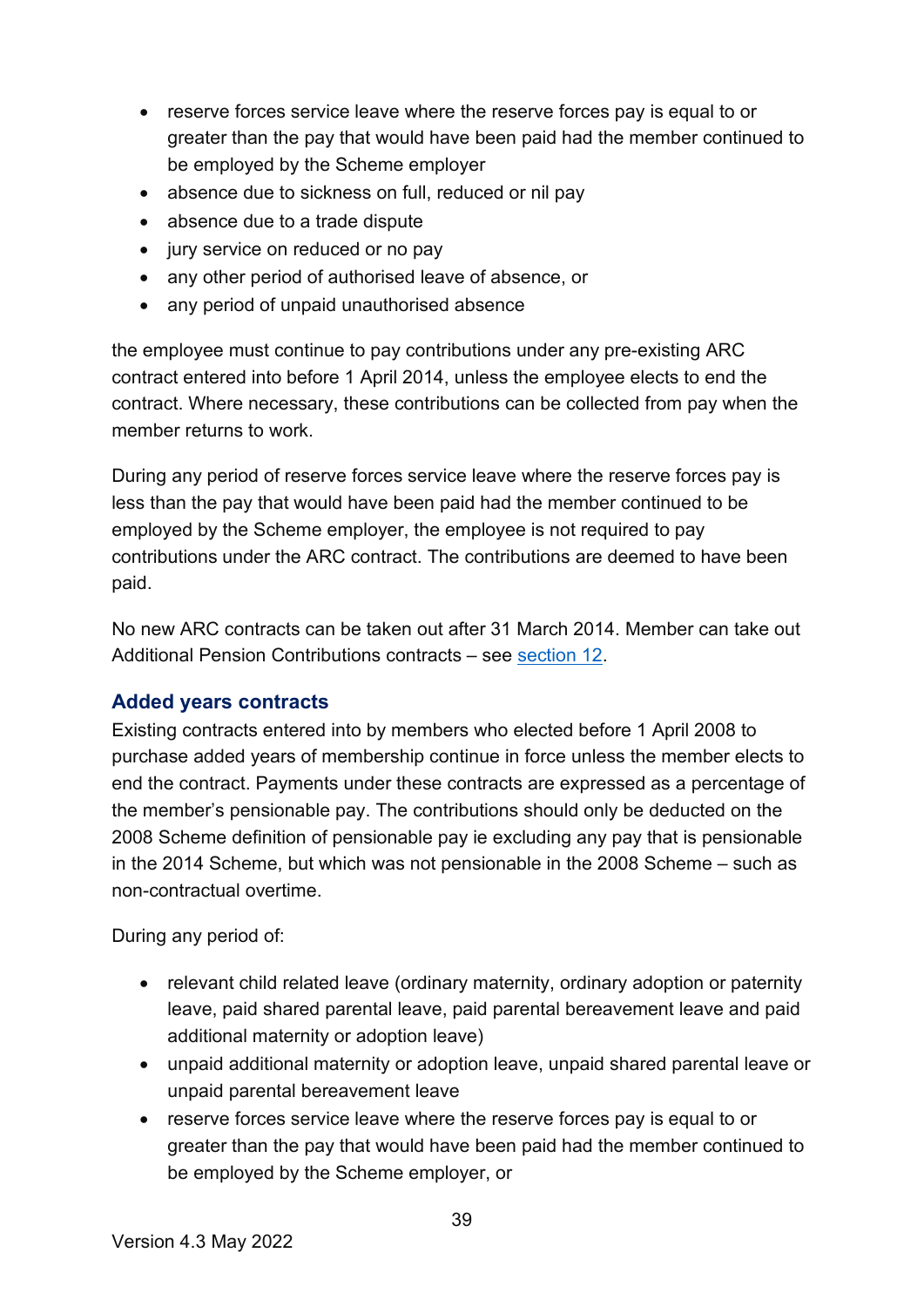- reserve forces service leave where the reserve forces pay is equal to or greater than the pay that would have been paid had the member continued to be employed by the Scheme employer
- absence due to sickness on full, reduced or nil pay
- absence due to a trade dispute
- jury service on reduced or no pay
- any other period of authorised leave of absence, or
- any period of unpaid unauthorised absence

the employee must continue to pay contributions under any pre-existing ARC contract entered into before 1 April 2014, unless the employee elects to end the contract. Where necessary, these contributions can be collected from pay when the member returns to work.

During any period of reserve forces service leave where the reserve forces pay is less than the pay that would have been paid had the member continued to be employed by the Scheme employer, the employee is not required to pay contributions under the ARC contract. The contributions are deemed to have been paid.

No new ARC contracts can be taken out after 31 March 2014. Member can take out Additional Pension Contributions contracts – see section 12.

### Added years contracts

Existing contracts entered into by members who elected before 1 April 2008 to purchase added years of membership continue in force unless the member elects to end the contract. Payments under these contracts are expressed as a percentage of the member's pensionable pay. The contributions should only be deducted on the 2008 Scheme definition of pensionable pay ie excluding any pay that is pensionable in the 2014 Scheme, but which was not pensionable in the 2008 Scheme – such as non-contractual overtime.

During any period of:

- relevant child related leave (ordinary maternity, ordinary adoption or paternity leave, paid shared parental leave, paid parental bereavement leave and paid additional maternity or adoption leave)
- unpaid additional maternity or adoption leave, unpaid shared parental leave or unpaid parental bereavement leave
- reserve forces service leave where the reserve forces pay is equal to or greater than the pay that would have been paid had the member continued to be employed by the Scheme employer, or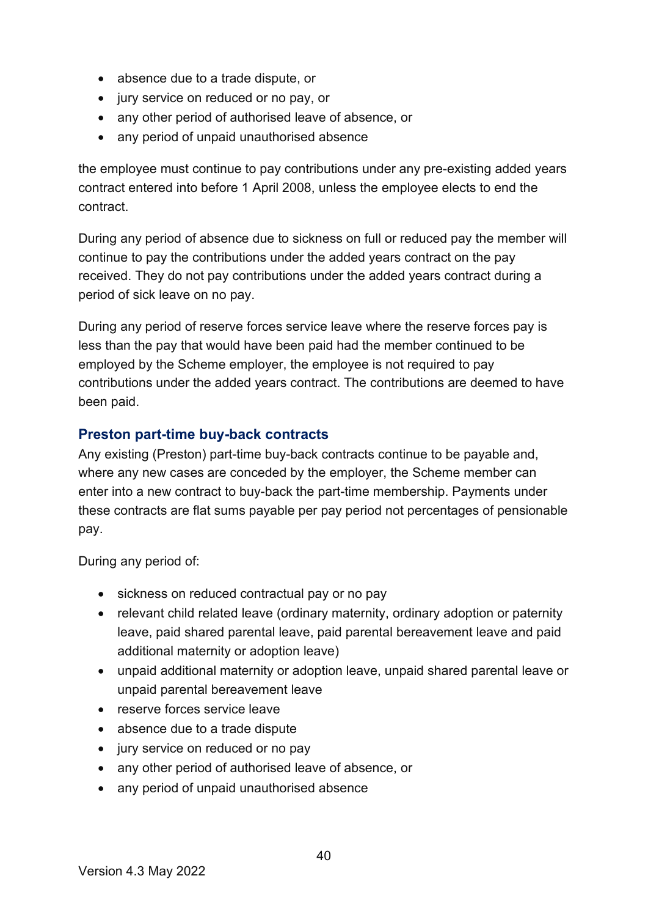- absence due to a trade dispute, or
- jury service on reduced or no pay, or
- any other period of authorised leave of absence, or
- any period of unpaid unauthorised absence

the employee must continue to pay contributions under any pre-existing added years contract entered into before 1 April 2008, unless the employee elects to end the contract.

During any period of absence due to sickness on full or reduced pay the member will continue to pay the contributions under the added years contract on the pay received. They do not pay contributions under the added years contract during a period of sick leave on no pay.

During any period of reserve forces service leave where the reserve forces pay is less than the pay that would have been paid had the member continued to be employed by the Scheme employer, the employee is not required to pay contributions under the added years contract. The contributions are deemed to have been paid.

### Preston part-time buy-back contracts

Any existing (Preston) part-time buy-back contracts continue to be payable and, where any new cases are conceded by the employer, the Scheme member can enter into a new contract to buy-back the part-time membership. Payments under these contracts are flat sums payable per pay period not percentages of pensionable pay.

During any period of:

- sickness on reduced contractual pay or no pay
- relevant child related leave (ordinary maternity, ordinary adoption or paternity leave, paid shared parental leave, paid parental bereavement leave and paid additional maternity or adoption leave)
- unpaid additional maternity or adoption leave, unpaid shared parental leave or unpaid parental bereavement leave
- reserve forces service leave
- absence due to a trade dispute
- jury service on reduced or no pay
- any other period of authorised leave of absence, or
- any period of unpaid unauthorised absence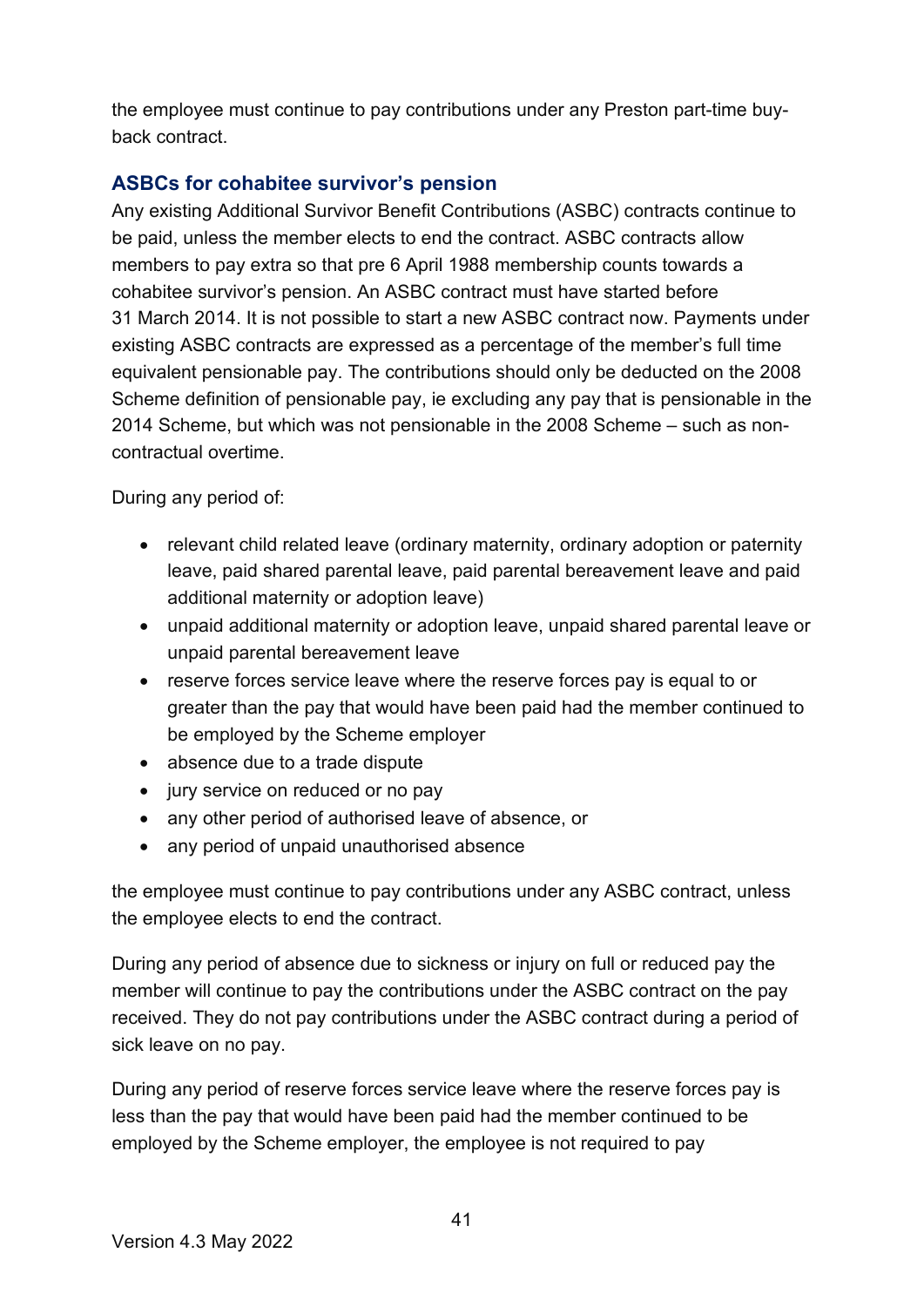the employee must continue to pay contributions under any Preston part-time buy-back contract.

### ASBCs for cohabitee survivor's pension

Any existing Additional Survivor Benefit Contributions (ASBC) contracts continue to be paid, unless the member elects to end the contract. ASBC contracts allow members to pay extra so that pre 6 April 1988 membership counts towards a cohabitee survivor's pension. An ASBC contract must have started before 31 March 2014. It is not possible to start a new ASBC contract now. Payments under existing ASBC contracts are expressed as a percentage of the member's full time equivalent pensionable pay. The contributions should only be deducted on the 2008 Scheme definition of pensionable pay, ie excluding any pay that is pensionable in the 2014 Scheme, but which was not pensionable in the 2008 Scheme – such as non-contractual overtime.

During any period of:

- relevant child related leave (ordinary maternity, ordinary adoption or paternity leave, paid shared parental leave, paid parental bereavement leave and paid additional maternity or adoption leave)
- unpaid additional maternity or adoption leave, unpaid shared parental leave or unpaid parental bereavement leave
- reserve forces service leave where the reserve forces pay is equal to or greater than the pay that would have been paid had the member continued to be employed by the Scheme employer
- absence due to a trade dispute
- jury service on reduced or no pay
- any other period of authorised leave of absence, or
- any period of unpaid unauthorised absence

the employee must continue to pay contributions under any ASBC contract, unless the employee elects to end the contract.

During any period of absence due to sickness or injury on full or reduced pay the member will continue to pay the contributions under the ASBC contract on the pay received. They do not pay contributions under the ASBC contract during a period of sick leave on no pay.

During any period of reserve forces service leave where the reserve forces pay is less than the pay that would have been paid had the member continued to be employed by the Scheme employer, the employee is not required to pay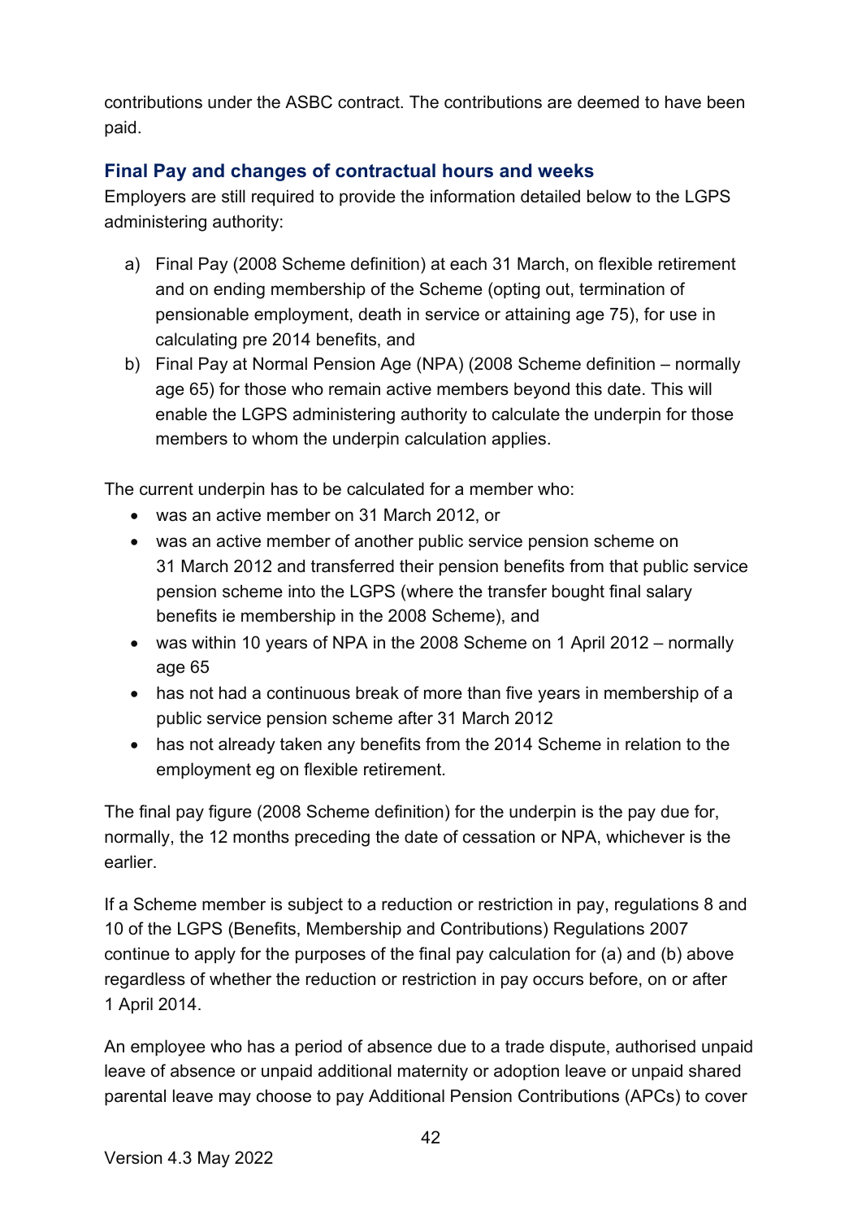contributions under the ASBC contract. The contributions are deemed to have been paid.

### Final Pay and changes of contractual hours and weeks

Employers are still required to provide the information detailed below to the LGPS administering authority:

a) Final Pay (2008 Scheme definition) at each 31 March, on flexible retirement and on ending membership of the Scheme (opting out, termination of pensionable employment, death in service or attaining age 75), for use in calculating pre 2014 benefits, and
b) Final Pay at Normal Pension Age (NPA) (2008 Scheme definition – normally age 65) for those who remain active members beyond this date. This will enable the LGPS administering authority to calculate the underpin for those members to whom the underpin calculation applies.

The current underpin has to be calculated for a member who:

- was an active member on 31 March 2012, or
- was an active member of another public service pension scheme on 31 March 2012 and transferred their pension benefits from that public service pension scheme into the LGPS (where the transfer bought final salary benefits ie membership in the 2008 Scheme), and
- was within 10 years of NPA in the 2008 Scheme on 1 April 2012 – normally age 65
- has not had a continuous break of more than five years in membership of a public service pension scheme after 31 March 2012
- has not already taken any benefits from the 2014 Scheme in relation to the employment eg on flexible retirement.

The final pay figure (2008 Scheme definition) for the underpin is the pay due for, normally, the 12 months preceding the date of cessation or NPA, whichever is the earlier.

If a Scheme member is subject to a reduction or restriction in pay, regulations 8 and 10 of the LGPS (Benefits, Membership and Contributions) Regulations 2007 continue to apply for the purposes of the final pay calculation for (a) and (b) above regardless of whether the reduction or restriction in pay occurs before, on or after 1 April 2014.

An employee who has a period of absence due to a trade dispute, authorised unpaid leave of absence or unpaid additional maternity or adoption leave or unpaid shared parental leave may choose to pay Additional Pension Contributions (APCs) to cover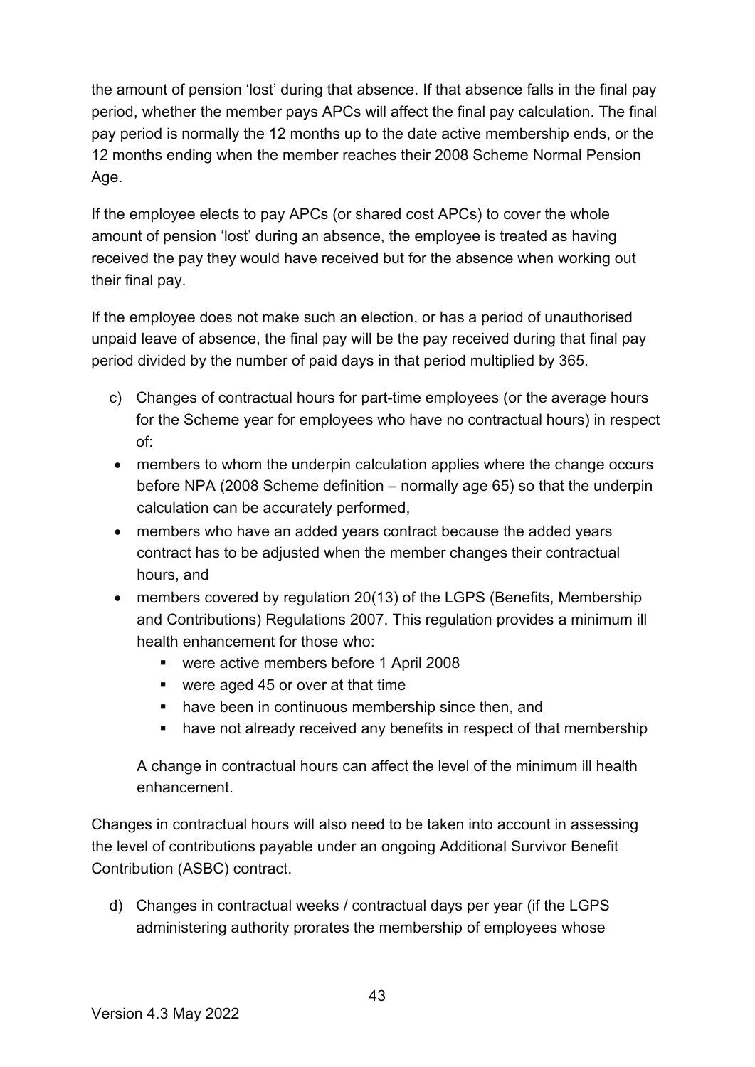the amount of pension 'lost' during that absence. If that absence falls in the final pay period, whether the member pays APCs will affect the final pay calculation. The final pay period is normally the 12 months up to the date active membership ends, or the 12 months ending when the member reaches their 2008 Scheme Normal Pension Age.

If the employee elects to pay APCs (or shared cost APCs) to cover the whole amount of pension 'lost' during an absence, the employee is treated as having received the pay they would have received but for the absence when working out their final pay.

If the employee does not make such an election, or has a period of unauthorised unpaid leave of absence, the final pay will be the pay received during that final pay period divided by the number of paid days in that period multiplied by 365.

c) Changes of contractual hours for part-time employees (or the average hours for the Scheme year for employees who have no contractual hours) in respect of:

- members to whom the underpin calculation applies where the change occurs before NPA (2008 Scheme definition – normally age 65) so that the underpin calculation can be accurately performed,
- members who have an added years contract because the added years contract has to be adjusted when the member changes their contractual hours, and
- members covered by regulation 20(13) of the LGPS (Benefits, Membership and Contributions) Regulations 2007. This regulation provides a minimum ill health enhancement for those who:
  - were active members before 1 April 2008
  - were aged 45 or over at that time
  - have been in continuous membership since then, and
  - have not already received any benefits in respect of that membership

  A change in contractual hours can affect the level of the minimum ill health enhancement.

Changes in contractual hours will also need to be taken into account in assessing the level of contributions payable under an ongoing Additional Survivor Benefit Contribution (ASBC) contract.

d) Changes in contractual weeks / contractual days per year (if the LGPS administering authority prorates the membership of employees whose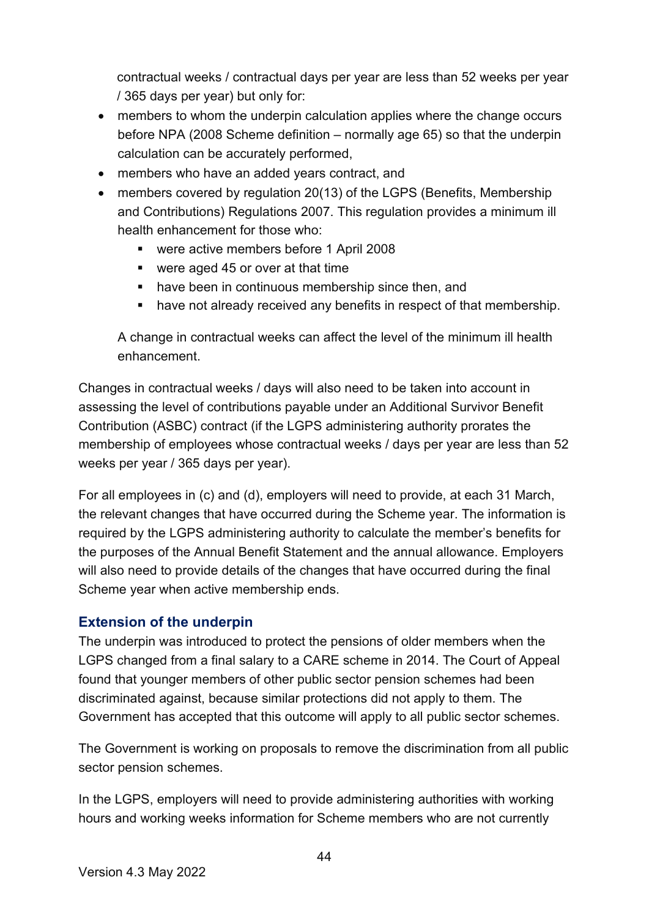contractual weeks / contractual days per year are less than 52 weeks per year / 365 days per year) but only for:

- members to whom the underpin calculation applies where the change occurs before NPA (2008 Scheme definition – normally age 65) so that the underpin calculation can be accurately performed,
- members who have an added years contract, and
- members covered by regulation 20(13) of the LGPS (Benefits, Membership and Contributions) Regulations 2007. This regulation provides a minimum ill health enhancement for those who:
    - were active members before 1 April 2008
    - were aged 45 or over at that time
    - have been in continuous membership since then, and
    - have not already received any benefits in respect of that membership.

  A change in contractual weeks can affect the level of the minimum ill health enhancement.

Changes in contractual weeks / days will also need to be taken into account in assessing the level of contributions payable under an Additional Survivor Benefit Contribution (ASBC) contract (if the LGPS administering authority prorates the membership of employees whose contractual weeks / days per year are less than 52 weeks per year / 365 days per year).

For all employees in (c) and (d), employers will need to provide, at each 31 March, the relevant changes that have occurred during the Scheme year. The information is required by the LGPS administering authority to calculate the member's benefits for the purposes of the Annual Benefit Statement and the annual allowance. Employers will also need to provide details of the changes that have occurred during the final Scheme year when active membership ends.

### Extension of the underpin

The underpin was introduced to protect the pensions of older members when the LGPS changed from a final salary to a CARE scheme in 2014. The Court of Appeal found that younger members of other public sector pension schemes had been discriminated against, because similar protections did not apply to them. The Government has accepted that this outcome will apply to all public sector schemes.

The Government is working on proposals to remove the discrimination from all public sector pension schemes.

In the LGPS, employers will need to provide administering authorities with working hours and working weeks information for Scheme members who are not currently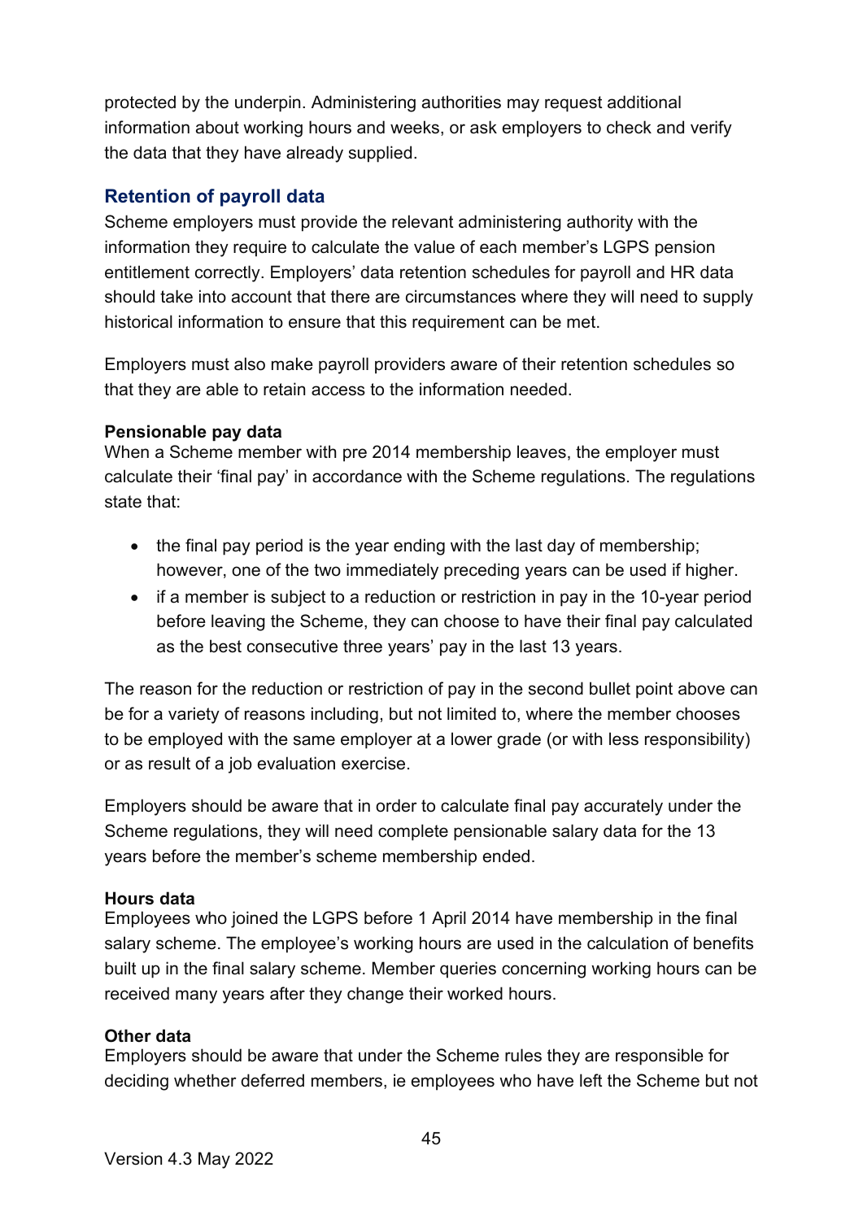protected by the underpin. Administering authorities may request additional information about working hours and weeks, or ask employers to check and verify the data that they have already supplied.

## Retention of payroll data

Scheme employers must provide the relevant administering authority with the information they require to calculate the value of each member's LGPS pension entitlement correctly. Employers' data retention schedules for payroll and HR data should take into account that there are circumstances where they will need to supply historical information to ensure that this requirement can be met.

Employers must also make payroll providers aware of their retention schedules so that they are able to retain access to the information needed.

**Pensionable pay data**

When a Scheme member with pre 2014 membership leaves, the employer must calculate their 'final pay' in accordance with the Scheme regulations. The regulations state that:

- the final pay period is the year ending with the last day of membership; however, one of the two immediately preceding years can be used if higher.
- if a member is subject to a reduction or restriction in pay in the 10-year period before leaving the Scheme, they can choose to have their final pay calculated as the best consecutive three years' pay in the last 13 years.

The reason for the reduction or restriction of pay in the second bullet point above can be for a variety of reasons including, but not limited to, where the member chooses to be employed with the same employer at a lower grade (or with less responsibility) or as result of a job evaluation exercise.

Employers should be aware that in order to calculate final pay accurately under the Scheme regulations, they will need complete pensionable salary data for the 13 years before the member's scheme membership ended.

**Hours data**

Employees who joined the LGPS before 1 April 2014 have membership in the final salary scheme. The employee's working hours are used in the calculation of benefits built up in the final salary scheme. Member queries concerning working hours can be received many years after they change their worked hours.

**Other data**

Employers should be aware that under the Scheme rules they are responsible for deciding whether deferred members, ie employees who have left the Scheme but not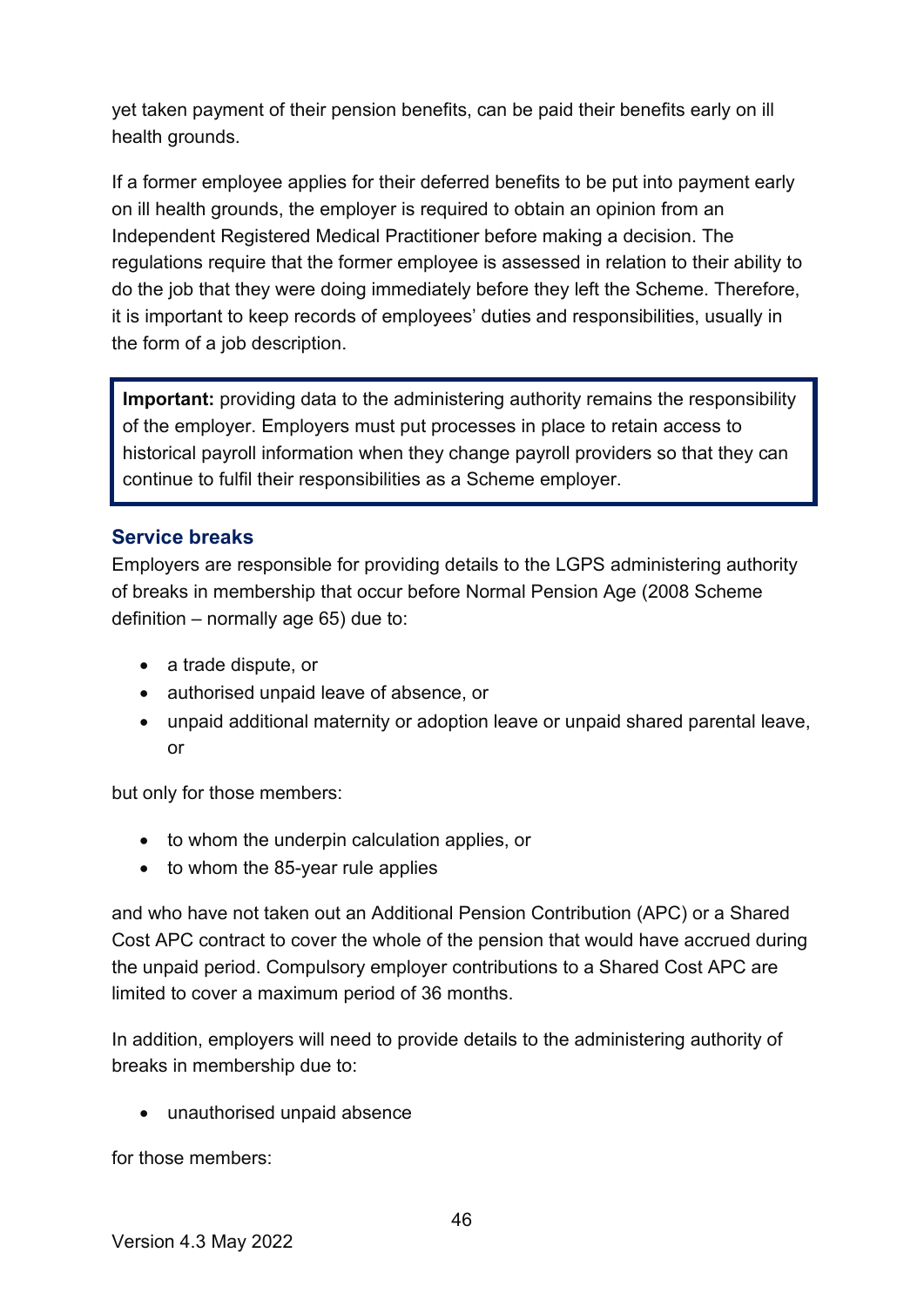yet taken payment of their pension benefits, can be paid their benefits early on ill health grounds.

If a former employee applies for their deferred benefits to be put into payment early on ill health grounds, the employer is required to obtain an opinion from an Independent Registered Medical Practitioner before making a decision. The regulations require that the former employee is assessed in relation to their ability to do the job that they were doing immediately before they left the Scheme. Therefore, it is important to keep records of employees' duties and responsibilities, usually in the form of a job description.

> **Important:** providing data to the administering authority remains the responsibility of the employer. Employers must put processes in place to retain access to historical payroll information when they change payroll providers so that they can continue to fulfil their responsibilities as a Scheme employer.

### Service breaks

Employers are responsible for providing details to the LGPS administering authority of breaks in membership that occur before Normal Pension Age (2008 Scheme definition – normally age 65) due to:

- a trade dispute, or
- authorised unpaid leave of absence, or
- unpaid additional maternity or adoption leave or unpaid shared parental leave, or

but only for those members:

- to whom the underpin calculation applies, or
- to whom the 85-year rule applies

and who have not taken out an Additional Pension Contribution (APC) or a Shared Cost APC contract to cover the whole of the pension that would have accrued during the unpaid period. Compulsory employer contributions to a Shared Cost APC are limited to cover a maximum period of 36 months.

In addition, employers will need to provide details to the administering authority of breaks in membership due to:

- unauthorised unpaid absence

for those members: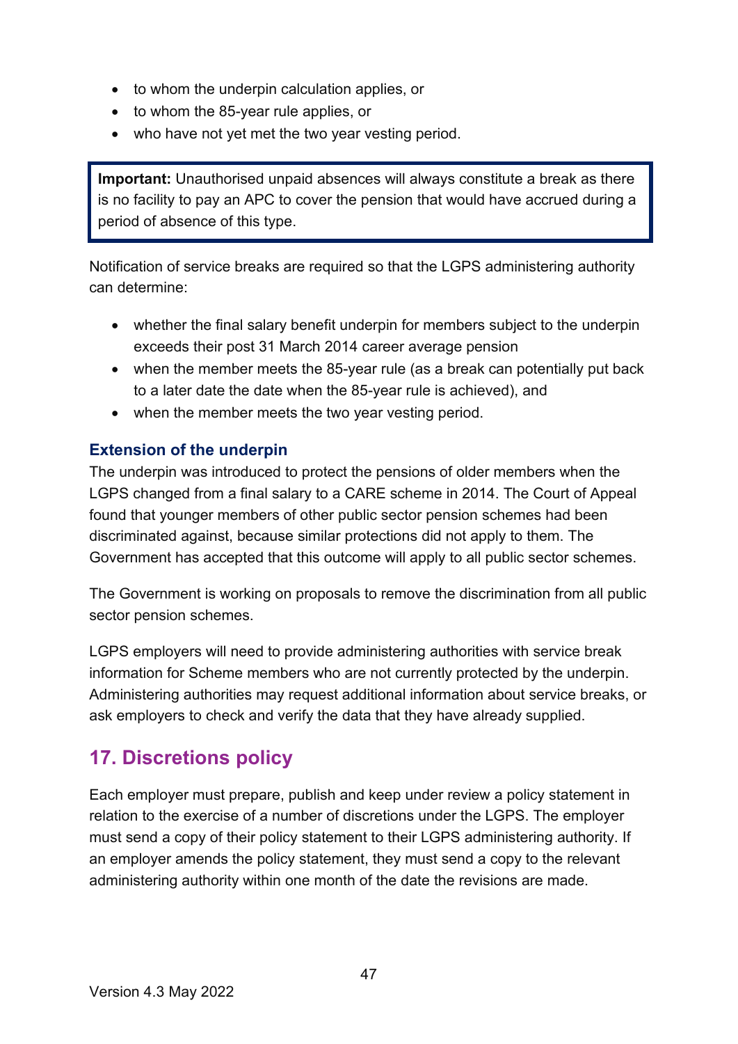- to whom the underpin calculation applies, or
- to whom the 85-year rule applies, or
- who have not yet met the two year vesting period.

> **Important:** Unauthorised unpaid absences will always constitute a break as there is no facility to pay an APC to cover the pension that would have accrued during a period of absence of this type.

Notification of service breaks are required so that the LGPS administering authority can determine:

- whether the final salary benefit underpin for members subject to the underpin exceeds their post 31 March 2014 career average pension
- when the member meets the 85-year rule (as a break can potentially put back to a later date the date when the 85-year rule is achieved), and
- when the member meets the two year vesting period.

### Extension of the underpin

The underpin was introduced to protect the pensions of older members when the LGPS changed from a final salary to a CARE scheme in 2014. The Court of Appeal found that younger members of other public sector pension schemes had been discriminated against, because similar protections did not apply to them. The Government has accepted that this outcome will apply to all public sector schemes.

The Government is working on proposals to remove the discrimination from all public sector pension schemes.

LGPS employers will need to provide administering authorities with service break information for Scheme members who are not currently protected by the underpin. Administering authorities may request additional information about service breaks, or ask employers to check and verify the data that they have already supplied.

## 17. Discretions policy

Each employer must prepare, publish and keep under review a policy statement in relation to the exercise of a number of discretions under the LGPS. The employer must send a copy of their policy statement to their LGPS administering authority. If an employer amends the policy statement, they must send a copy to the relevant administering authority within one month of the date the revisions are made.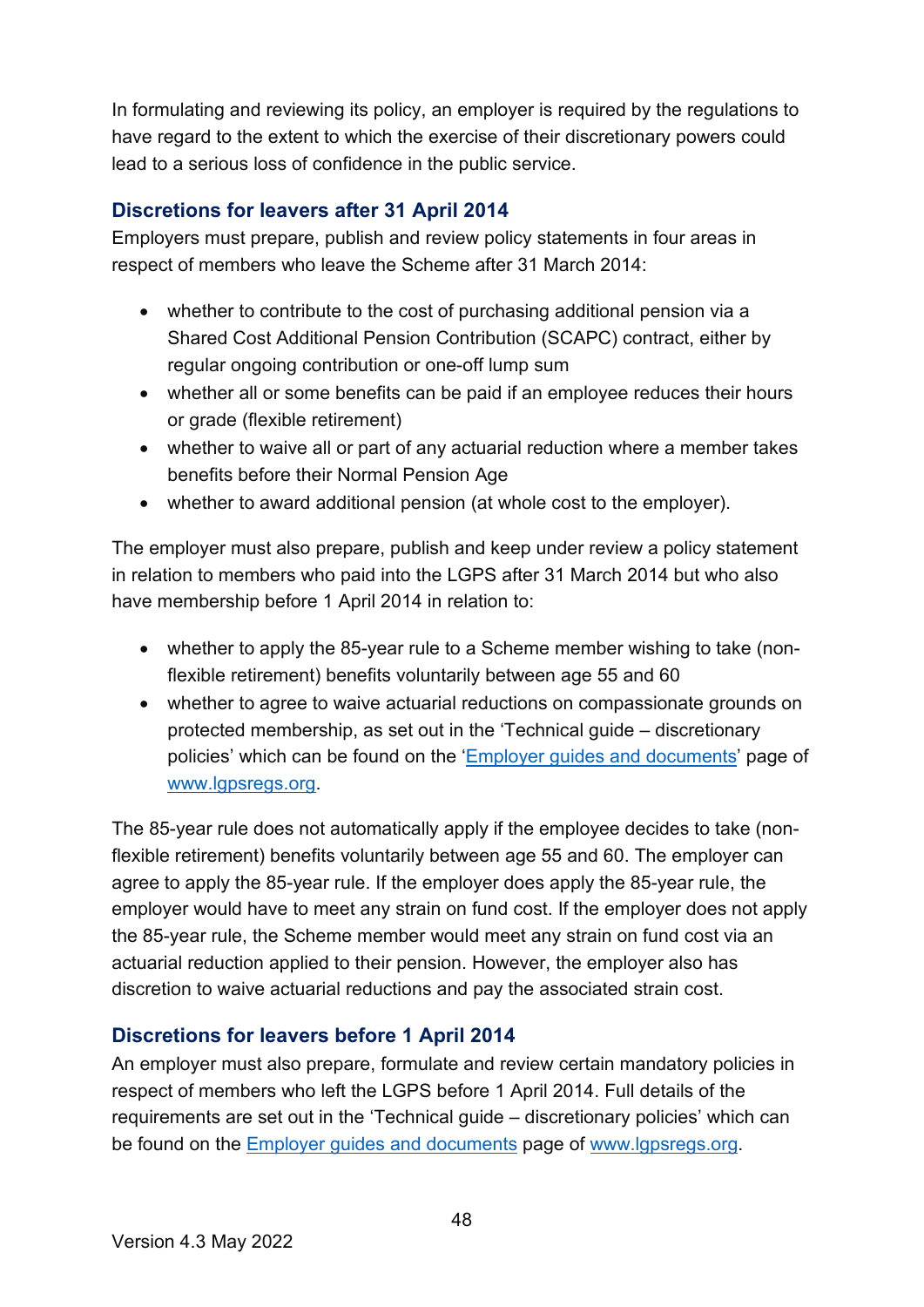In formulating and reviewing its policy, an employer is required by the regulations to have regard to the extent to which the exercise of their discretionary powers could lead to a serious loss of confidence in the public service.

### Discretions for leavers after 31 April 2014

Employers must prepare, publish and review policy statements in four areas in respect of members who leave the Scheme after 31 March 2014:

- whether to contribute to the cost of purchasing additional pension via a Shared Cost Additional Pension Contribution (SCAPC) contract, either by regular ongoing contribution or one-off lump sum
- whether all or some benefits can be paid if an employee reduces their hours or grade (flexible retirement)
- whether to waive all or part of any actuarial reduction where a member takes benefits before their Normal Pension Age
- whether to award additional pension (at whole cost to the employer).

The employer must also prepare, publish and keep under review a policy statement in relation to members who paid into the LGPS after 31 March 2014 but who also have membership before 1 April 2014 in relation to:

- whether to apply the 85-year rule to a Scheme member wishing to take (non-flexible retirement) benefits voluntarily between age 55 and 60
- whether to agree to waive actuarial reductions on compassionate grounds on protected membership, as set out in the 'Technical guide – discretionary policies' which can be found on the '[Employer guides and documents](Employer guides and documents)' page of [www.lgpsregs.org](www.lgpsregs.org).

The 85-year rule does not automatically apply if the employee decides to take (non-flexible retirement) benefits voluntarily between age 55 and 60. The employer can agree to apply the 85-year rule. If the employer does apply the 85-year rule, the employer would have to meet any strain on fund cost. If the employer does not apply the 85-year rule, the Scheme member would meet any strain on fund cost via an actuarial reduction applied to their pension. However, the employer also has discretion to waive actuarial reductions and pay the associated strain cost.

### Discretions for leavers before 1 April 2014

An employer must also prepare, formulate and review certain mandatory policies in respect of members who left the LGPS before 1 April 2014. Full details of the requirements are set out in the 'Technical guide – discretionary policies' which can be found on the [Employer guides and documents](Employer guides and documents) page of [www.lgpsregs.org](www.lgpsregs.org).

Version 4.3 May 2022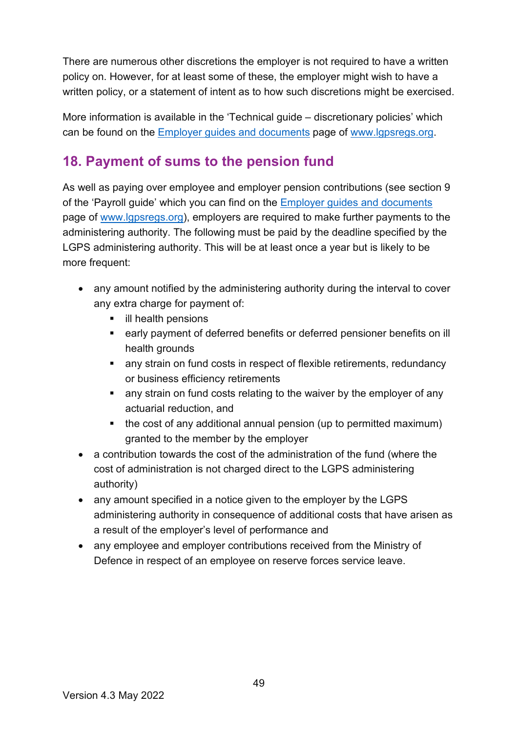There are numerous other discretions the employer is not required to have a written policy on. However, for at least some of these, the employer might wish to have a written policy, or a statement of intent as to how such discretions might be exercised.

More information is available in the 'Technical guide – discretionary policies' which can be found on the [Employer guides and documents](#) page of [www.lgpsregs.org](http://www.lgpsregs.org).

## 18. Payment of sums to the pension fund

As well as paying over employee and employer pension contributions (see section 9 of the 'Payroll guide' which you can find on the [Employer guides and documents](#) page of [www.lgpsregs.org](http://www.lgpsregs.org)), employers are required to make further payments to the administering authority. The following must be paid by the deadline specified by the LGPS administering authority. This will be at least once a year but is likely to be more frequent:

- any amount notified by the administering authority during the interval to cover any extra charge for payment of:
    - ill health pensions
    - early payment of deferred benefits or deferred pensioner benefits on ill health grounds
    - any strain on fund costs in respect of flexible retirements, redundancy or business efficiency retirements
    - any strain on fund costs relating to the waiver by the employer of any actuarial reduction, and
    - the cost of any additional annual pension (up to permitted maximum) granted to the member by the employer
- a contribution towards the cost of the administration of the fund (where the cost of administration is not charged direct to the LGPS administering authority)
- any amount specified in a notice given to the employer by the LGPS administering authority in consequence of additional costs that have arisen as a result of the employer's level of performance and
- any employee and employer contributions received from the Ministry of Defence in respect of an employee on reserve forces service leave.

Version 4.3 May 2022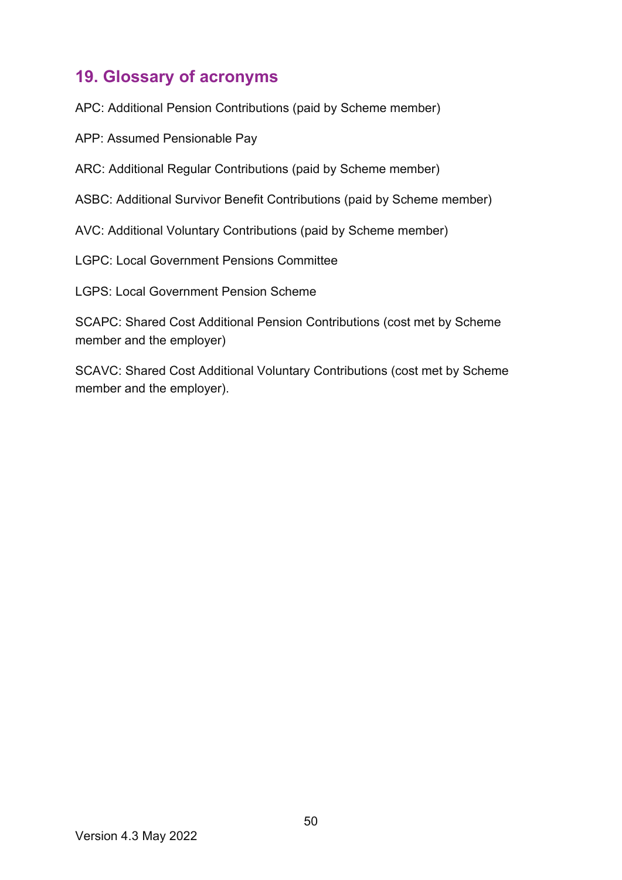## 19. Glossary of acronyms

APC: Additional Pension Contributions (paid by Scheme member)

APP: Assumed Pensionable Pay

ARC: Additional Regular Contributions (paid by Scheme member)

ASBC: Additional Survivor Benefit Contributions (paid by Scheme member)

AVC: Additional Voluntary Contributions (paid by Scheme member)

LGPC: Local Government Pensions Committee

LGPS: Local Government Pension Scheme

SCAPC: Shared Cost Additional Pension Contributions (cost met by Scheme member and the employer)

SCAVC: Shared Cost Additional Voluntary Contributions (cost met by Scheme member and the employer).